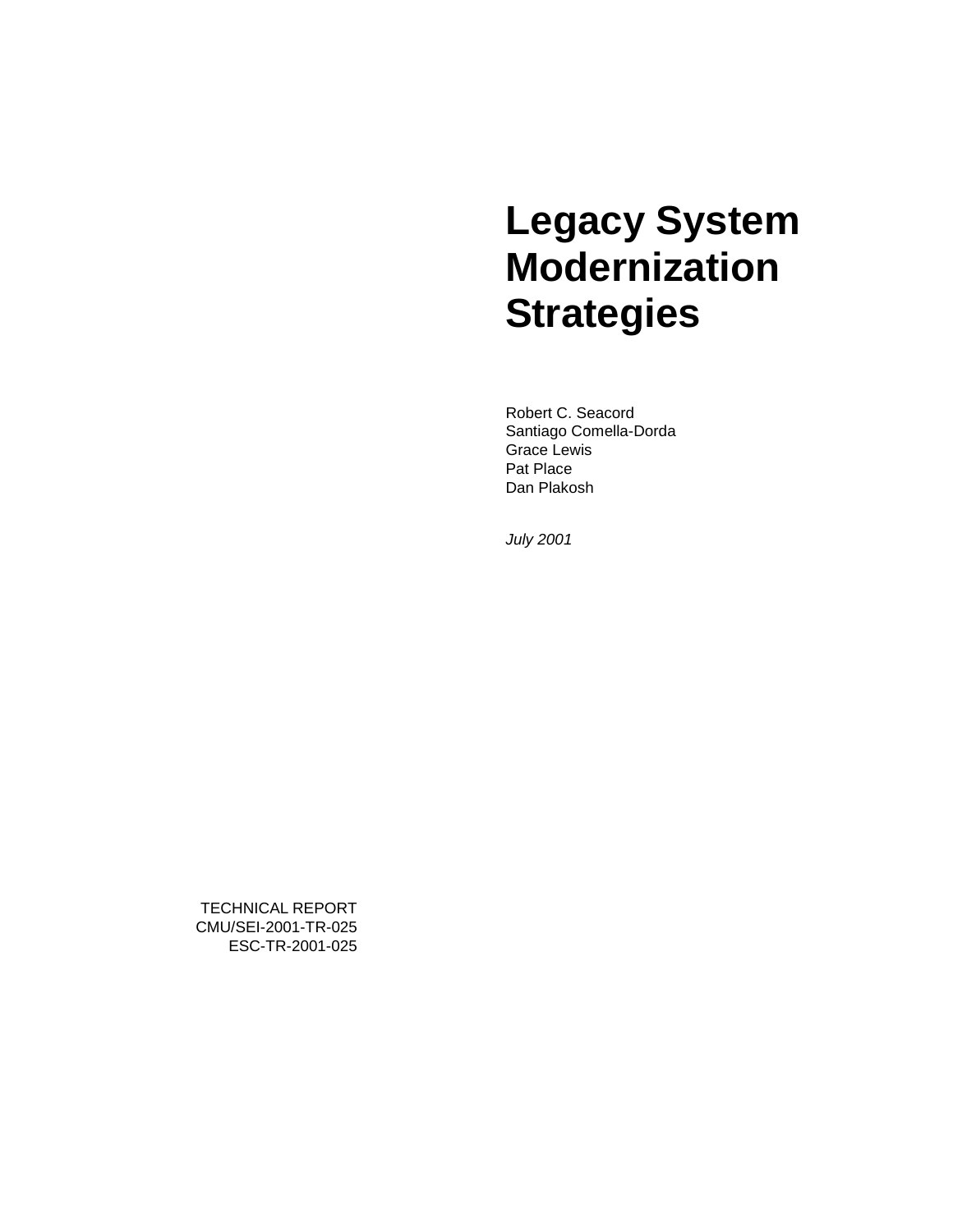# Legacy System Modernization Strategies

Robert C. Seacord
Santiago Comella-Dorda
Grace Lewis
Pat Place
Dan Plakosh

*July 2001*

TECHNICAL REPORT
CMU/SEI-2001-TR-025
ESC-TR-2001-025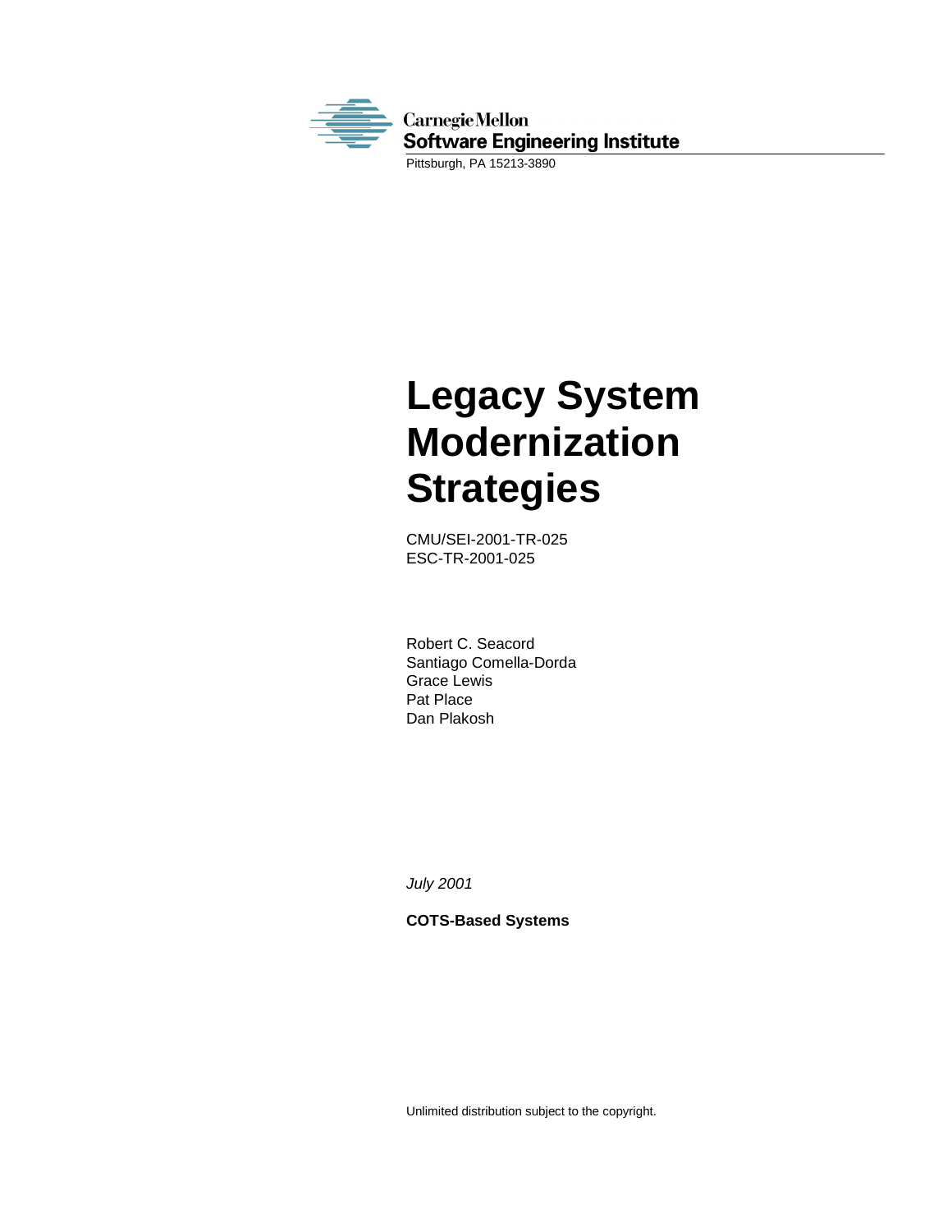Carnegie Mellon
Software Engineering Institute
Pittsburgh, PA 15213-3890

# Legacy System Modernization Strategies

CMU/SEI-2001-TR-025
ESC-TR-2001-025

Robert C. Seacord
Santiago Comella-Dorda
Grace Lewis
Pat Place
Dan Plakosh

*July 2001*

**COTS-Based Systems**

Unlimited distribution subject to the copyright.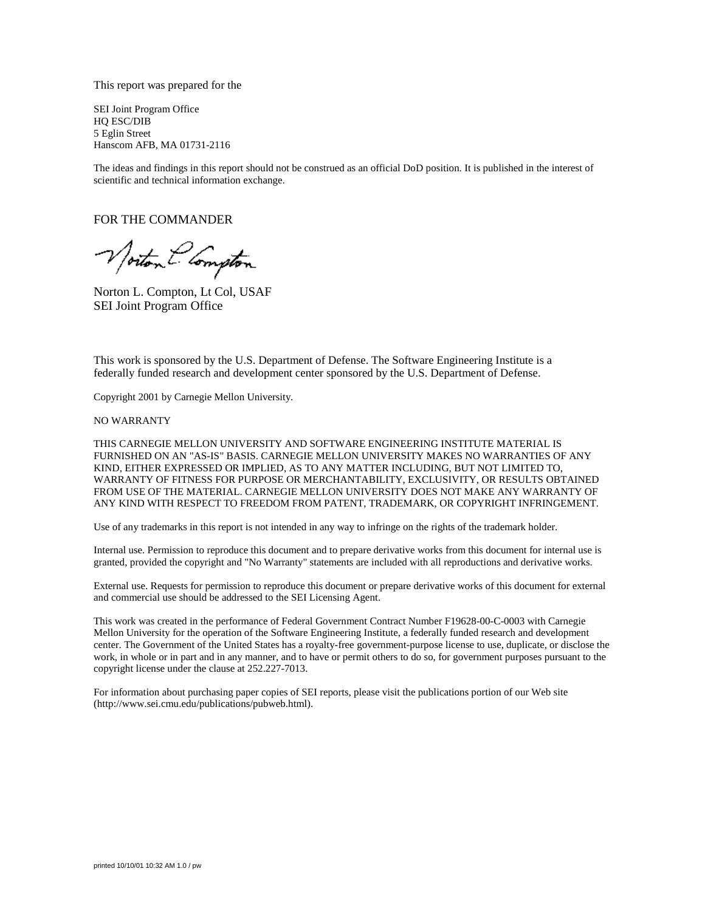This report was prepared for the

SEI Joint Program Office
HQ ESC/DIB
5 Eglin Street
Hanscom AFB, MA 01731-2116

The ideas and findings in this report should not be construed as an official DoD position. It is published in the interest of scientific and technical information exchange.

FOR THE COMMANDER

Norton L. Compton, Lt Col, USAF
SEI Joint Program Office

This work is sponsored by the U.S. Department of Defense. The Software Engineering Institute is a federally funded research and development center sponsored by the U.S. Department of Defense.

Copyright 2001 by Carnegie Mellon University.

NO WARRANTY

THIS CARNEGIE MELLON UNIVERSITY AND SOFTWARE ENGINEERING INSTITUTE MATERIAL IS FURNISHED ON AN "AS-IS" BASIS. CARNEGIE MELLON UNIVERSITY MAKES NO WARRANTIES OF ANY KIND, EITHER EXPRESSED OR IMPLIED, AS TO ANY MATTER INCLUDING, BUT NOT LIMITED TO, WARRANTY OF FITNESS FOR PURPOSE OR MERCHANTABILITY, EXCLUSIVITY, OR RESULTS OBTAINED FROM USE OF THE MATERIAL. CARNEGIE MELLON UNIVERSITY DOES NOT MAKE ANY WARRANTY OF ANY KIND WITH RESPECT TO FREEDOM FROM PATENT, TRADEMARK, OR COPYRIGHT INFRINGEMENT.

Use of any trademarks in this report is not intended in any way to infringe on the rights of the trademark holder.

Internal use. Permission to reproduce this document and to prepare derivative works from this document for internal use is granted, provided the copyright and "No Warranty" statements are included with all reproductions and derivative works.

External use. Requests for permission to reproduce this document or prepare derivative works of this document for external and commercial use should be addressed to the SEI Licensing Agent.

This work was created in the performance of Federal Government Contract Number F19628-00-C-0003 with Carnegie Mellon University for the operation of the Software Engineering Institute, a federally funded research and development center. The Government of the United States has a royalty-free government-purpose license to use, duplicate, or disclose the work, in whole or in part and in any manner, and to have or permit others to do so, for government purposes pursuant to the copyright license under the clause at 252.227-7013.

For information about purchasing paper copies of SEI reports, please visit the publications portion of our Web site (http://www.sei.cmu.edu/publications/pubweb.html).

printed 10/10/01 10:32 AM 1.0 / pw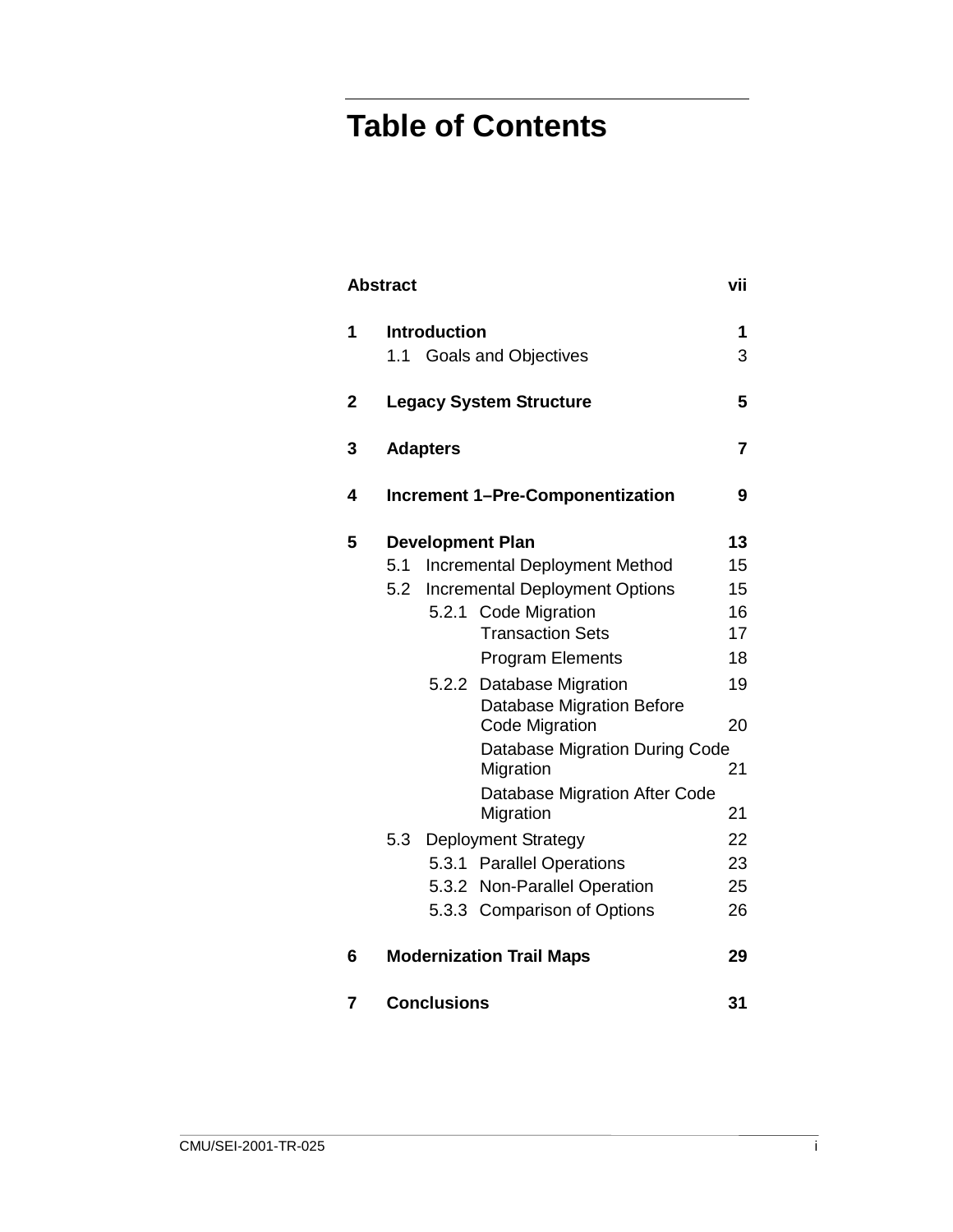# Table of Contents

| | | |
|---|---|---|
| **Abstract** | | **vii** |
| **1** | **Introduction** | **1** |
| | 1.1 Goals and Objectives | 3 |
| **2** | **Legacy System Structure** | **5** |
| **3** | **Adapters** | **7** |
| **4** | **Increment 1–Pre-Componentization** | **9** |
| **5** | **Development Plan** | **13** |
| | 5.1 Incremental Deployment Method | 15 |
| | 5.2 Incremental Deployment Options | 15 |
| | 5.2.1 Code Migration | 16 |
| | Transaction Sets | 17 |
| | Program Elements | 18 |
| | 5.2.2 Database Migration | 19 |
| | Database Migration Before Code Migration | 20 |
| | Database Migration During Code Migration | 21 |
| | Database Migration After Code Migration | 21 |
| | 5.3 Deployment Strategy | 22 |
| | 5.3.1 Parallel Operations | 23 |
| | 5.3.2 Non-Parallel Operation | 25 |
| | 5.3.3 Comparison of Options | 26 |
| **6** | **Modernization Trail Maps** | **29** |
| **7** | **Conclusions** | **31** |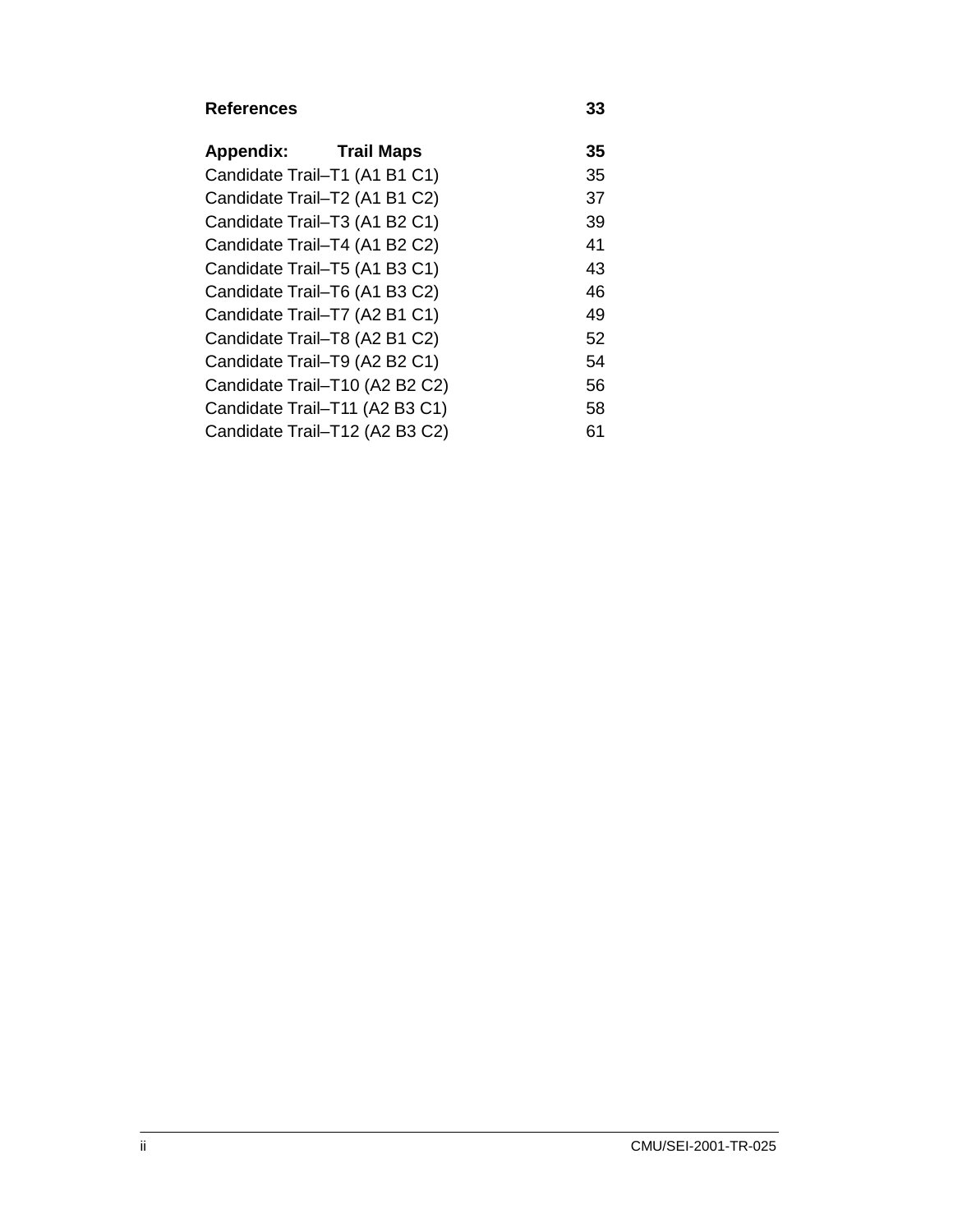**References** 33

**Appendix: Trail Maps** 35

Candidate Trail–T1 (A1 B1 C1) 35
Candidate Trail–T2 (A1 B1 C2) 37
Candidate Trail–T3 (A1 B2 C1) 39
Candidate Trail–T4 (A1 B2 C2) 41
Candidate Trail–T5 (A1 B3 C1) 43
Candidate Trail–T6 (A1 B3 C2) 46
Candidate Trail–T7 (A2 B1 C1) 49
Candidate Trail–T8 (A2 B1 C2) 52
Candidate Trail–T9 (A2 B2 C1) 54
Candidate Trail–T10 (A2 B2 C2) 56
Candidate Trail–T11 (A2 B3 C1) 58
Candidate Trail–T12 (A2 B3 C2) 61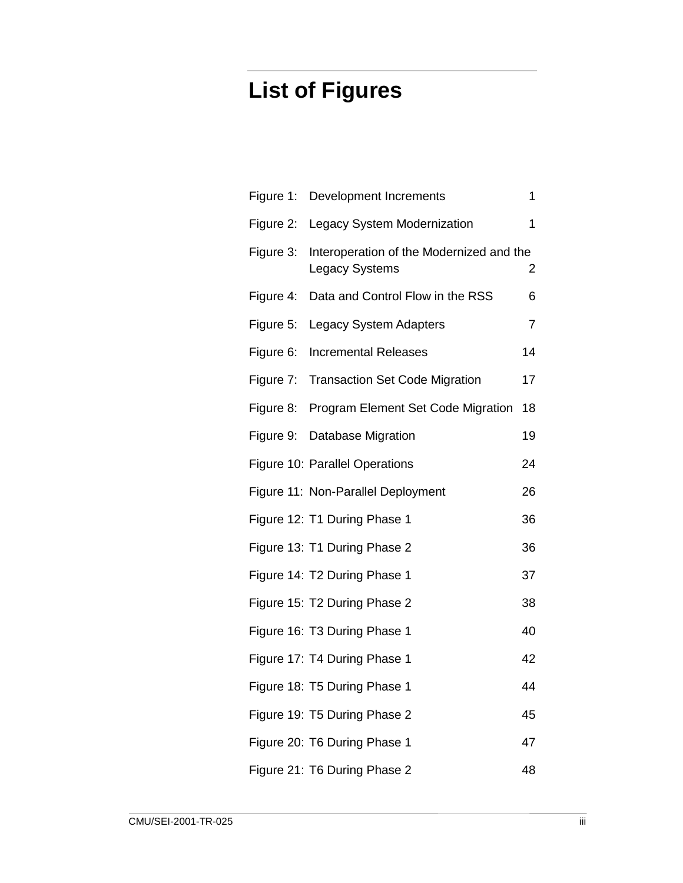# List of Figures

| | | |
|---|---|---|
| Figure 1: | Development Increments | 1 |
| Figure 2: | Legacy System Modernization | 1 |
| Figure 3: | Interoperation of the Modernized and the Legacy Systems | 2 |
| Figure 4: | Data and Control Flow in the RSS | 6 |
| Figure 5: | Legacy System Adapters | 7 |
| Figure 6: | Incremental Releases | 14 |
| Figure 7: | Transaction Set Code Migration | 17 |
| Figure 8: | Program Element Set Code Migration | 18 |
| Figure 9: | Database Migration | 19 |
| Figure 10: | Parallel Operations | 24 |
| Figure 11: | Non-Parallel Deployment | 26 |
| Figure 12: | T1 During Phase 1 | 36 |
| Figure 13: | T1 During Phase 2 | 36 |
| Figure 14: | T2 During Phase 1 | 37 |
| Figure 15: | T2 During Phase 2 | 38 |
| Figure 16: | T3 During Phase 1 | 40 |
| Figure 17: | T4 During Phase 1 | 42 |
| Figure 18: | T5 During Phase 1 | 44 |
| Figure 19: | T5 During Phase 2 | 45 |
| Figure 20: | T6 During Phase 1 | 47 |
| Figure 21: | T6 During Phase 2 | 48 |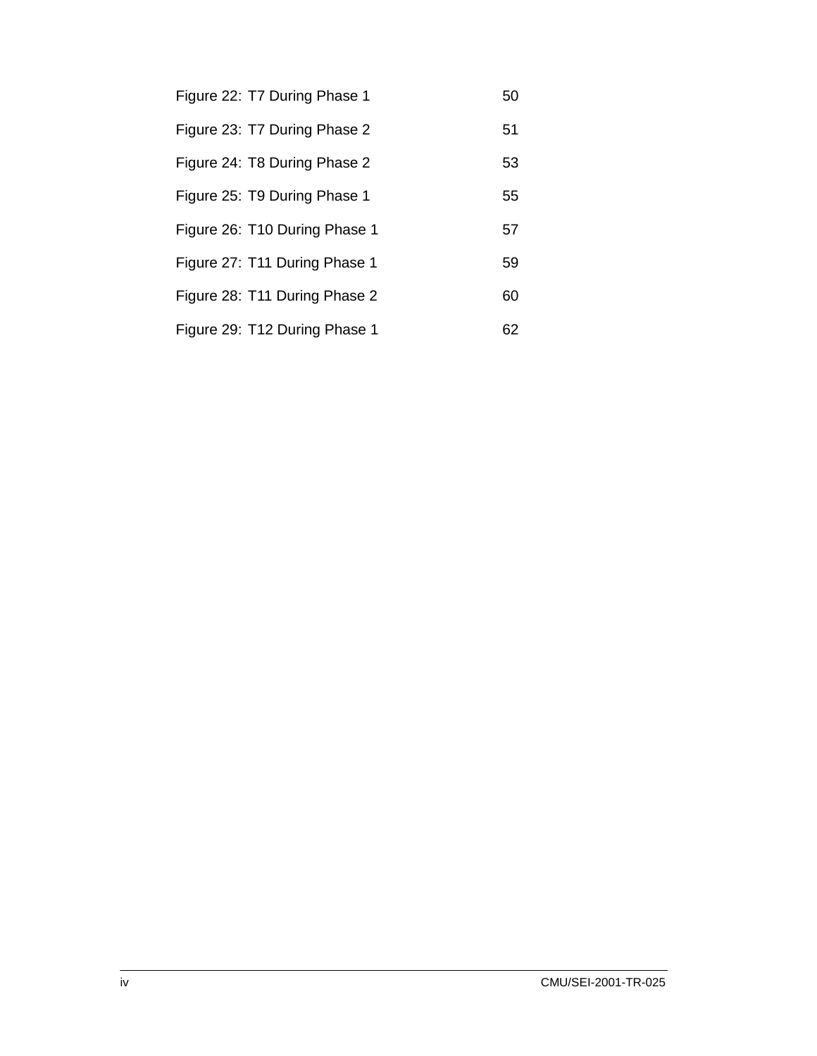Figure 22: T7 During Phase 1 50

Figure 23: T7 During Phase 2 51

Figure 24: T8 During Phase 2 53

Figure 25: T9 During Phase 1 55

Figure 26: T10 During Phase 1 57

Figure 27: T11 During Phase 1 59

Figure 28: T11 During Phase 2 60

Figure 29: T12 During Phase 1 62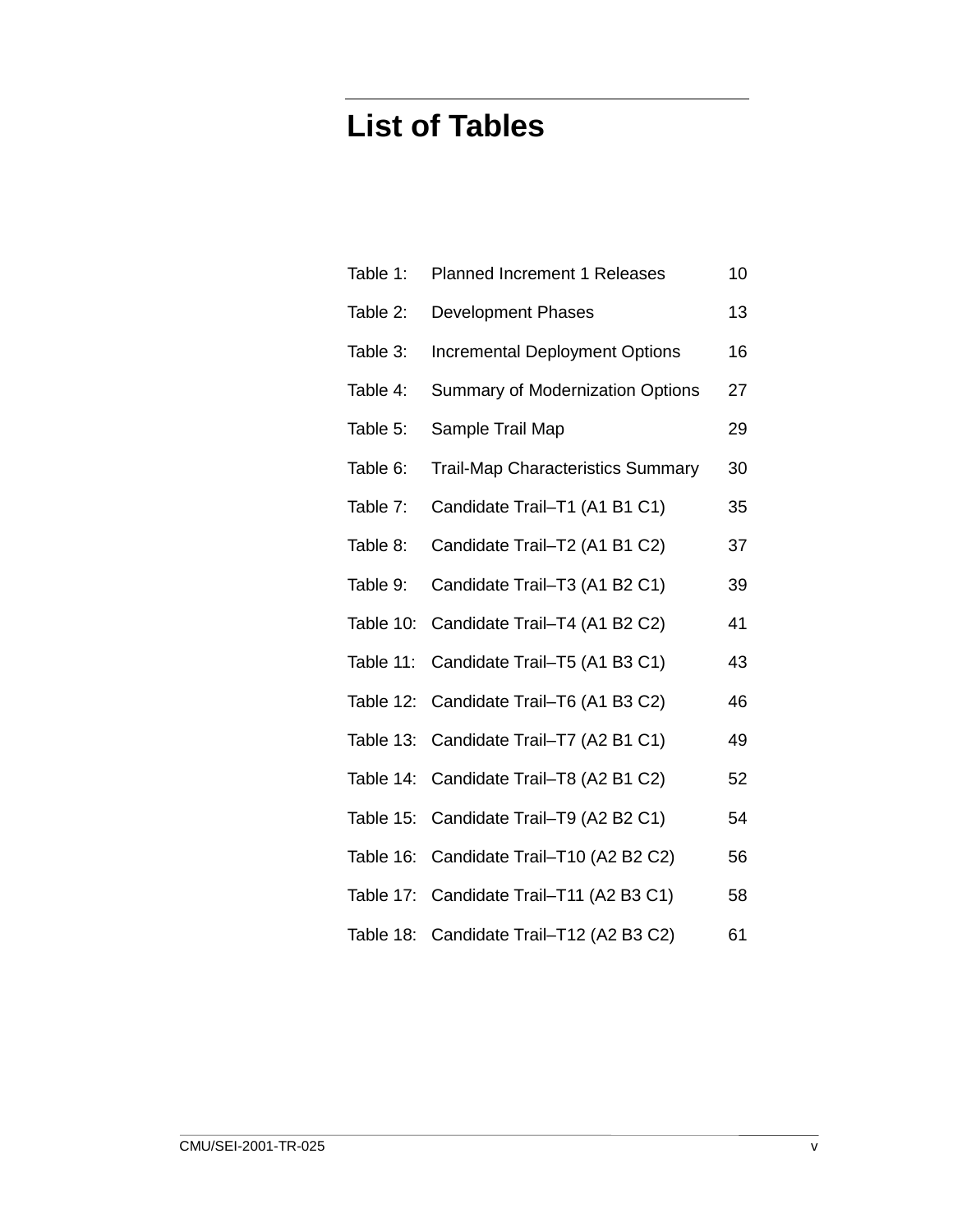# List of Tables

| | | |
|---|---|---|
| Table 1: | Planned Increment 1 Releases | 10 |
| Table 2: | Development Phases | 13 |
| Table 3: | Incremental Deployment Options | 16 |
| Table 4: | Summary of Modernization Options | 27 |
| Table 5: | Sample Trail Map | 29 |
| Table 6: | Trail-Map Characteristics Summary | 30 |
| Table 7: | Candidate Trail–T1 (A1 B1 C1) | 35 |
| Table 8: | Candidate Trail–T2 (A1 B1 C2) | 37 |
| Table 9: | Candidate Trail–T3 (A1 B2 C1) | 39 |
| Table 10: | Candidate Trail–T4 (A1 B2 C2) | 41 |
| Table 11: | Candidate Trail–T5 (A1 B3 C1) | 43 |
| Table 12: | Candidate Trail–T6 (A1 B3 C2) | 46 |
| Table 13: | Candidate Trail–T7 (A2 B1 C1) | 49 |
| Table 14: | Candidate Trail–T8 (A2 B1 C2) | 52 |
| Table 15: | Candidate Trail–T9 (A2 B2 C1) | 54 |
| Table 16: | Candidate Trail–T10 (A2 B2 C2) | 56 |
| Table 17: | Candidate Trail–T11 (A2 B3 C1) | 58 |
| Table 18: | Candidate Trail–T12 (A2 B3 C2) | 61 |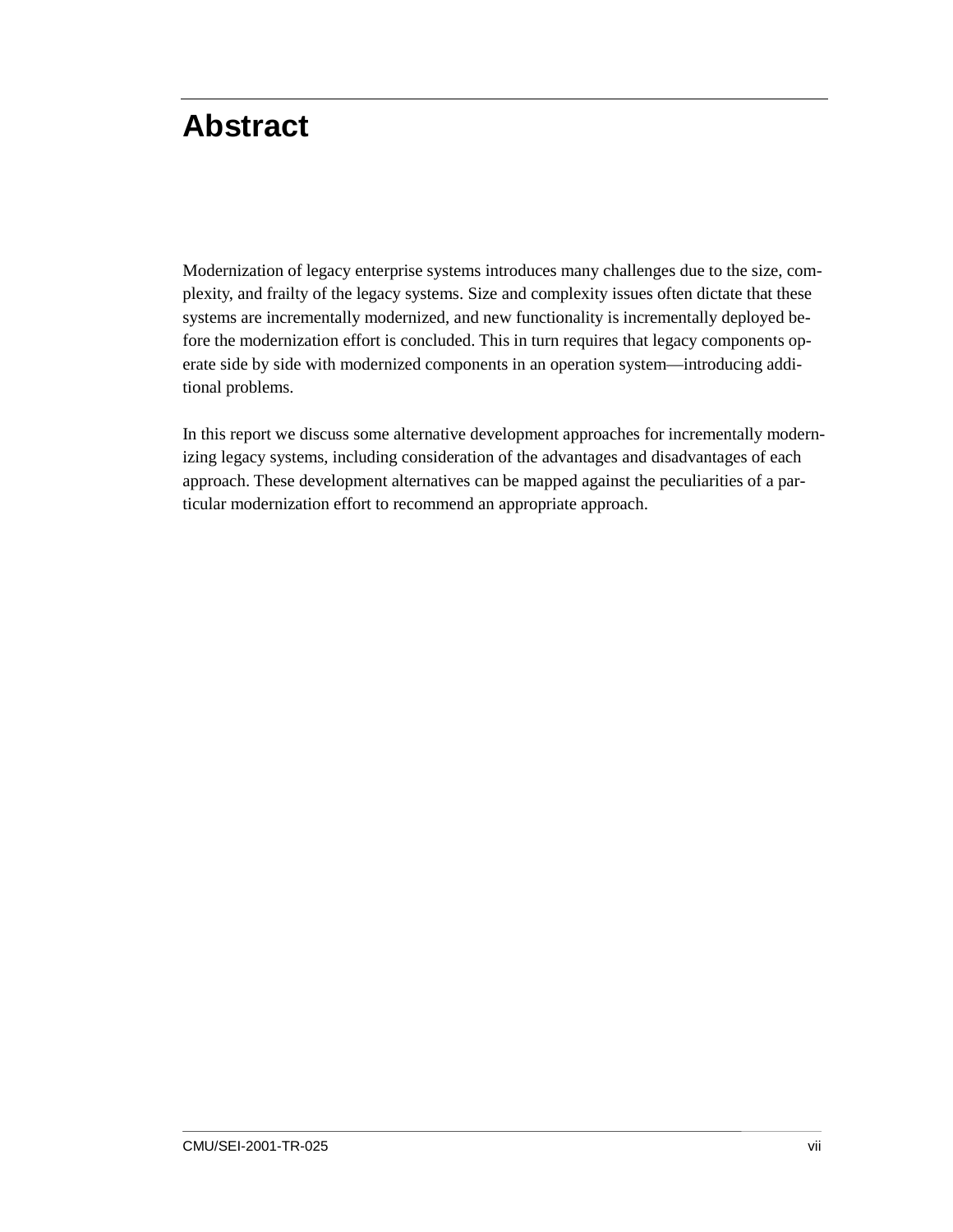# Abstract

Modernization of legacy enterprise systems introduces many challenges due to the size, complexity, and frailty of the legacy systems. Size and complexity issues often dictate that these systems are incrementally modernized, and new functionality is incrementally deployed before the modernization effort is concluded. This in turn requires that legacy components operate side by side with modernized components in an operation system—introducing additional problems.

In this report we discuss some alternative development approaches for incrementally modernizing legacy systems, including consideration of the advantages and disadvantages of each approach. These development alternatives can be mapped against the peculiarities of a particular modernization effort to recommend an appropriate approach.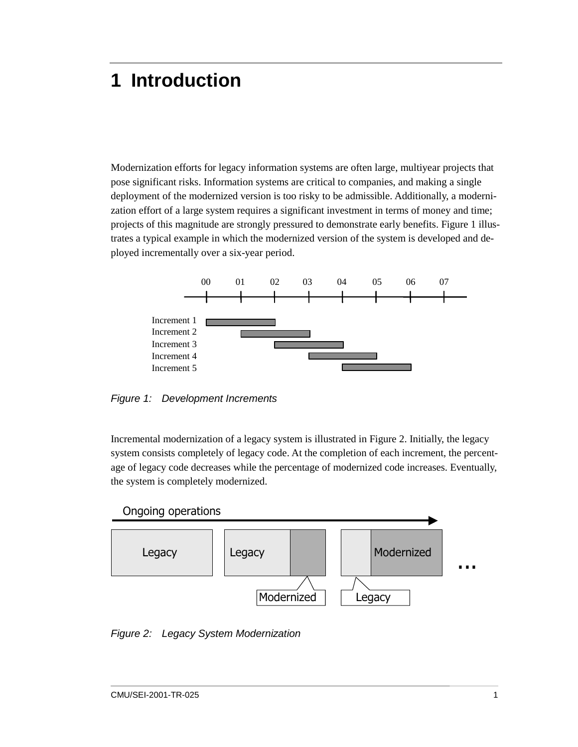# 1 Introduction

Modernization efforts for legacy information systems are often large, multiyear projects that pose significant risks. Information systems are critical to companies, and making a single deployment of the modernized version is too risky to be admissible. Additionally, a modernization effort of a large system requires a significant investment in terms of money and time; projects of this magnitude are strongly pressured to demonstrate early benefits. Figure 1 illustrates a typical example in which the modernized version of the system is developed and deployed incrementally over a six-year period.

*Figure 1: Development Increments*

Incremental modernization of a legacy system is illustrated in Figure 2. Initially, the legacy system consists completely of legacy code. At the completion of each increment, the percentage of legacy code decreases while the percentage of modernized code increases. Eventually, the system is completely modernized.

*Figure 2: Legacy System Modernization*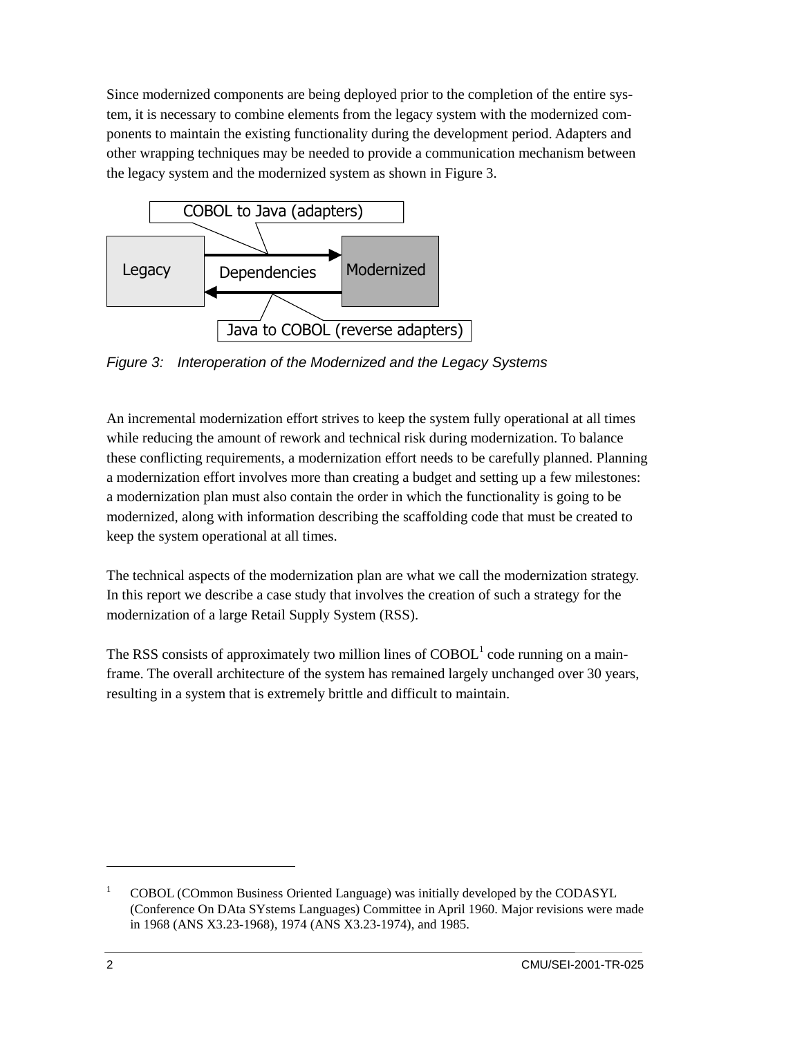Since modernized components are being deployed prior to the completion of the entire system, it is necessary to combine elements from the legacy system with the modernized components to maintain the existing functionality during the development period. Adapters and other wrapping techniques may be needed to provide a communication mechanism between the legacy system and the modernized system as shown in Figure 3.

*Figure 3: Interoperation of the Modernized and the Legacy Systems*

An incremental modernization effort strives to keep the system fully operational at all times while reducing the amount of rework and technical risk during modernization. To balance these conflicting requirements, a modernization effort needs to be carefully planned. Planning a modernization effort involves more than creating a budget and setting up a few milestones: a modernization plan must also contain the order in which the functionality is going to be modernized, along with information describing the scaffolding code that must be created to keep the system operational at all times.

The technical aspects of the modernization plan are what we call the modernization strategy. In this report we describe a case study that involves the creation of such a strategy for the modernization of a large Retail Supply System (RSS).

The RSS consists of approximately two million lines of COBOL[1] code running on a mainframe. The overall architecture of the system has remained largely unchanged over 30 years, resulting in a system that is extremely brittle and difficult to maintain.

---

[1] COBOL (COmmon Business Oriented Language) was initially developed by the CODASYL (Conference On DAta SYstems Languages) Committee in April 1960. Major revisions were made in 1968 (ANS X3.23-1968), 1974 (ANS X3.23-1974), and 1985.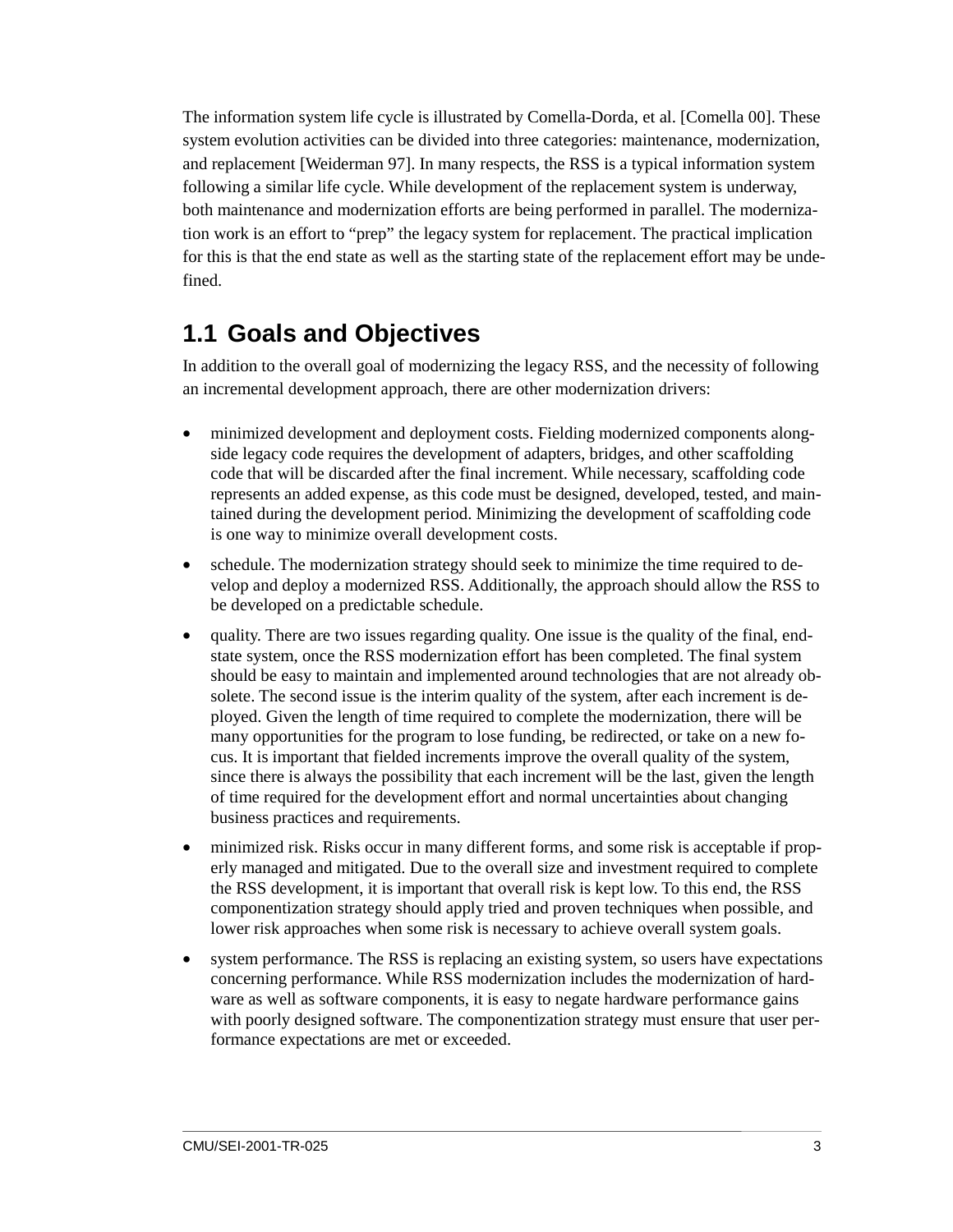The information system life cycle is illustrated by Comella-Dorda, et al. [Comella 00]. These system evolution activities can be divided into three categories: maintenance, modernization, and replacement [Weiderman 97]. In many respects, the RSS is a typical information system following a similar life cycle. While development of the replacement system is underway, both maintenance and modernization efforts are being performed in parallel. The modernization work is an effort to "prep" the legacy system for replacement. The practical implication for this is that the end state as well as the starting state of the replacement effort may be undefined.

## 1.1 Goals and Objectives

In addition to the overall goal of modernizing the legacy RSS, and the necessity of following an incremental development approach, there are other modernization drivers:

- minimized development and deployment costs. Fielding modernized components alongside legacy code requires the development of adapters, bridges, and other scaffolding code that will be discarded after the final increment. While necessary, scaffolding code represents an added expense, as this code must be designed, developed, tested, and maintained during the development period. Minimizing the development of scaffolding code is one way to minimize overall development costs.
- schedule. The modernization strategy should seek to minimize the time required to develop and deploy a modernized RSS. Additionally, the approach should allow the RSS to be developed on a predictable schedule.
- quality. There are two issues regarding quality. One issue is the quality of the final, end-state system, once the RSS modernization effort has been completed. The final system should be easy to maintain and implemented around technologies that are not already obsolete. The second issue is the interim quality of the system, after each increment is deployed. Given the length of time required to complete the modernization, there will be many opportunities for the program to lose funding, be redirected, or take on a new focus. It is important that fielded increments improve the overall quality of the system, since there is always the possibility that each increment will be the last, given the length of time required for the development effort and normal uncertainties about changing business practices and requirements.
- minimized risk. Risks occur in many different forms, and some risk is acceptable if properly managed and mitigated. Due to the overall size and investment required to complete the RSS development, it is important that overall risk is kept low. To this end, the RSS componentization strategy should apply tried and proven techniques when possible, and lower risk approaches when some risk is necessary to achieve overall system goals.
- system performance. The RSS is replacing an existing system, so users have expectations concerning performance. While RSS modernization includes the modernization of hardware as well as software components, it is easy to negate hardware performance gains with poorly designed software. The componentization strategy must ensure that user performance expectations are met or exceeded.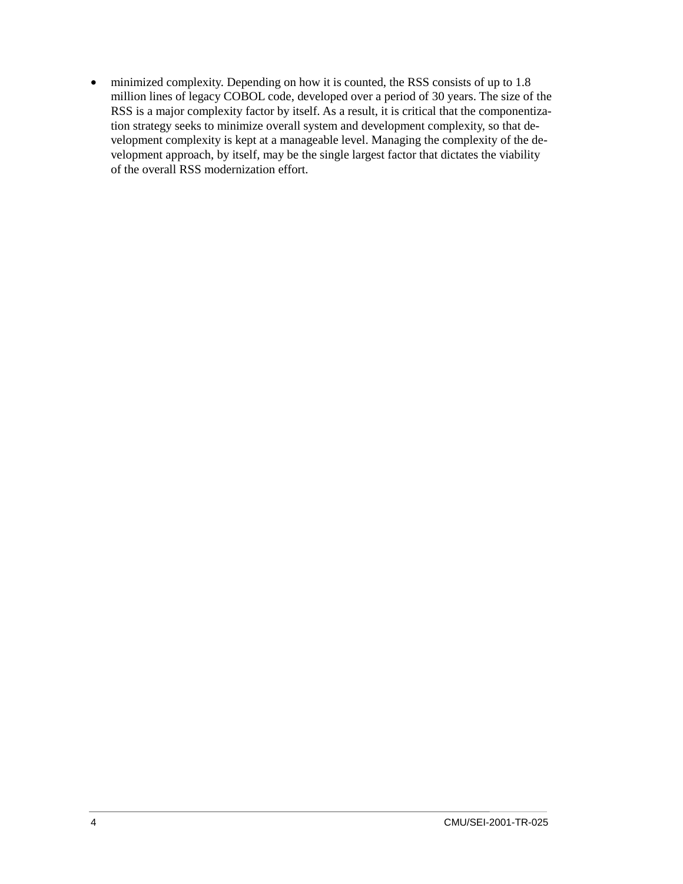- minimized complexity. Depending on how it is counted, the RSS consists of up to 1.8 million lines of legacy COBOL code, developed over a period of 30 years. The size of the RSS is a major complexity factor by itself. As a result, it is critical that the componentization strategy seeks to minimize overall system and development complexity, so that development complexity is kept at a manageable level. Managing the complexity of the development approach, by itself, may be the single largest factor that dictates the viability of the overall RSS modernization effort.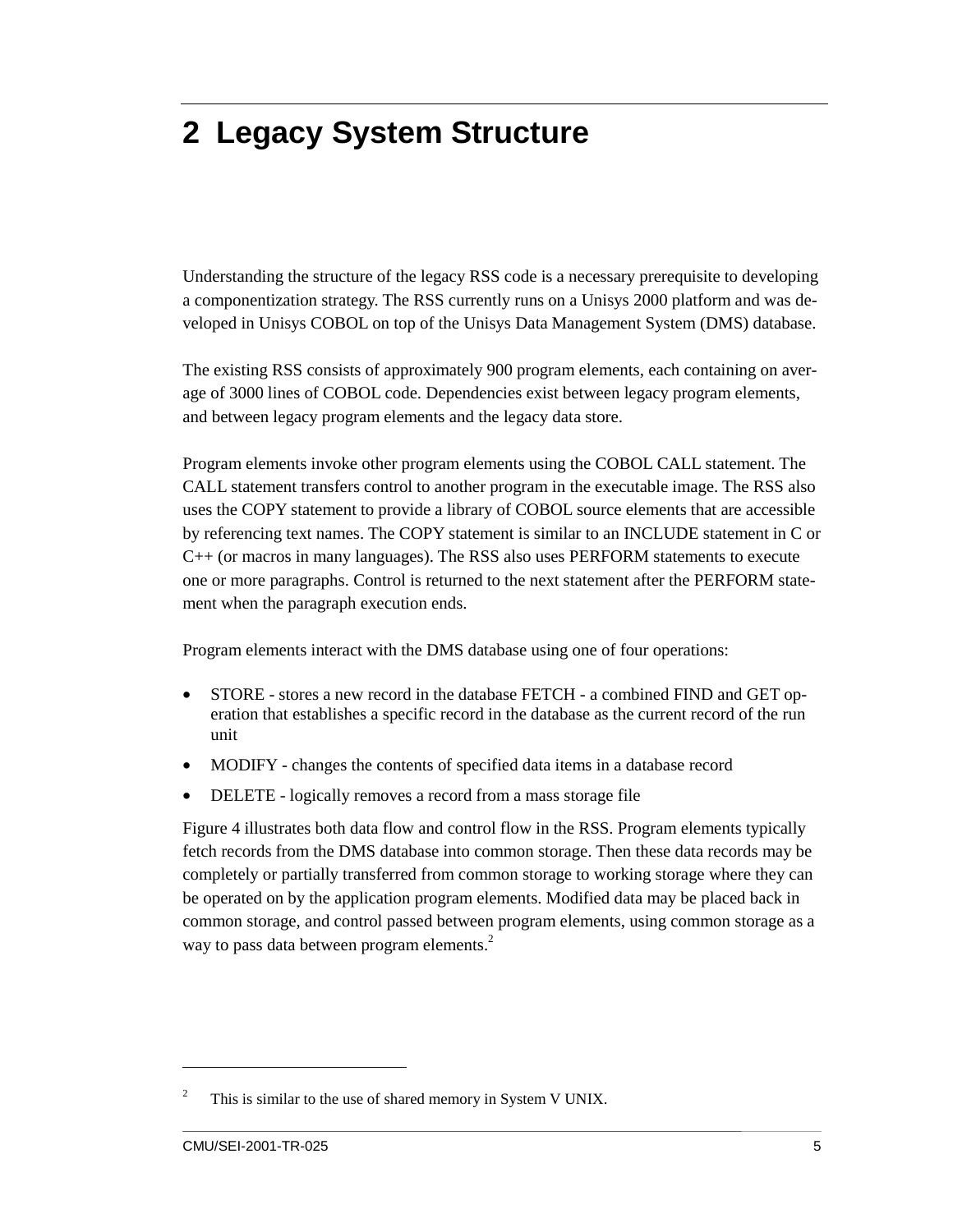# 2 Legacy System Structure

Understanding the structure of the legacy RSS code is a necessary prerequisite to developing a componentization strategy. The RSS currently runs on a Unisys 2000 platform and was developed in Unisys COBOL on top of the Unisys Data Management System (DMS) database.

The existing RSS consists of approximately 900 program elements, each containing on average of 3000 lines of COBOL code. Dependencies exist between legacy program elements, and between legacy program elements and the legacy data store.

Program elements invoke other program elements using the COBOL CALL statement. The CALL statement transfers control to another program in the executable image. The RSS also uses the COPY statement to provide a library of COBOL source elements that are accessible by referencing text names. The COPY statement is similar to an INCLUDE statement in C or C++ (or macros in many languages). The RSS also uses PERFORM statements to execute one or more paragraphs. Control is returned to the next statement after the PERFORM statement when the paragraph execution ends.

Program elements interact with the DMS database using one of four operations:

- STORE - stores a new record in the database FETCH - a combined FIND and GET operation that establishes a specific record in the database as the current record of the run unit
- MODIFY - changes the contents of specified data items in a database record
- DELETE - logically removes a record from a mass storage file

Figure 4 illustrates both data flow and control flow in the RSS. Program elements typically fetch records from the DMS database into common storage. Then these data records may be completely or partially transferred from common storage to working storage where they can be operated on by the application program elements. Modified data may be placed back in common storage, and control passed between program elements, using common storage as a way to pass data between program elements.[2]

[2] This is similar to the use of shared memory in System V UNIX.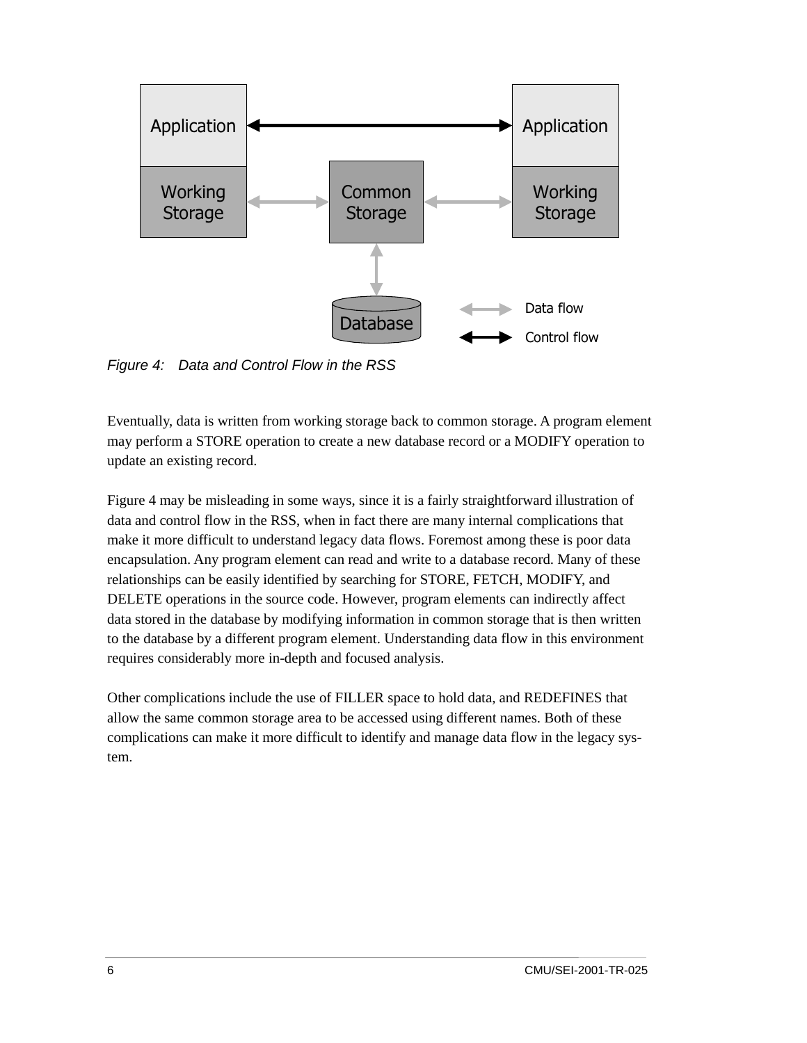*Figure 4: Data and Control Flow in the RSS*

Eventually, data is written from working storage back to common storage. A program element may perform a STORE operation to create a new database record or a MODIFY operation to update an existing record.

Figure 4 may be misleading in some ways, since it is a fairly straightforward illustration of data and control flow in the RSS, when in fact there are many internal complications that make it more difficult to understand legacy data flows. Foremost among these is poor data encapsulation. Any program element can read and write to a database record. Many of these relationships can be easily identified by searching for STORE, FETCH, MODIFY, and DELETE operations in the source code. However, program elements can indirectly affect data stored in the database by modifying information in common storage that is then written to the database by a different program element. Understanding data flow in this environment requires considerably more in-depth and focused analysis.

Other complications include the use of FILLER space to hold data, and REDEFINES that allow the same common storage area to be accessed using different names. Both of these complications can make it more difficult to identify and manage data flow in the legacy system.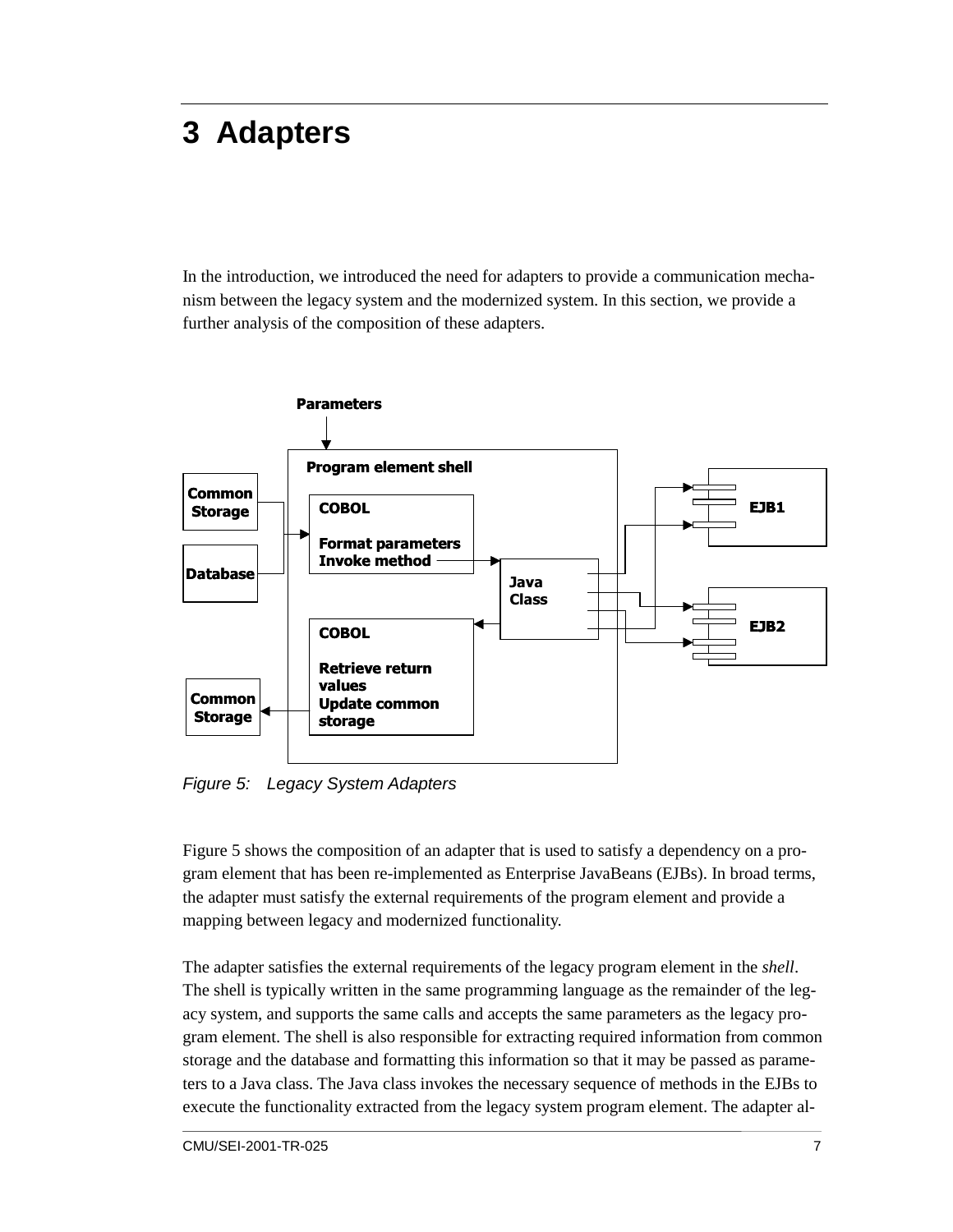# 3 Adapters

In the introduction, we introduced the need for adapters to provide a communication mechanism between the legacy system and the modernized system. In this section, we provide a further analysis of the composition of these adapters.

*Figure 5: Legacy System Adapters*

Figure 5 shows the composition of an adapter that is used to satisfy a dependency on a program element that has been re-implemented as Enterprise JavaBeans (EJBs). In broad terms, the adapter must satisfy the external requirements of the program element and provide a mapping between legacy and modernized functionality.

The adapter satisfies the external requirements of the legacy program element in the *shell*. The shell is typically written in the same programming language as the remainder of the legacy system, and supports the same calls and accepts the same parameters as the legacy program element. The shell is also responsible for extracting required information from common storage and the database and formatting this information so that it may be passed as parameters to a Java class. The Java class invokes the necessary sequence of methods in the EJBs to execute the functionality extracted from the legacy system program element. The adapter al-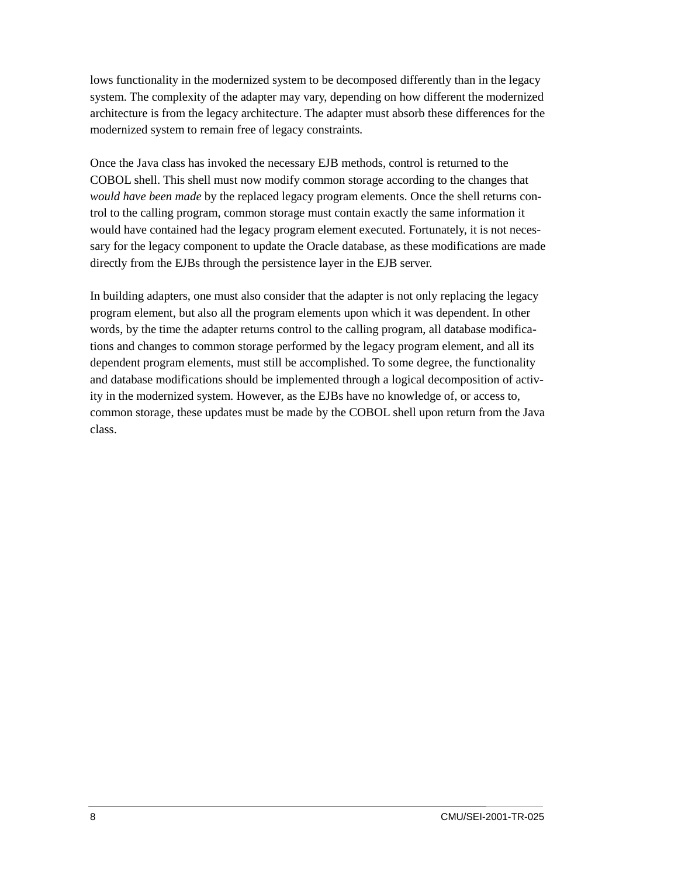lows functionality in the modernized system to be decomposed differently than in the legacy system. The complexity of the adapter may vary, depending on how different the modernized architecture is from the legacy architecture. The adapter must absorb these differences for the modernized system to remain free of legacy constraints.

Once the Java class has invoked the necessary EJB methods, control is returned to the COBOL shell. This shell must now modify common storage according to the changes that *would have been made* by the replaced legacy program elements. Once the shell returns control to the calling program, common storage must contain exactly the same information it would have contained had the legacy program element executed. Fortunately, it is not necessary for the legacy component to update the Oracle database, as these modifications are made directly from the EJBs through the persistence layer in the EJB server.

In building adapters, one must also consider that the adapter is not only replacing the legacy program element, but also all the program elements upon which it was dependent. In other words, by the time the adapter returns control to the calling program, all database modifications and changes to common storage performed by the legacy program element, and all its dependent program elements, must still be accomplished. To some degree, the functionality and database modifications should be implemented through a logical decomposition of activity in the modernized system. However, as the EJBs have no knowledge of, or access to, common storage, these updates must be made by the COBOL shell upon return from the Java class.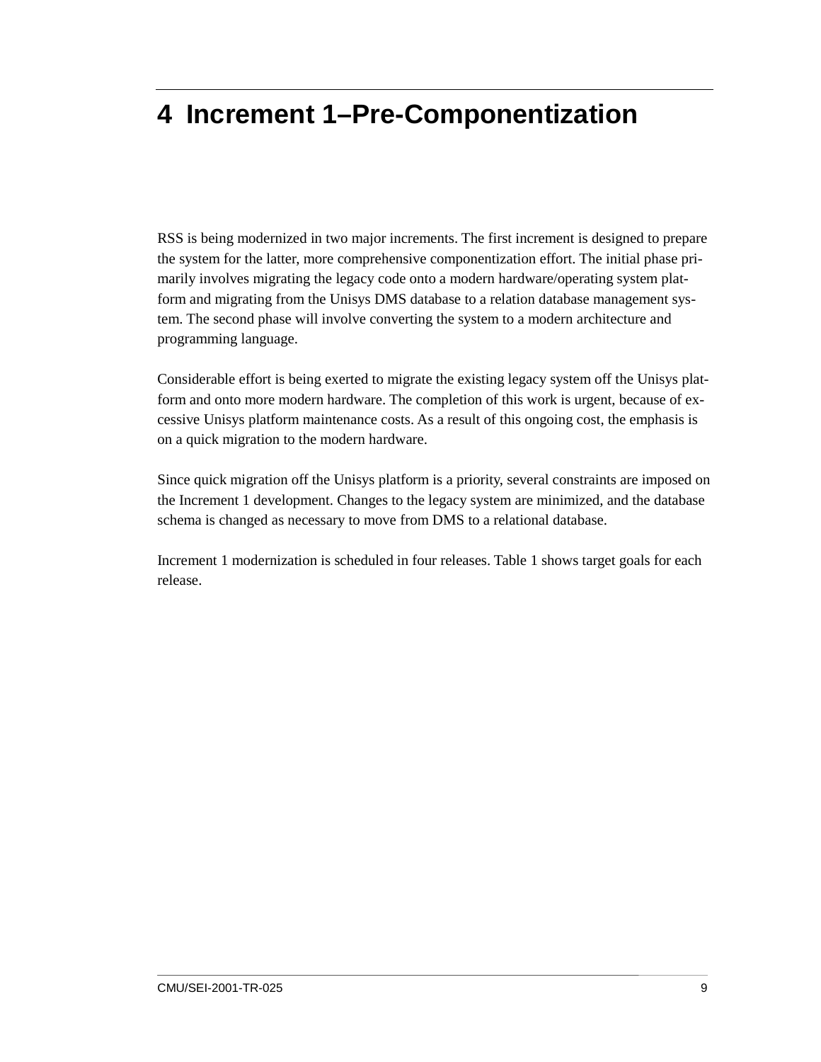# 4 Increment 1–Pre-Componentization

RSS is being modernized in two major increments. The first increment is designed to prepare the system for the latter, more comprehensive componentization effort. The initial phase primarily involves migrating the legacy code onto a modern hardware/operating system platform and migrating from the Unisys DMS database to a relation database management system. The second phase will involve converting the system to a modern architecture and programming language.

Considerable effort is being exerted to migrate the existing legacy system off the Unisys platform and onto more modern hardware. The completion of this work is urgent, because of excessive Unisys platform maintenance costs. As a result of this ongoing cost, the emphasis is on a quick migration to the modern hardware.

Since quick migration off the Unisys platform is a priority, several constraints are imposed on the Increment 1 development. Changes to the legacy system are minimized, and the database schema is changed as necessary to move from DMS to a relational database.

Increment 1 modernization is scheduled in four releases. Table 1 shows target goals for each release.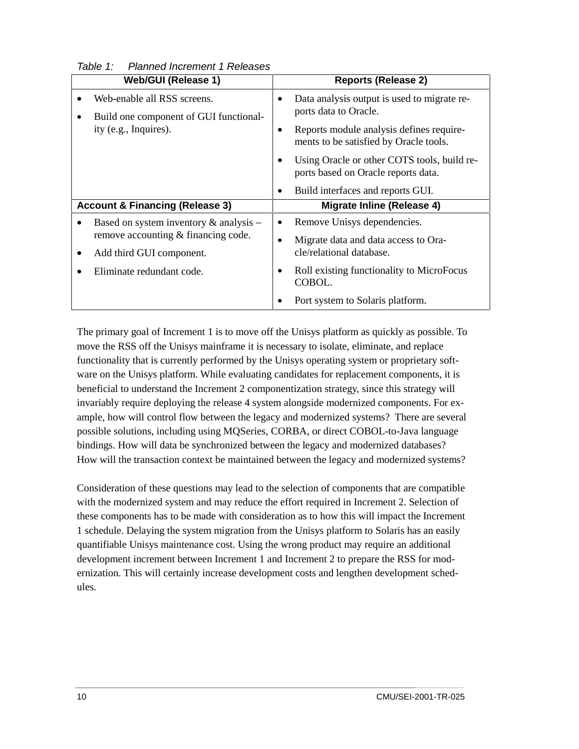*Table 1: Planned Increment 1 Releases*

| Web/GUI (Release 1) | Reports (Release 2) |
|---|---|
| • Web-enable all RSS screens.<br>• Build one component of GUI functionality (e.g., Inquires). | • Data analysis output is used to migrate reports data to Oracle.<br>• Reports module analysis defines requirements to be satisfied by Oracle tools.<br>• Using Oracle or other COTS tools, build reports based on Oracle reports data.<br>• Build interfaces and reports GUI. |
| **Account & Financing (Release 3)** | **Migrate Inline (Release 4)** |
| • Based on system inventory & analysis – remove accounting & financing code.<br>• Add third GUI component.<br>• Eliminate redundant code. | • Remove Unisys dependencies.<br>• Migrate data and data access to Oracle/relational database.<br>• Roll existing functionality to MicroFocus COBOL.<br>• Port system to Solaris platform. |

The primary goal of Increment 1 is to move off the Unisys platform as quickly as possible. To move the RSS off the Unisys mainframe it is necessary to isolate, eliminate, and replace functionality that is currently performed by the Unisys operating system or proprietary software on the Unisys platform. While evaluating candidates for replacement components, it is beneficial to understand the Increment 2 componentization strategy, since this strategy will invariably require deploying the release 4 system alongside modernized components. For example, how will control flow between the legacy and modernized systems? There are several possible solutions, including using MQSeries, CORBA, or direct COBOL-to-Java language bindings. How will data be synchronized between the legacy and modernized databases? How will the transaction context be maintained between the legacy and modernized systems?

Consideration of these questions may lead to the selection of components that are compatible with the modernized system and may reduce the effort required in Increment 2. Selection of these components has to be made with consideration as to how this will impact the Increment 1 schedule. Delaying the system migration from the Unisys platform to Solaris has an easily quantifiable Unisys maintenance cost. Using the wrong product may require an additional development increment between Increment 1 and Increment 2 to prepare the RSS for modernization. This will certainly increase development costs and lengthen development schedules.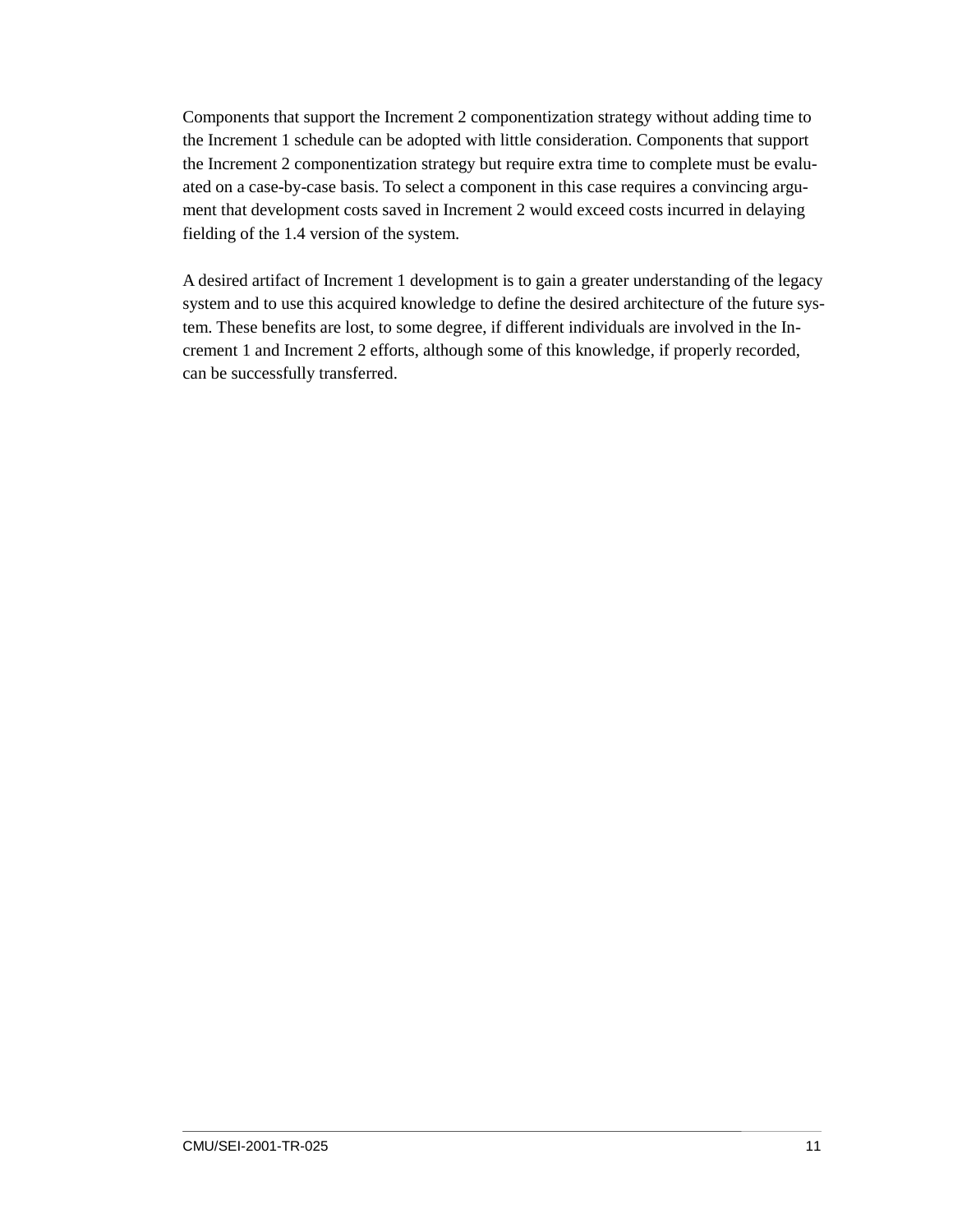Components that support the Increment 2 componentization strategy without adding time to the Increment 1 schedule can be adopted with little consideration. Components that support the Increment 2 componentization strategy but require extra time to complete must be evaluated on a case-by-case basis. To select a component in this case requires a convincing argument that development costs saved in Increment 2 would exceed costs incurred in delaying fielding of the 1.4 version of the system.

A desired artifact of Increment 1 development is to gain a greater understanding of the legacy system and to use this acquired knowledge to define the desired architecture of the future system. These benefits are lost, to some degree, if different individuals are involved in the Increment 1 and Increment 2 efforts, although some of this knowledge, if properly recorded, can be successfully transferred.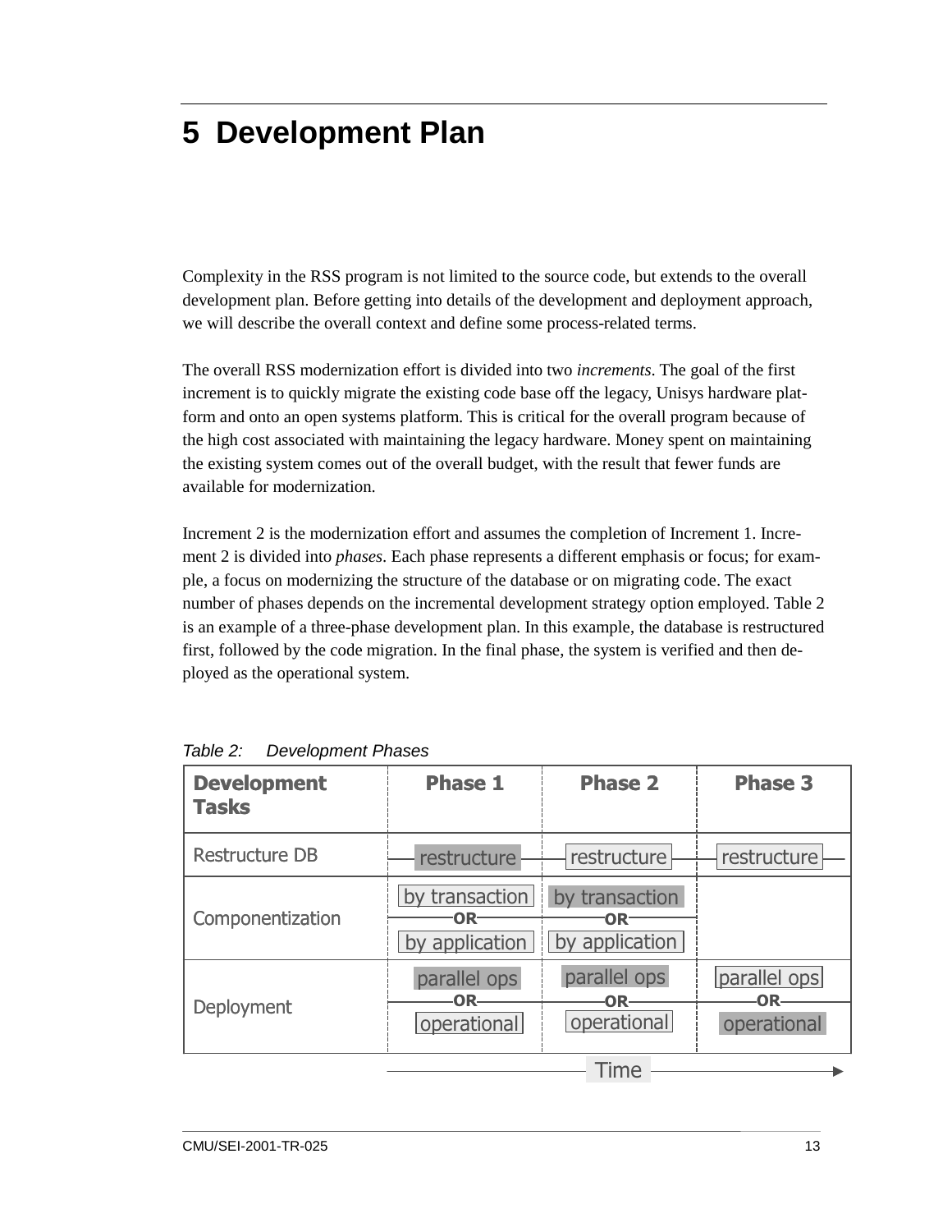# 5 Development Plan

Complexity in the RSS program is not limited to the source code, but extends to the overall development plan. Before getting into details of the development and deployment approach, we will describe the overall context and define some process-related terms.

The overall RSS modernization effort is divided into two *increments*. The goal of the first increment is to quickly migrate the existing code base off the legacy, Unisys hardware platform and onto an open systems platform. This is critical for the overall program because of the high cost associated with maintaining the legacy hardware. Money spent on maintaining the existing system comes out of the overall budget, with the result that fewer funds are available for modernization.

Increment 2 is the modernization effort and assumes the completion of Increment 1. Increment 2 is divided into *phases*. Each phase represents a different emphasis or focus; for example, a focus on modernizing the structure of the database or on migrating code. The exact number of phases depends on the incremental development strategy option employed. Table 2 is an example of a three-phase development plan. In this example, the database is restructured first, followed by the code migration. In the final phase, the system is verified and then deployed as the operational system.

*Table 2: Development Phases*

| Development Tasks | Phase 1 | Phase 2 | Phase 3 |
|---|---|---|---|
| Restructure DB | restructure | restructure | restructure |
| Componentization | by transaction OR by application | by transaction OR by application | |
| Deployment | parallel ops OR operational | parallel ops OR operational | parallel ops OR operational |
| | Time → | | |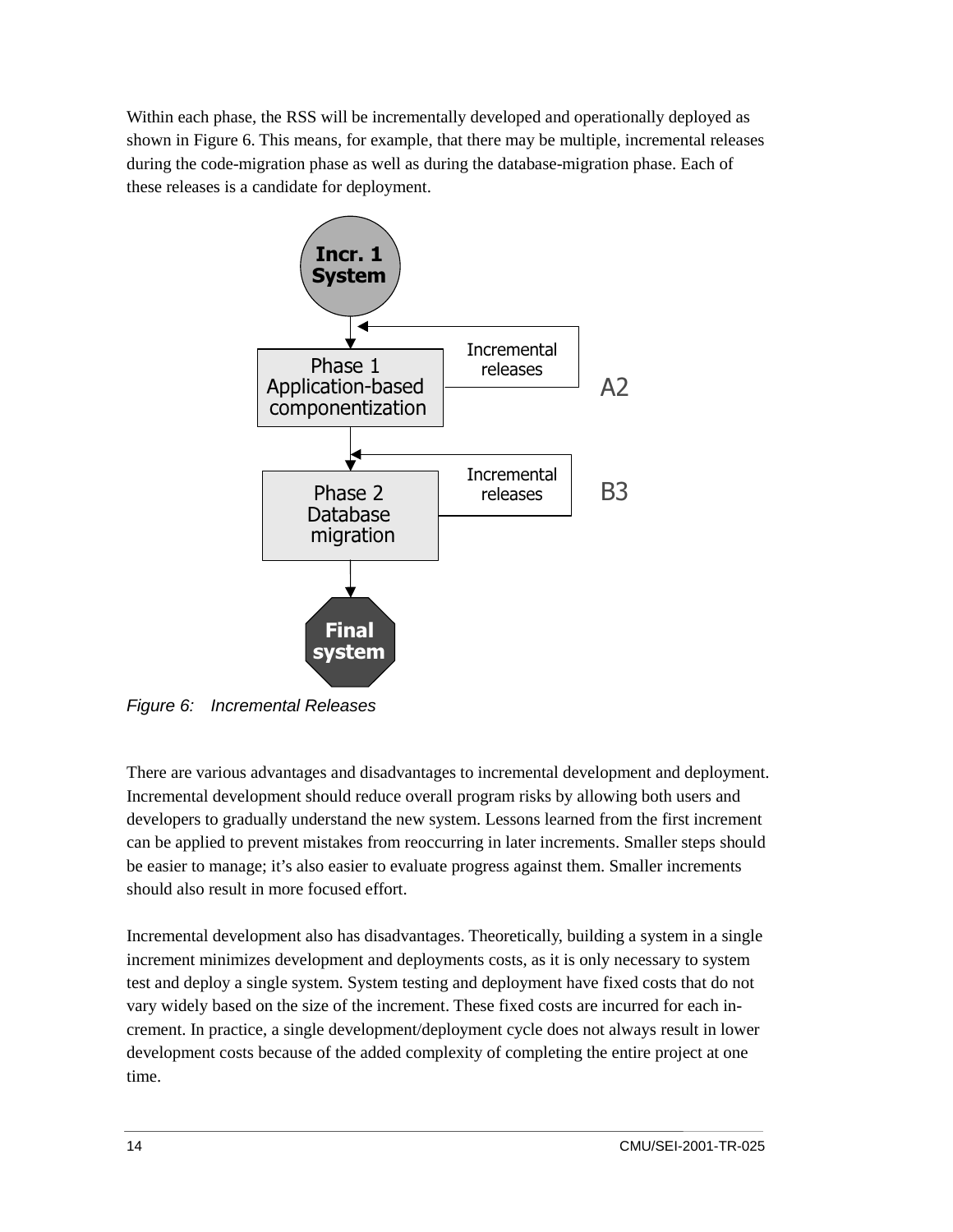Within each phase, the RSS will be incrementally developed and operationally deployed as shown in Figure 6. This means, for example, that there may be multiple, incremental releases during the code-migration phase as well as during the database-migration phase. Each of these releases is a candidate for deployment.

Figure 6: Incremental Releases

There are various advantages and disadvantages to incremental development and deployment. Incremental development should reduce overall program risks by allowing both users and developers to gradually understand the new system. Lessons learned from the first increment can be applied to prevent mistakes from reoccurring in later increments. Smaller steps should be easier to manage; it's also easier to evaluate progress against them. Smaller increments should also result in more focused effort.

Incremental development also has disadvantages. Theoretically, building a system in a single increment minimizes development and deployments costs, as it is only necessary to system test and deploy a single system. System testing and deployment have fixed costs that do not vary widely based on the size of the increment. These fixed costs are incurred for each increment. In practice, a single development/deployment cycle does not always result in lower development costs because of the added complexity of completing the entire project at one time.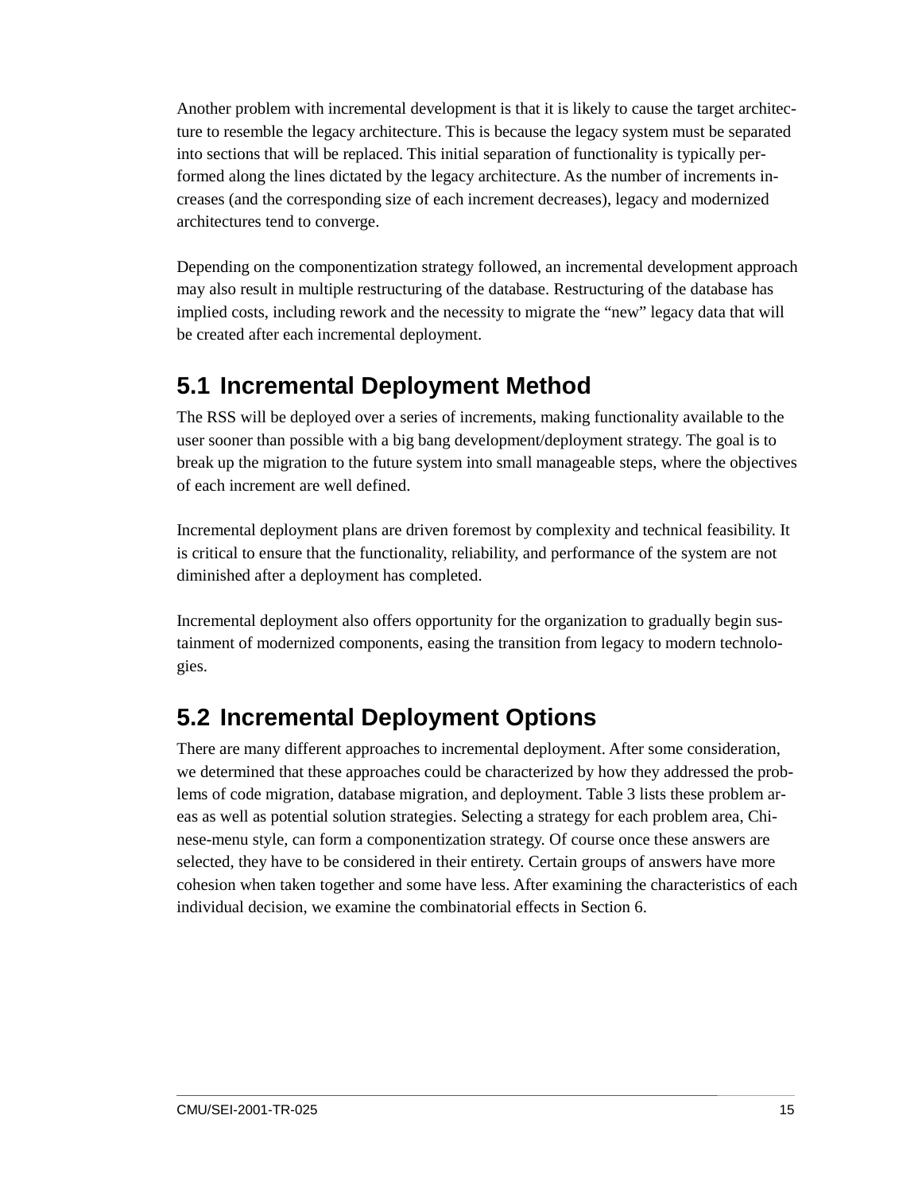Another problem with incremental development is that it is likely to cause the target architecture to resemble the legacy architecture. This is because the legacy system must be separated into sections that will be replaced. This initial separation of functionality is typically performed along the lines dictated by the legacy architecture. As the number of increments increases (and the corresponding size of each increment decreases), legacy and modernized architectures tend to converge.

Depending on the componentization strategy followed, an incremental development approach may also result in multiple restructuring of the database. Restructuring of the database has implied costs, including rework and the necessity to migrate the "new" legacy data that will be created after each incremental deployment.

## 5.1 Incremental Deployment Method

The RSS will be deployed over a series of increments, making functionality available to the user sooner than possible with a big bang development/deployment strategy. The goal is to break up the migration to the future system into small manageable steps, where the objectives of each increment are well defined.

Incremental deployment plans are driven foremost by complexity and technical feasibility. It is critical to ensure that the functionality, reliability, and performance of the system are not diminished after a deployment has completed.

Incremental deployment also offers opportunity for the organization to gradually begin sustainment of modernized components, easing the transition from legacy to modern technologies.

## 5.2 Incremental Deployment Options

There are many different approaches to incremental deployment. After some consideration, we determined that these approaches could be characterized by how they addressed the problems of code migration, database migration, and deployment. Table 3 lists these problem areas as well as potential solution strategies. Selecting a strategy for each problem area, Chinese-menu style, can form a componentization strategy. Of course once these answers are selected, they have to be considered in their entirety. Certain groups of answers have more cohesion when taken together and some have less. After examining the characteristics of each individual decision, we examine the combinatorial effects in Section 6.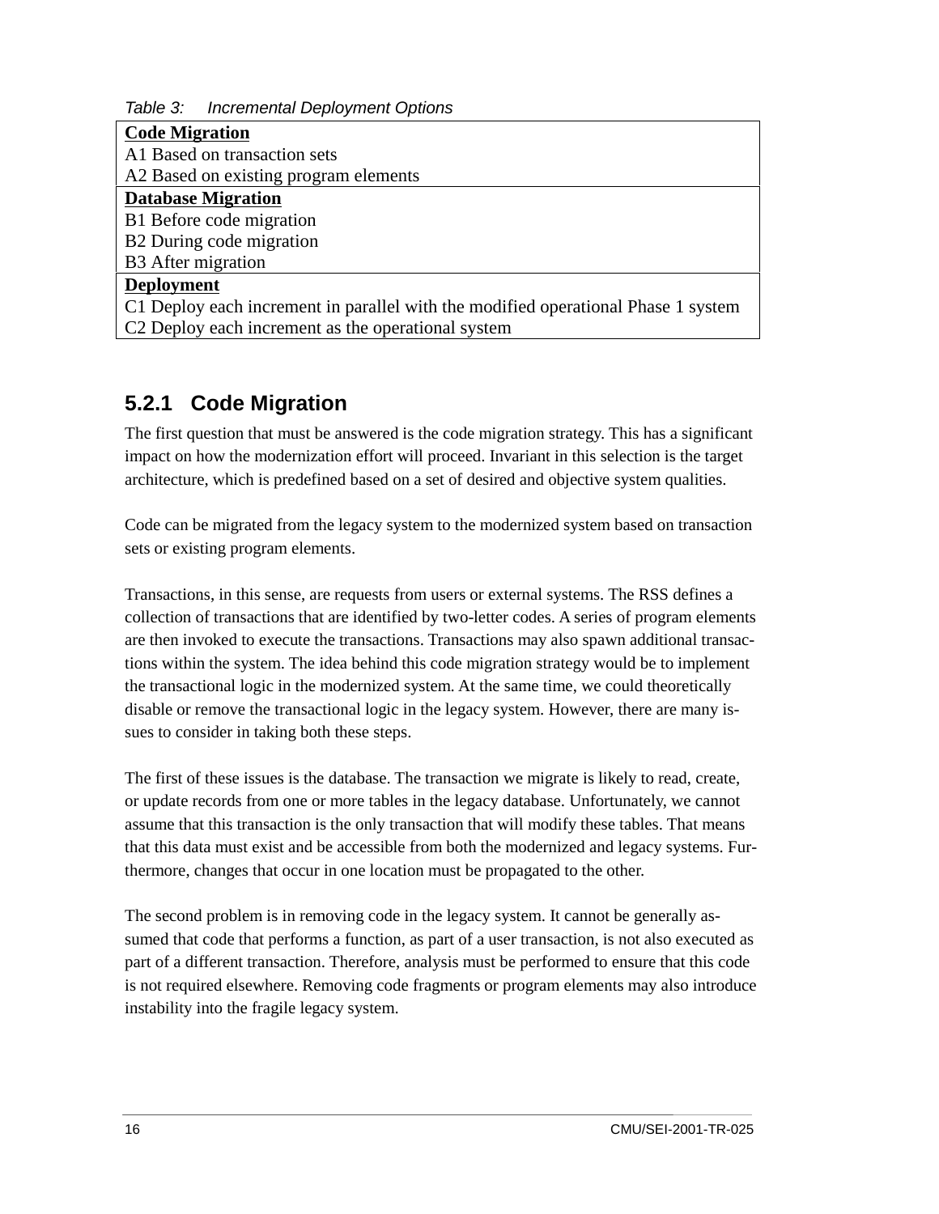*Table 3: Incremental Deployment Options*

| **Code Migration** |
|---|
| A1 Based on transaction sets |
| A2 Based on existing program elements |
| **Database Migration** |
| B1 Before code migration |
| B2 During code migration |
| B3 After migration |
| **Deployment** |
| C1 Deploy each increment in parallel with the modified operational Phase 1 system |
| C2 Deploy each increment as the operational system |

### 5.2.1 Code Migration

The first question that must be answered is the code migration strategy. This has a significant impact on how the modernization effort will proceed. Invariant in this selection is the target architecture, which is predefined based on a set of desired and objective system qualities.

Code can be migrated from the legacy system to the modernized system based on transaction sets or existing program elements.

Transactions, in this sense, are requests from users or external systems. The RSS defines a collection of transactions that are identified by two-letter codes. A series of program elements are then invoked to execute the transactions. Transactions may also spawn additional transactions within the system. The idea behind this code migration strategy would be to implement the transactional logic in the modernized system. At the same time, we could theoretically disable or remove the transactional logic in the legacy system. However, there are many issues to consider in taking both these steps.

The first of these issues is the database. The transaction we migrate is likely to read, create, or update records from one or more tables in the legacy database. Unfortunately, we cannot assume that this transaction is the only transaction that will modify these tables. That means that this data must exist and be accessible from both the modernized and legacy systems. Furthermore, changes that occur in one location must be propagated to the other.

The second problem is in removing code in the legacy system. It cannot be generally assumed that code that performs a function, as part of a user transaction, is not also executed as part of a different transaction. Therefore, analysis must be performed to ensure that this code is not required elsewhere. Removing code fragments or program elements may also introduce instability into the fragile legacy system.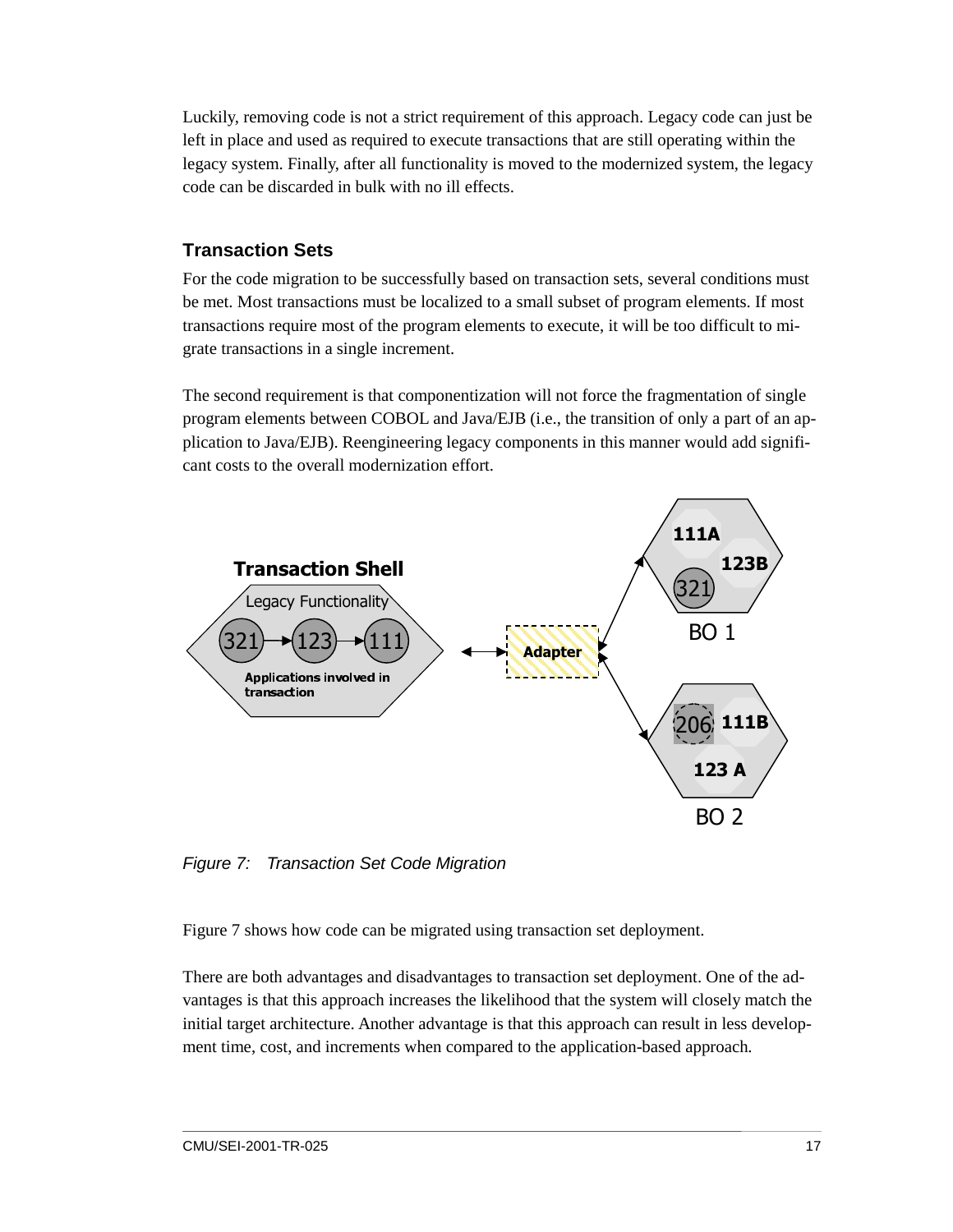Luckily, removing code is not a strict requirement of this approach. Legacy code can just be left in place and used as required to execute transactions that are still operating within the legacy system. Finally, after all functionality is moved to the modernized system, the legacy code can be discarded in bulk with no ill effects.

### Transaction Sets

For the code migration to be successfully based on transaction sets, several conditions must be met. Most transactions must be localized to a small subset of program elements. If most transactions require most of the program elements to execute, it will be too difficult to migrate transactions in a single increment.

The second requirement is that componentization will not force the fragmentation of single program elements between COBOL and Java/EJB (i.e., the transition of only a part of an application to Java/EJB). Reengineering legacy components in this manner would add significant costs to the overall modernization effort.

*Figure 7: Transaction Set Code Migration*

Figure 7 shows how code can be migrated using transaction set deployment.

There are both advantages and disadvantages to transaction set deployment. One of the advantages is that this approach increases the likelihood that the system will closely match the initial target architecture. Another advantage is that this approach can result in less development time, cost, and increments when compared to the application-based approach.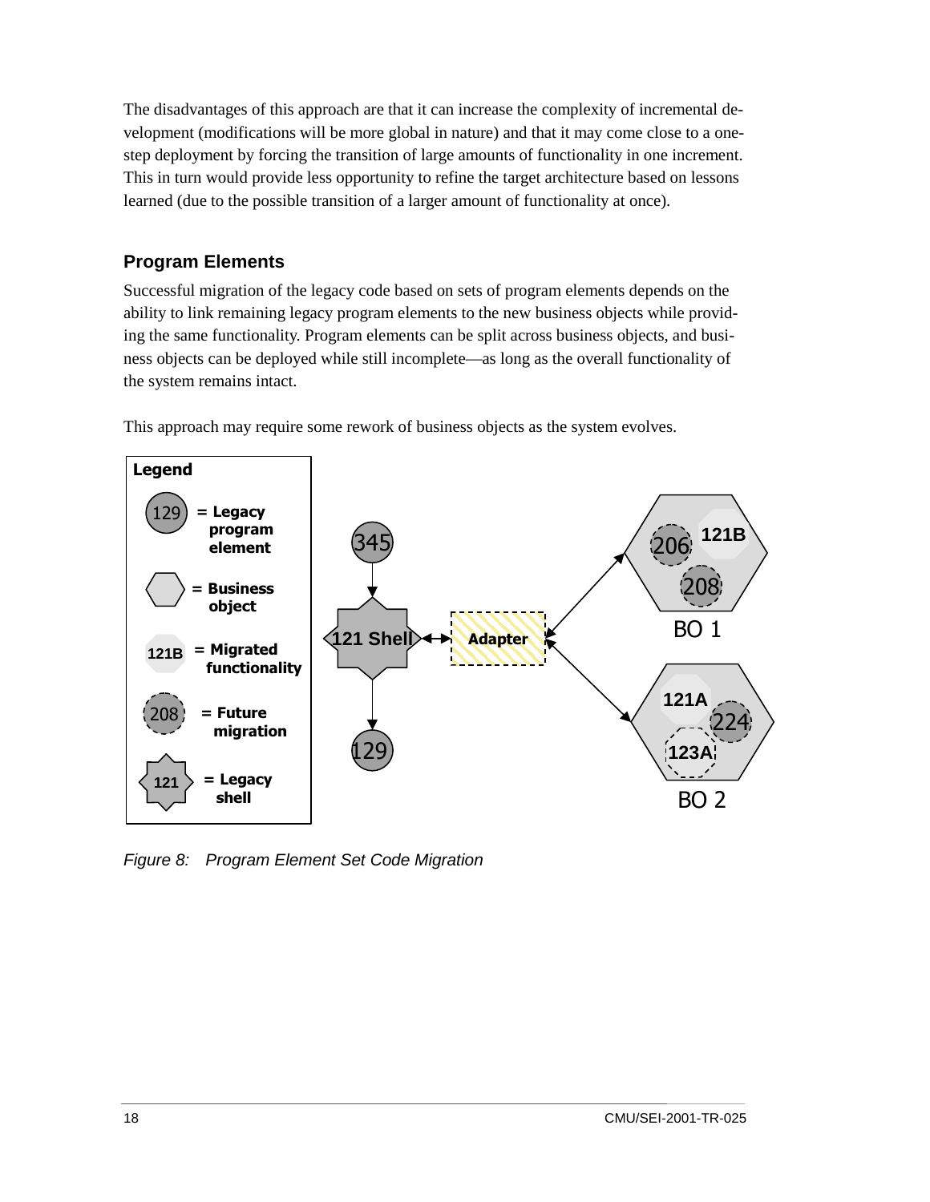The disadvantages of this approach are that it can increase the complexity of incremental development (modifications will be more global in nature) and that it may come close to a one-step deployment by forcing the transition of large amounts of functionality in one increment. This in turn would provide less opportunity to refine the target architecture based on lessons learned (due to the possible transition of a larger amount of functionality at once).

### Program Elements

Successful migration of the legacy code based on sets of program elements depends on the ability to link remaining legacy program elements to the new business objects while providing the same functionality. Program elements can be split across business objects, and business objects can be deployed while still incomplete—as long as the overall functionality of the system remains intact.

This approach may require some rework of business objects as the system evolves.

*Figure 8: Program Element Set Code Migration*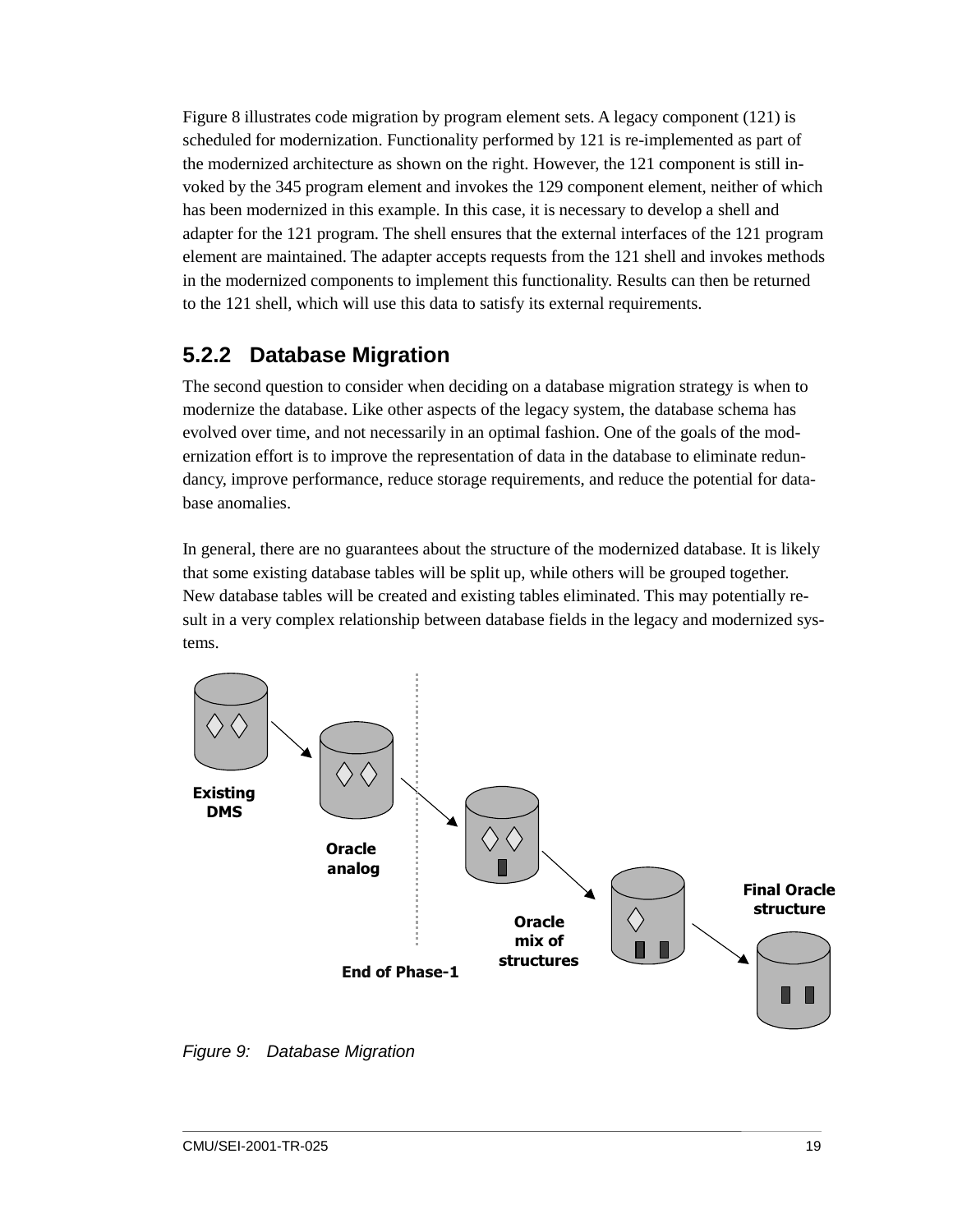Figure 8 illustrates code migration by program element sets. A legacy component (121) is scheduled for modernization. Functionality performed by 121 is re-implemented as part of the modernized architecture as shown on the right. However, the 121 component is still invoked by the 345 program element and invokes the 129 component element, neither of which has been modernized in this example. In this case, it is necessary to develop a shell and adapter for the 121 program. The shell ensures that the external interfaces of the 121 program element are maintained. The adapter accepts requests from the 121 shell and invokes methods in the modernized components to implement this functionality. Results can then be returned to the 121 shell, which will use this data to satisfy its external requirements.

### 5.2.2 Database Migration

The second question to consider when deciding on a database migration strategy is when to modernize the database. Like other aspects of the legacy system, the database schema has evolved over time, and not necessarily in an optimal fashion. One of the goals of the modernization effort is to improve the representation of data in the database to eliminate redundancy, improve performance, reduce storage requirements, and reduce the potential for database anomalies.

In general, there are no guarantees about the structure of the modernized database. It is likely that some existing database tables will be split up, while others will be grouped together. New database tables will be created and existing tables eliminated. This may potentially result in a very complex relationship between database fields in the legacy and modernized systems.

Existing DMS

Oracle analog

End of Phase-1

Oracle mix of structures

Final Oracle structure

*Figure 9: Database Migration*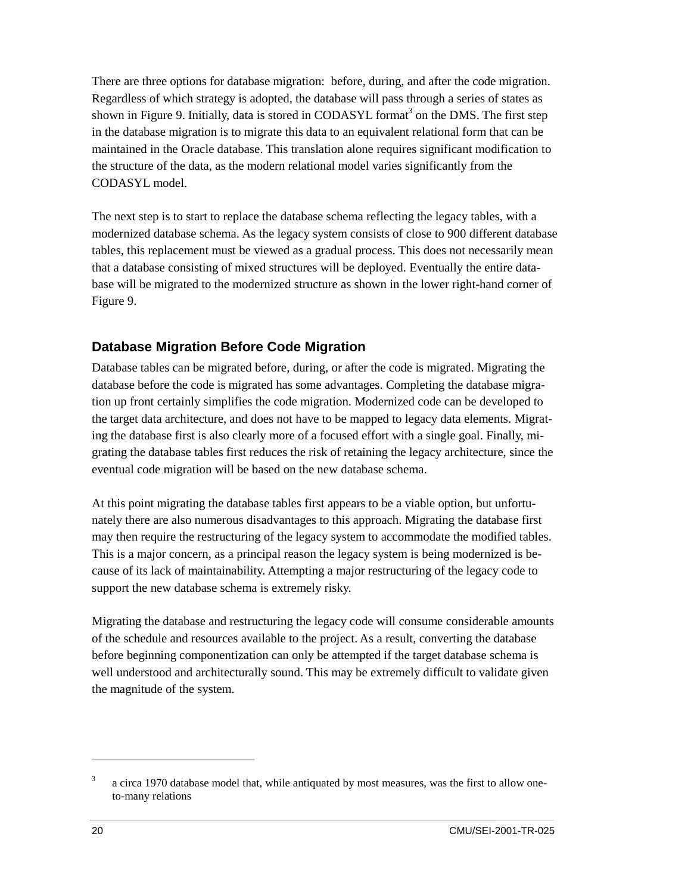There are three options for database migration: before, during, and after the code migration. Regardless of which strategy is adopted, the database will pass through a series of states as shown in Figure 9. Initially, data is stored in CODASYL format[3] on the DMS. The first step in the database migration is to migrate this data to an equivalent relational form that can be maintained in the Oracle database. This translation alone requires significant modification to the structure of the data, as the modern relational model varies significantly from the CODASYL model.

The next step is to start to replace the database schema reflecting the legacy tables, with a modernized database schema. As the legacy system consists of close to 900 different database tables, this replacement must be viewed as a gradual process. This does not necessarily mean that a database consisting of mixed structures will be deployed. Eventually the entire database will be migrated to the modernized structure as shown in the lower right-hand corner of Figure 9.

### Database Migration Before Code Migration

Database tables can be migrated before, during, or after the code is migrated. Migrating the database before the code is migrated has some advantages. Completing the database migration up front certainly simplifies the code migration. Modernized code can be developed to the target data architecture, and does not have to be mapped to legacy data elements. Migrating the database first is also clearly more of a focused effort with a single goal. Finally, migrating the database tables first reduces the risk of retaining the legacy architecture, since the eventual code migration will be based on the new database schema.

At this point migrating the database tables first appears to be a viable option, but unfortunately there are also numerous disadvantages to this approach. Migrating the database first may then require the restructuring of the legacy system to accommodate the modified tables. This is a major concern, as a principal reason the legacy system is being modernized is because of its lack of maintainability. Attempting a major restructuring of the legacy code to support the new database schema is extremely risky.

Migrating the database and restructuring the legacy code will consume considerable amounts of the schedule and resources available to the project. As a result, converting the database before beginning componentization can only be attempted if the target database schema is well understood and architecturally sound. This may be extremely difficult to validate given the magnitude of the system.

---

[3] a circa 1970 database model that, while antiquated by most measures, was the first to allow one-to-many relations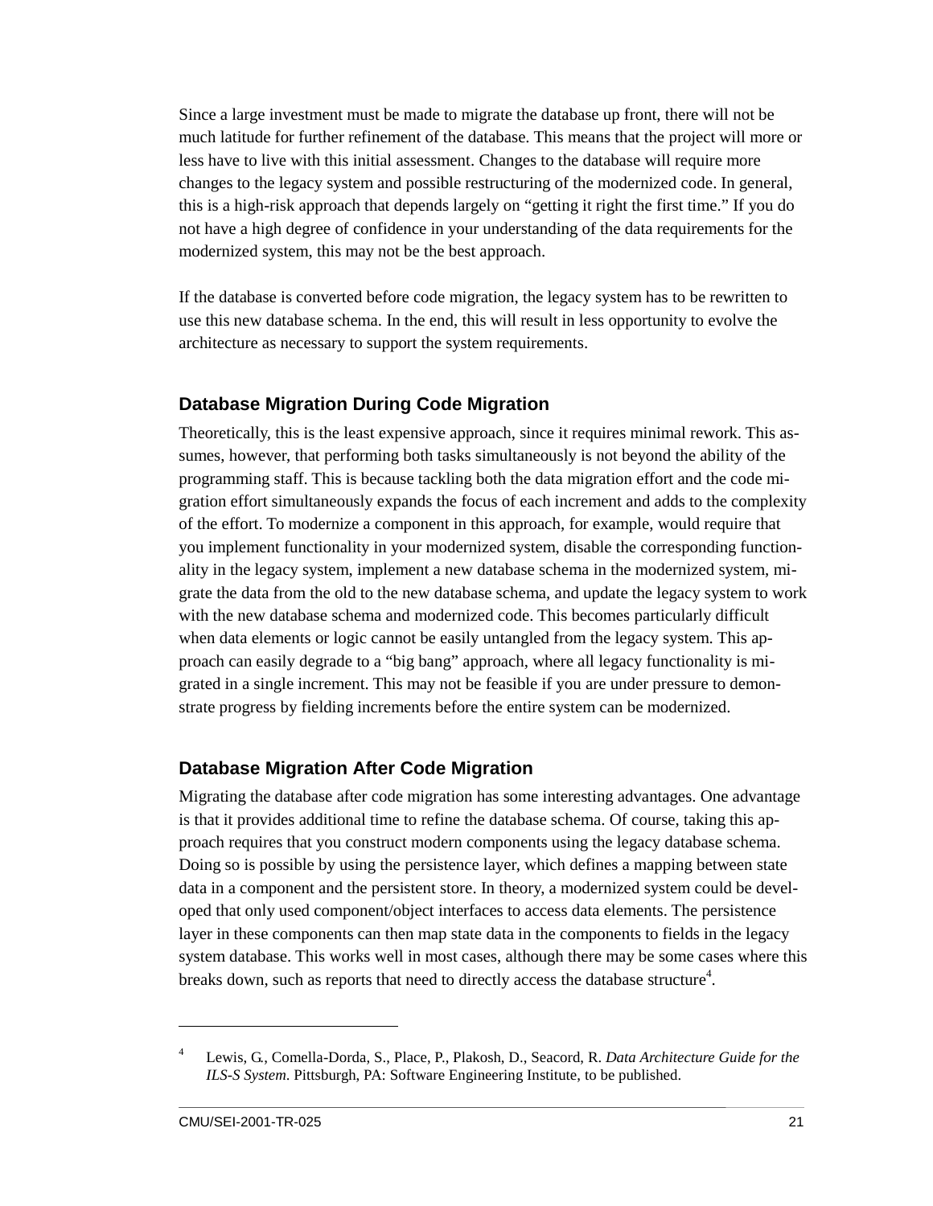Since a large investment must be made to migrate the database up front, there will not be much latitude for further refinement of the database. This means that the project will more or less have to live with this initial assessment. Changes to the database will require more changes to the legacy system and possible restructuring of the modernized code. In general, this is a high-risk approach that depends largely on "getting it right the first time." If you do not have a high degree of confidence in your understanding of the data requirements for the modernized system, this may not be the best approach.

If the database is converted before code migration, the legacy system has to be rewritten to use this new database schema. In the end, this will result in less opportunity to evolve the architecture as necessary to support the system requirements.

### Database Migration During Code Migration

Theoretically, this is the least expensive approach, since it requires minimal rework. This assumes, however, that performing both tasks simultaneously is not beyond the ability of the programming staff. This is because tackling both the data migration effort and the code migration effort simultaneously expands the focus of each increment and adds to the complexity of the effort. To modernize a component in this approach, for example, would require that you implement functionality in your modernized system, disable the corresponding functionality in the legacy system, implement a new database schema in the modernized system, migrate the data from the old to the new database schema, and update the legacy system to work with the new database schema and modernized code. This becomes particularly difficult when data elements or logic cannot be easily untangled from the legacy system. This approach can easily degrade to a "big bang" approach, where all legacy functionality is migrated in a single increment. This may not be feasible if you are under pressure to demonstrate progress by fielding increments before the entire system can be modernized.

### Database Migration After Code Migration

Migrating the database after code migration has some interesting advantages. One advantage is that it provides additional time to refine the database schema. Of course, taking this approach requires that you construct modern components using the legacy database schema. Doing so is possible by using the persistence layer, which defines a mapping between state data in a component and the persistent store. In theory, a modernized system could be developed that only used component/object interfaces to access data elements. The persistence layer in these components can then map state data in the components to fields in the legacy system database. This works well in most cases, although there may be some cases where this breaks down, such as reports that need to directly access the database structure[4].

---

[4] Lewis, G., Comella-Dorda, S., Place, P., Plakosh, D., Seacord, R. *Data Architecture Guide for the ILS-S System*. Pittsburgh, PA: Software Engineering Institute, to be published.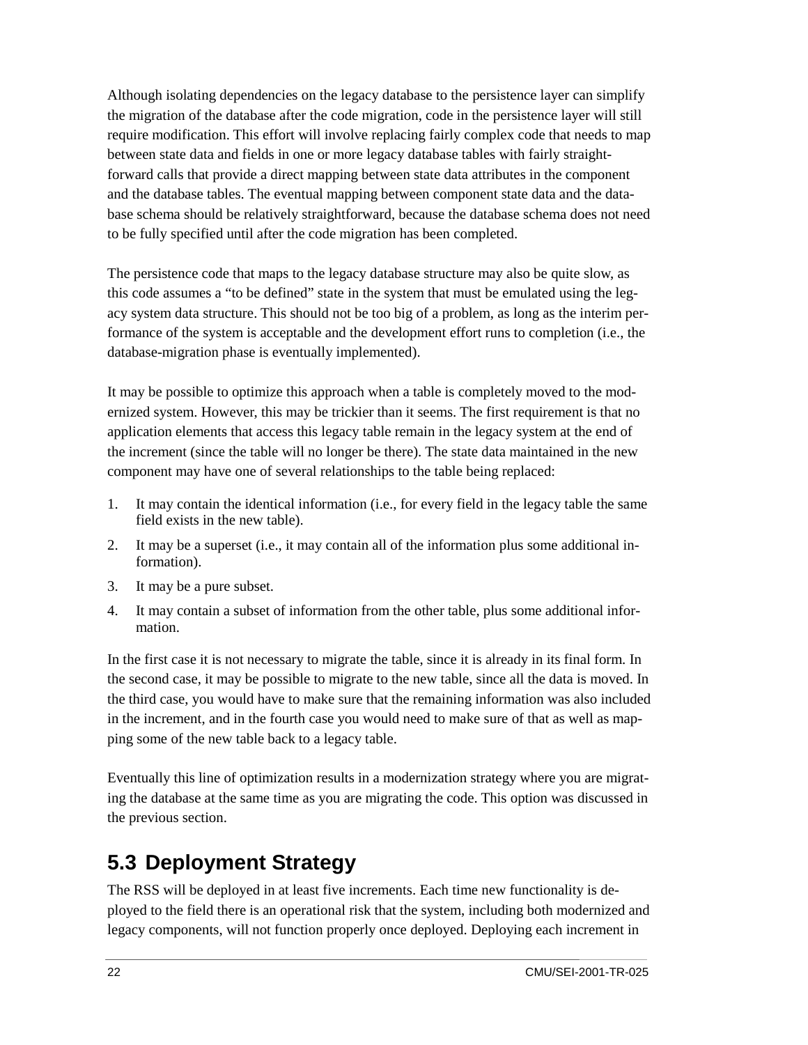Although isolating dependencies on the legacy database to the persistence layer can simplify the migration of the database after the code migration, code in the persistence layer will still require modification. This effort will involve replacing fairly complex code that needs to map between state data and fields in one or more legacy database tables with fairly straightforward calls that provide a direct mapping between state data attributes in the component and the database tables. The eventual mapping between component state data and the database schema should be relatively straightforward, because the database schema does not need to be fully specified until after the code migration has been completed.

The persistence code that maps to the legacy database structure may also be quite slow, as this code assumes a "to be defined" state in the system that must be emulated using the legacy system data structure. This should not be too big of a problem, as long as the interim performance of the system is acceptable and the development effort runs to completion (i.e., the database-migration phase is eventually implemented).

It may be possible to optimize this approach when a table is completely moved to the modernized system. However, this may be trickier than it seems. The first requirement is that no application elements that access this legacy table remain in the legacy system at the end of the increment (since the table will no longer be there). The state data maintained in the new component may have one of several relationships to the table being replaced:

1. It may contain the identical information (i.e., for every field in the legacy table the same field exists in the new table).
2. It may be a superset (i.e., it may contain all of the information plus some additional information).
3. It may be a pure subset.
4. It may contain a subset of information from the other table, plus some additional information.

In the first case it is not necessary to migrate the table, since it is already in its final form. In the second case, it may be possible to migrate to the new table, since all the data is moved. In the third case, you would have to make sure that the remaining information was also included in the increment, and in the fourth case you would need to make sure of that as well as mapping some of the new table back to a legacy table.

Eventually this line of optimization results in a modernization strategy where you are migrating the database at the same time as you are migrating the code. This option was discussed in the previous section.

## 5.3 Deployment Strategy

The RSS will be deployed in at least five increments. Each time new functionality is deployed to the field there is an operational risk that the system, including both modernized and legacy components, will not function properly once deployed. Deploying each increment in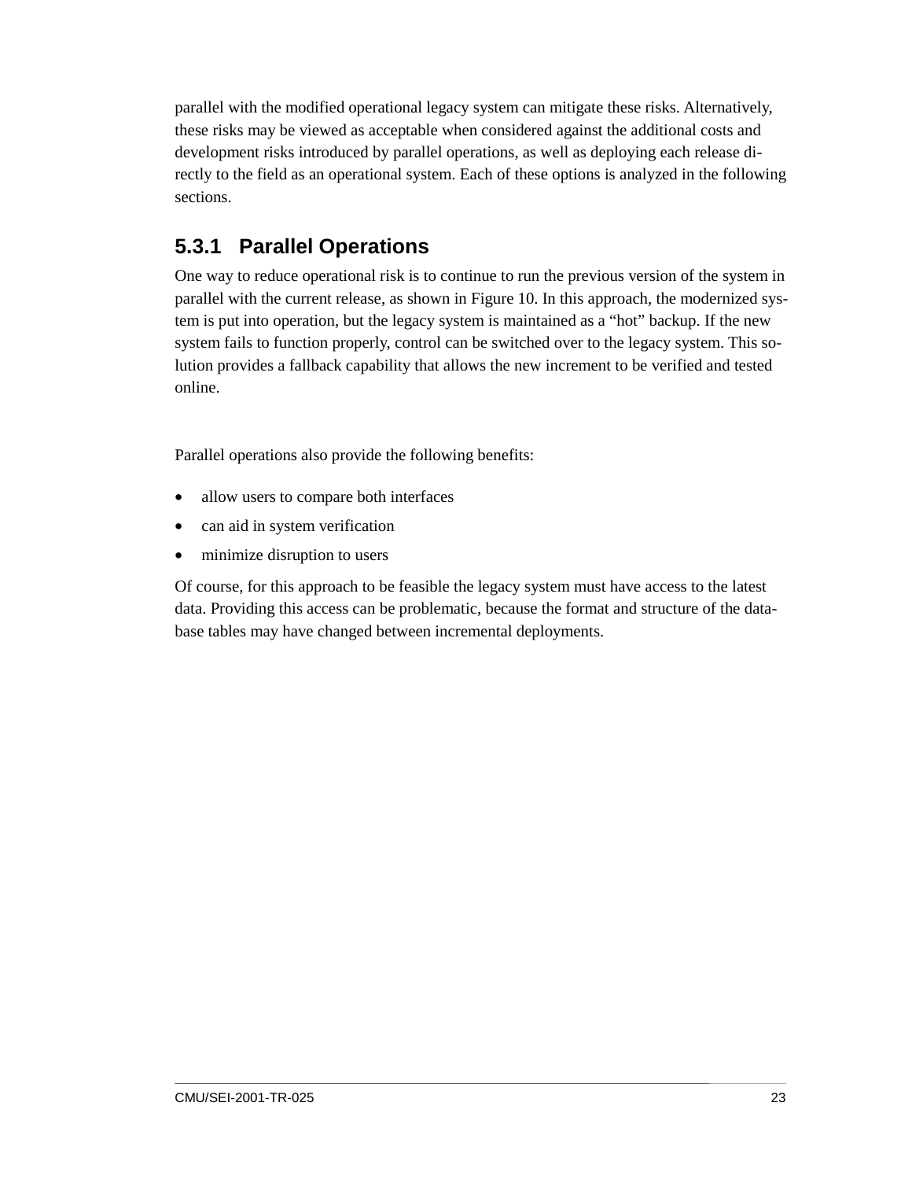parallel with the modified operational legacy system can mitigate these risks. Alternatively, these risks may be viewed as acceptable when considered against the additional costs and development risks introduced by parallel operations, as well as deploying each release directly to the field as an operational system. Each of these options is analyzed in the following sections.

### 5.3.1 Parallel Operations

One way to reduce operational risk is to continue to run the previous version of the system in parallel with the current release, as shown in Figure 10. In this approach, the modernized system is put into operation, but the legacy system is maintained as a "hot" backup. If the new system fails to function properly, control can be switched over to the legacy system. This solution provides a fallback capability that allows the new increment to be verified and tested online.

Parallel operations also provide the following benefits:

- allow users to compare both interfaces
- can aid in system verification
- minimize disruption to users

Of course, for this approach to be feasible the legacy system must have access to the latest data. Providing this access can be problematic, because the format and structure of the database tables may have changed between incremental deployments.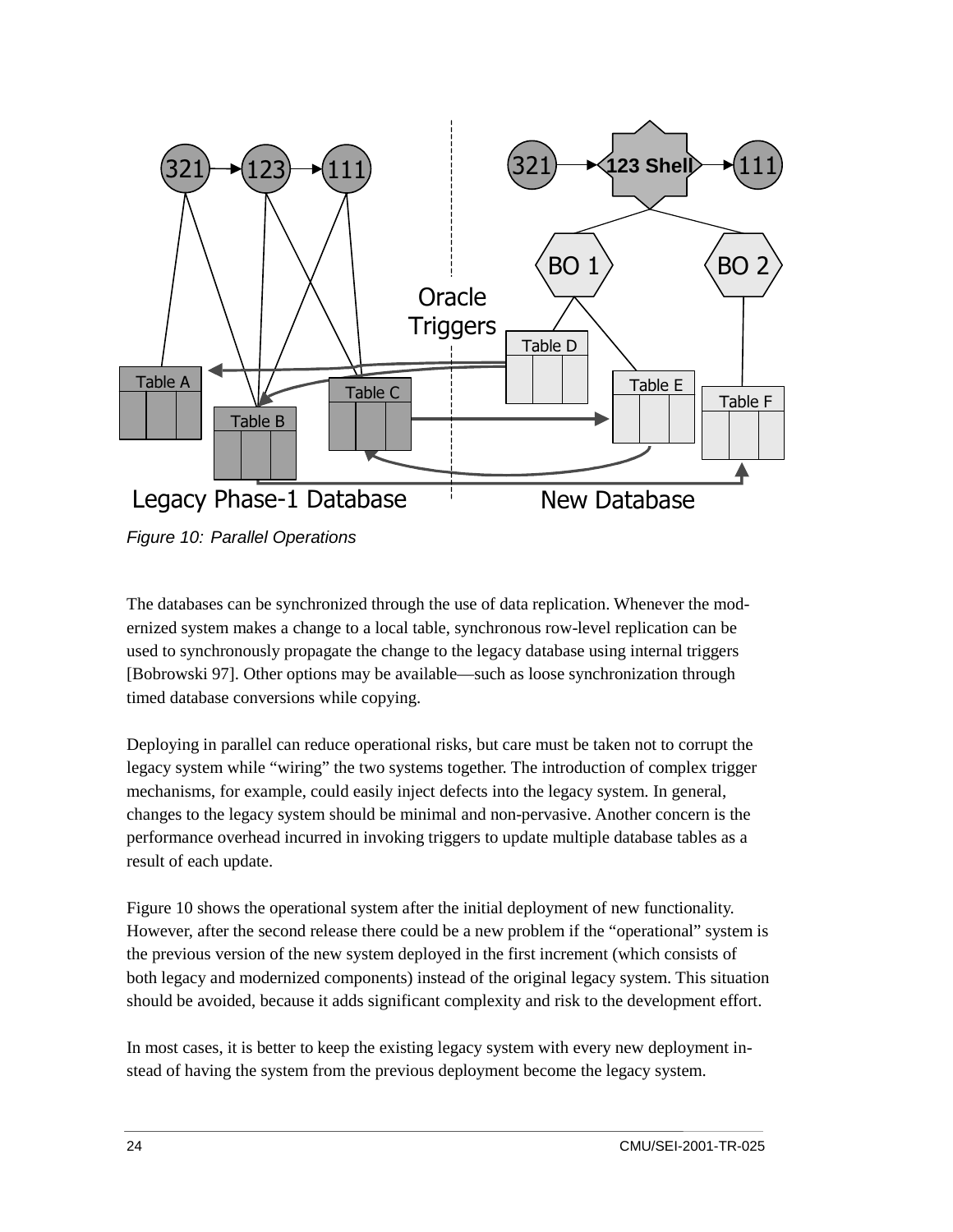*Figure 10: Parallel Operations*

The databases can be synchronized through the use of data replication. Whenever the modernized system makes a change to a local table, synchronous row-level replication can be used to synchronously propagate the change to the legacy database using internal triggers [Bobrowski 97]. Other options may be available—such as loose synchronization through timed database conversions while copying.

Deploying in parallel can reduce operational risks, but care must be taken not to corrupt the legacy system while "wiring" the two systems together. The introduction of complex trigger mechanisms, for example, could easily inject defects into the legacy system. In general, changes to the legacy system should be minimal and non-pervasive. Another concern is the performance overhead incurred in invoking triggers to update multiple database tables as a result of each update.

Figure 10 shows the operational system after the initial deployment of new functionality. However, after the second release there could be a new problem if the "operational" system is the previous version of the new system deployed in the first increment (which consists of both legacy and modernized components) instead of the original legacy system. This situation should be avoided, because it adds significant complexity and risk to the development effort.

In most cases, it is better to keep the existing legacy system with every new deployment instead of having the system from the previous deployment become the legacy system.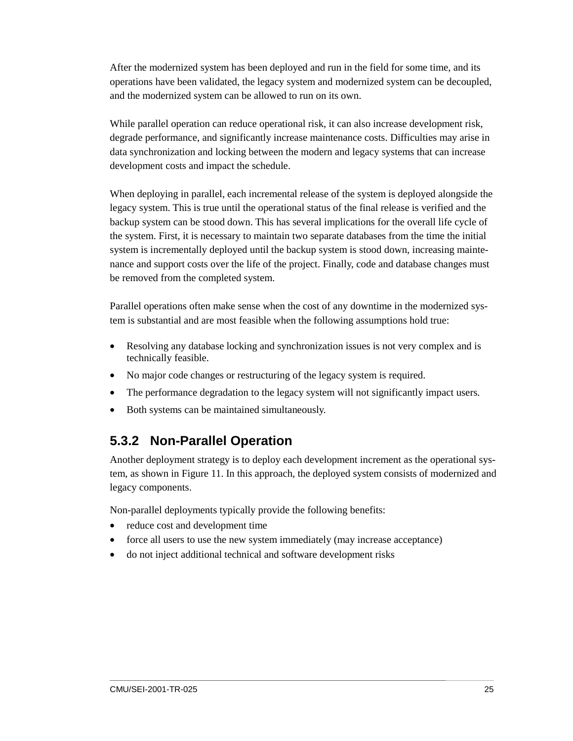After the modernized system has been deployed and run in the field for some time, and its operations have been validated, the legacy system and modernized system can be decoupled, and the modernized system can be allowed to run on its own.

While parallel operation can reduce operational risk, it can also increase development risk, degrade performance, and significantly increase maintenance costs. Difficulties may arise in data synchronization and locking between the modern and legacy systems that can increase development costs and impact the schedule.

When deploying in parallel, each incremental release of the system is deployed alongside the legacy system. This is true until the operational status of the final release is verified and the backup system can be stood down. This has several implications for the overall life cycle of the system. First, it is necessary to maintain two separate databases from the time the initial system is incrementally deployed until the backup system is stood down, increasing maintenance and support costs over the life of the project. Finally, code and database changes must be removed from the completed system.

Parallel operations often make sense when the cost of any downtime in the modernized system is substantial and are most feasible when the following assumptions hold true:

- Resolving any database locking and synchronization issues is not very complex and is technically feasible.
- No major code changes or restructuring of the legacy system is required.
- The performance degradation to the legacy system will not significantly impact users.
- Both systems can be maintained simultaneously.

### 5.3.2 Non-Parallel Operation

Another deployment strategy is to deploy each development increment as the operational system, as shown in Figure 11. In this approach, the deployed system consists of modernized and legacy components.

Non-parallel deployments typically provide the following benefits:

- reduce cost and development time
- force all users to use the new system immediately (may increase acceptance)
- do not inject additional technical and software development risks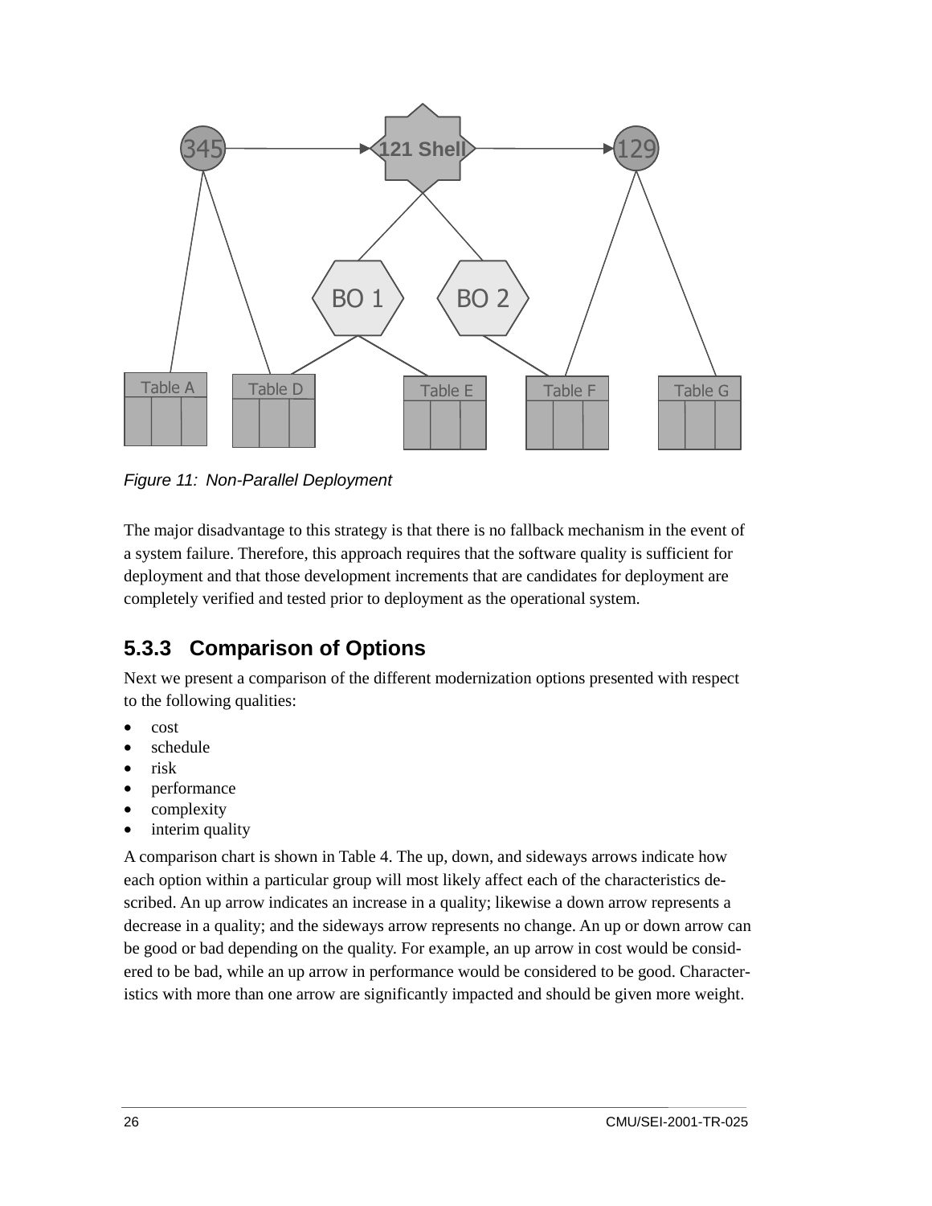*Figure 11: Non-Parallel Deployment*

The major disadvantage to this strategy is that there is no fallback mechanism in the event of a system failure. Therefore, this approach requires that the software quality is sufficient for deployment and that those development increments that are candidates for deployment are completely verified and tested prior to deployment as the operational system.

### 5.3.3 Comparison of Options

Next we present a comparison of the different modernization options presented with respect to the following qualities:

- cost
- schedule
- risk
- performance
- complexity
- interim quality

A comparison chart is shown in Table 4. The up, down, and sideways arrows indicate how each option within a particular group will most likely affect each of the characteristics described. An up arrow indicates an increase in a quality; likewise a down arrow represents a decrease in a quality; and the sideways arrow represents no change. An up or down arrow can be good or bad depending on the quality. For example, an up arrow in cost would be considered to be bad, while an up arrow in performance would be considered to be good. Characteristics with more than one arrow are significantly impacted and should be given more weight.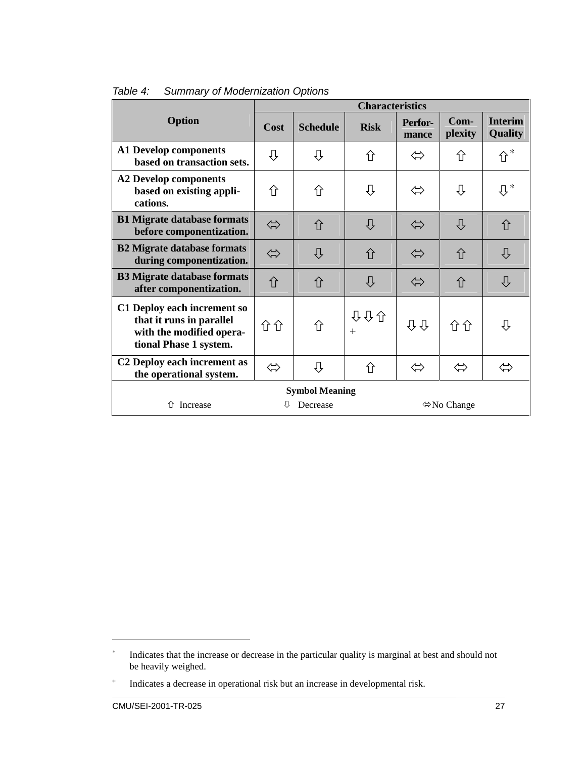*Table 4: Summary of Modernization Options*

| Option | Characteristics | | | | | |
|---|---|---|---|---|---|---|
| | **Cost** | **Schedule** | **Risk** | **Perfor-mance** | **Com-plexity** | **Interim Quality** |
| **A1 Develop components based on transaction sets.** | ⇩ | ⇩ | ⇧ | ⬄ | ⇧ | ⇧* |
| **A2 Develop components based on existing appli-cations.** | ⇧ | ⇧ | ⇩ | ⬄ | ⇩ | ⇩* |
| **B1 Migrate database formats before componentization.** | ⬄ | ⇧ | ⇩ | ⬄ | ⇩ | ⇧ |
| **B2 Migrate database formats during componentization.** | ⬄ | ⇩ | ⇧ | ⬄ | ⇧ | ⇩ |
| **B3 Migrate database formats after componentization.** | ⇧ | ⇧ | ⇩ | ⬄ | ⇧ | ⇩ |
| **C1 Deploy each increment so that it runs in parallel with the modified opera-tional Phase 1 system.** | ⇧⇧ | ⇧ | ⇩⇩⇧+ | ⇩⇩ | ⇧⇧ | ⇩ |
| **C2 Deploy each increment as the operational system.** | ⬄ | ⇩ | ⇧ | ⬄ | ⬄ | ⬄ |

**Symbol Meaning**

⇧ Increase  ⇩ Decrease  ⬄ No Change

---

* Indicates that the increase or decrease in the particular quality is marginal at best and should not be heavily weighed.

+ Indicates a decrease in operational risk but an increase in developmental risk.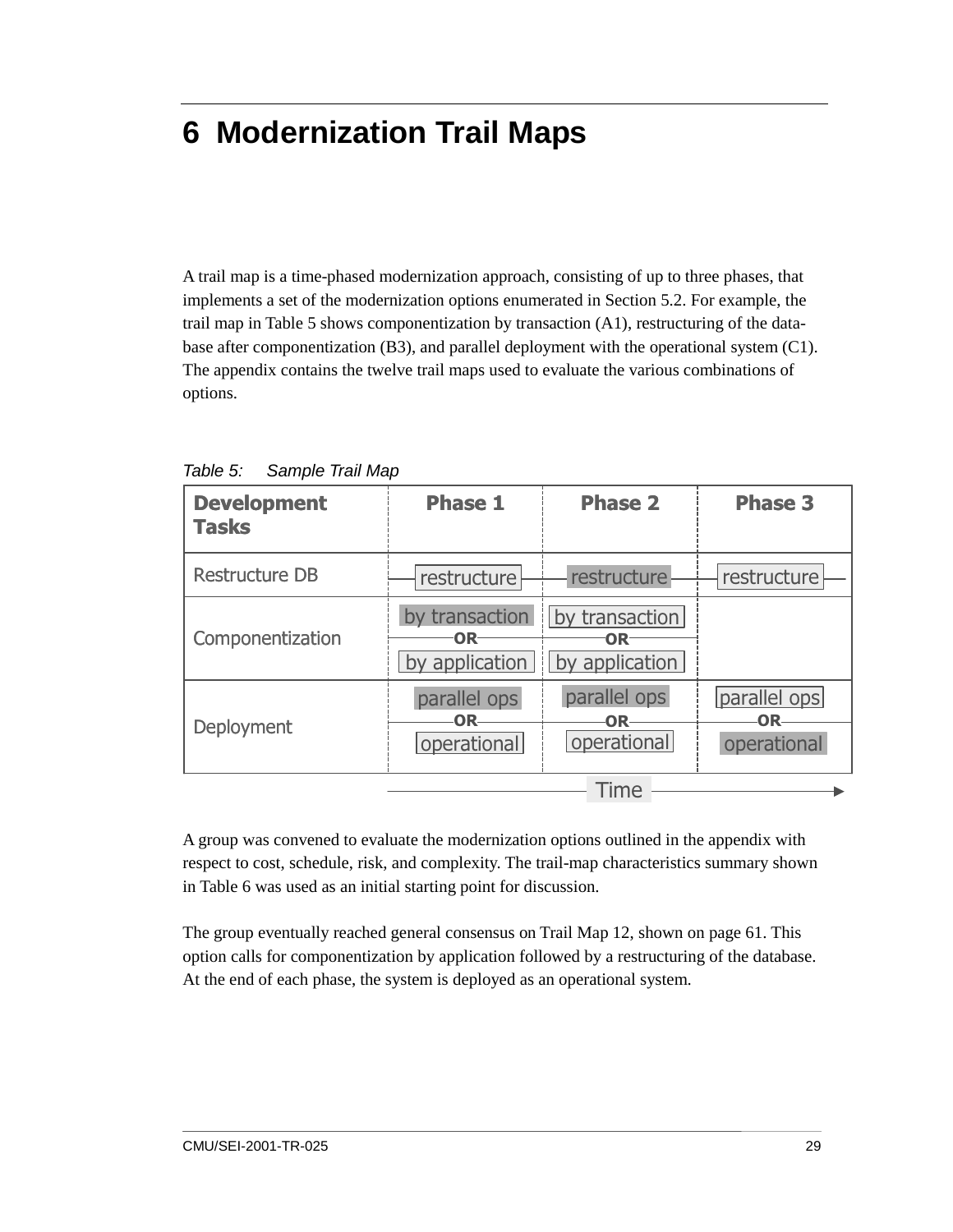# 6 Modernization Trail Maps

A trail map is a time-phased modernization approach, consisting of up to three phases, that implements a set of the modernization options enumerated in Section 5.2. For example, the trail map in Table 5 shows componentization by transaction (A1), restructuring of the database after componentization (B3), and parallel deployment with the operational system (C1). The appendix contains the twelve trail maps used to evaluate the various combinations of options.

*Table 5: Sample Trail Map*

| Development Tasks | Phase 1 | Phase 2 | Phase 3 |
|---|---|---|---|
| Restructure DB | restructure | restructure | restructure |
| Componentization | by transaction OR by application | by transaction OR by application | |
| Deployment | parallel ops OR operational | parallel ops OR operational | parallel ops OR operational |

Time →

A group was convened to evaluate the modernization options outlined in the appendix with respect to cost, schedule, risk, and complexity. The trail-map characteristics summary shown in Table 6 was used as an initial starting point for discussion.

The group eventually reached general consensus on Trail Map 12, shown on page 61. This option calls for componentization by application followed by a restructuring of the database. At the end of each phase, the system is deployed as an operational system.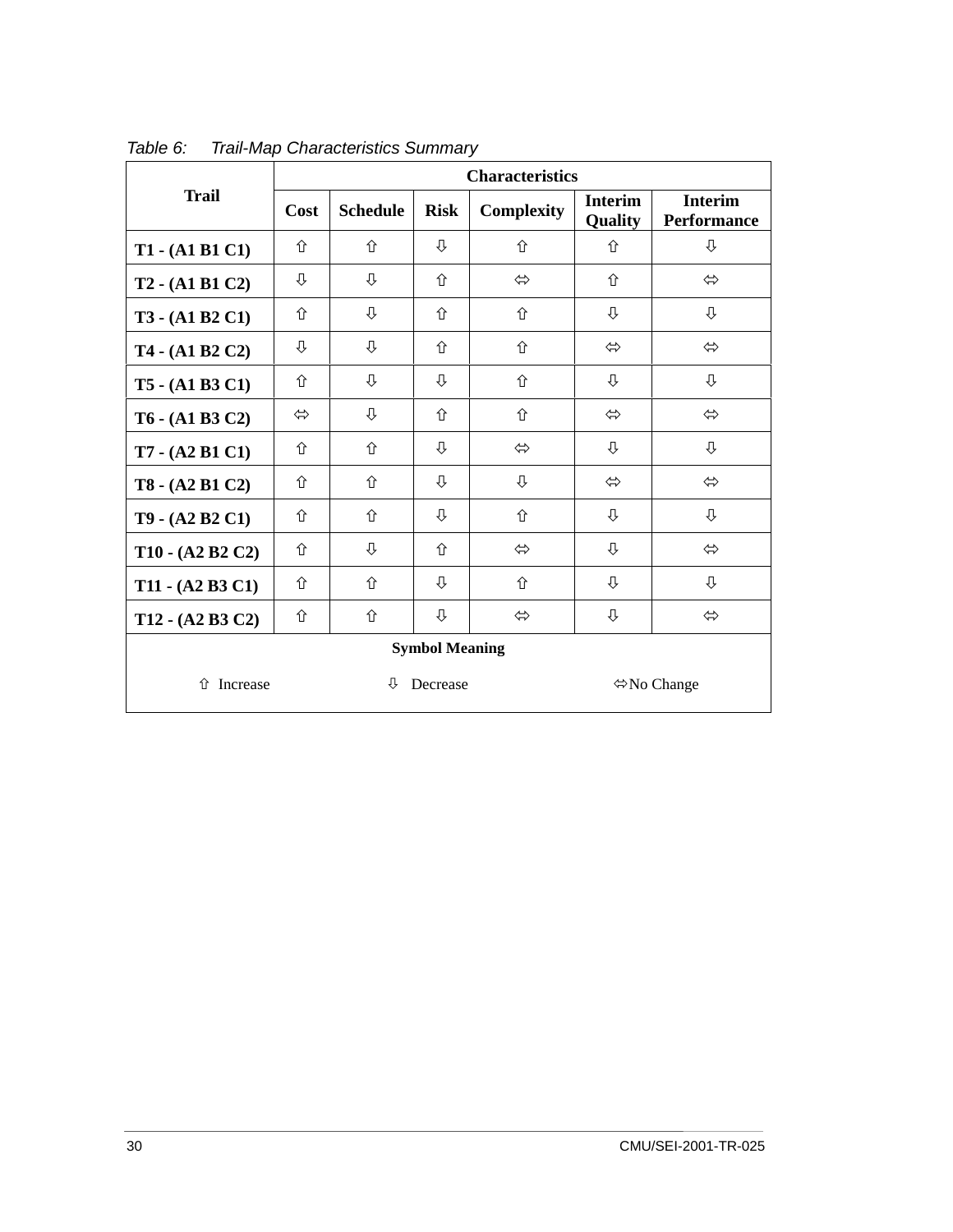Table 6: Trail-Map Characteristics Summary

| Trail | Characteristics | | | | | |
|---|---|---|---|---|---|---|
| | Cost | Schedule | Risk | Complexity | Interim Quality | Interim Performance |
| **T1 - (A1 B1 C1)** | ⇧ | ⇧ | ⇩ | ⇧ | ⇧ | ⇩ |
| **T2 - (A1 B1 C2)** | ⇩ | ⇩ | ⇧ | ⬄ | ⇧ | ⬄ |
| **T3 - (A1 B2 C1)** | ⇧ | ⇩ | ⇧ | ⇧ | ⇩ | ⇩ |
| **T4 - (A1 B2 C2)** | ⇩ | ⇩ | ⇧ | ⇧ | ⬄ | ⬄ |
| **T5 - (A1 B3 C1)** | ⇧ | ⇩ | ⇩ | ⇧ | ⇩ | ⇩ |
| **T6 - (A1 B3 C2)** | ⬄ | ⇩ | ⇧ | ⇧ | ⬄ | ⬄ |
| **T7 - (A2 B1 C1)** | ⇧ | ⇧ | ⇩ | ⬄ | ⇩ | ⇩ |
| **T8 - (A2 B1 C2)** | ⇧ | ⇧ | ⇩ | ⇩ | ⬄ | ⬄ |
| **T9 - (A2 B2 C1)** | ⇧ | ⇧ | ⇩ | ⇧ | ⇩ | ⇩ |
| **T10 - (A2 B2 C2)** | ⇧ | ⇩ | ⇧ | ⬄ | ⇩ | ⬄ |
| **T11 - (A2 B3 C1)** | ⇧ | ⇧ | ⇩ | ⇧ | ⇩ | ⇩ |
| **T12 - (A2 B3 C2)** | ⇧ | ⇧ | ⇩ | ⬄ | ⇩ | ⬄ |

**Symbol Meaning**

⇧ Increase ⇩ Decrease ⬄ No Change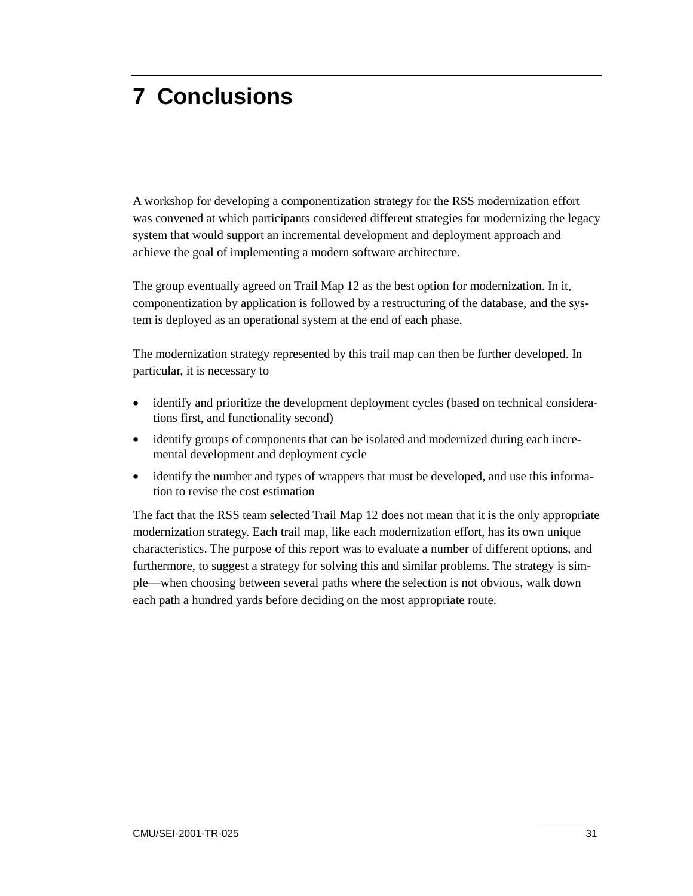# 7 Conclusions

A workshop for developing a componentization strategy for the RSS modernization effort was convened at which participants considered different strategies for modernizing the legacy system that would support an incremental development and deployment approach and achieve the goal of implementing a modern software architecture.

The group eventually agreed on Trail Map 12 as the best option for modernization. In it, componentization by application is followed by a restructuring of the database, and the system is deployed as an operational system at the end of each phase.

The modernization strategy represented by this trail map can then be further developed. In particular, it is necessary to

- identify and prioritize the development deployment cycles (based on technical considerations first, and functionality second)
- identify groups of components that can be isolated and modernized during each incremental development and deployment cycle
- identify the number and types of wrappers that must be developed, and use this information to revise the cost estimation

The fact that the RSS team selected Trail Map 12 does not mean that it is the only appropriate modernization strategy. Each trail map, like each modernization effort, has its own unique characteristics. The purpose of this report was to evaluate a number of different options, and furthermore, to suggest a strategy for solving this and similar problems. The strategy is simple—when choosing between several paths where the selection is not obvious, walk down each path a hundred yards before deciding on the most appropriate route.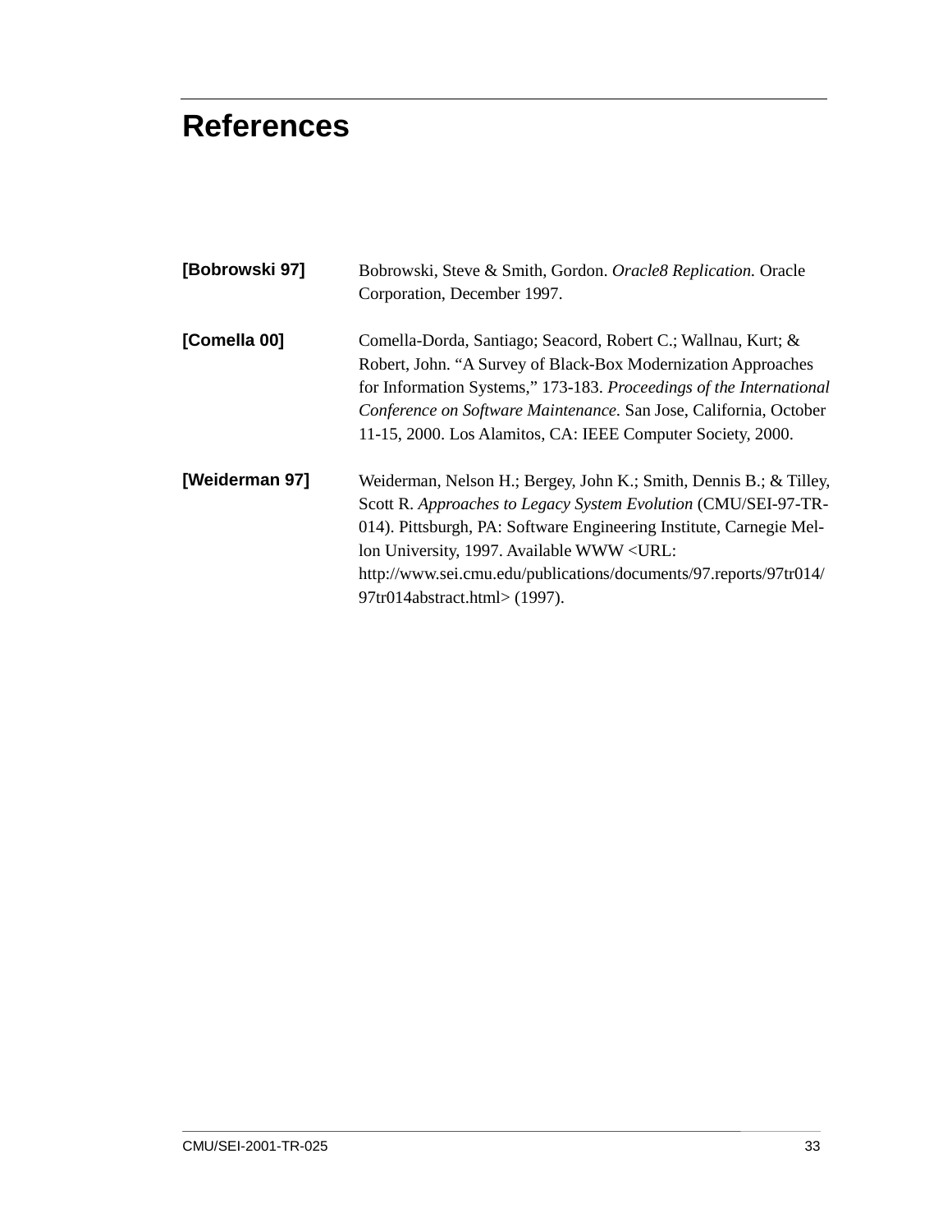# References

**[Bobrowski 97]** Bobrowski, Steve & Smith, Gordon. *Oracle8 Replication.* Oracle Corporation, December 1997.

**[Comella 00]** Comella-Dorda, Santiago; Seacord, Robert C.; Wallnau, Kurt; & Robert, John. "A Survey of Black-Box Modernization Approaches for Information Systems," 173-183. *Proceedings of the International Conference on Software Maintenance.* San Jose, California, October 11-15, 2000. Los Alamitos, CA: IEEE Computer Society, 2000.

**[Weiderman 97]** Weiderman, Nelson H.; Bergey, John K.; Smith, Dennis B.; & Tilley, Scott R. *Approaches to Legacy System Evolution* (CMU/SEI-97-TR-014). Pittsburgh, PA: Software Engineering Institute, Carnegie Mellon University, 1997. Available WWW <URL: http://www.sei.cmu.edu/publications/documents/97.reports/97tr014/97tr014abstract.html> (1997).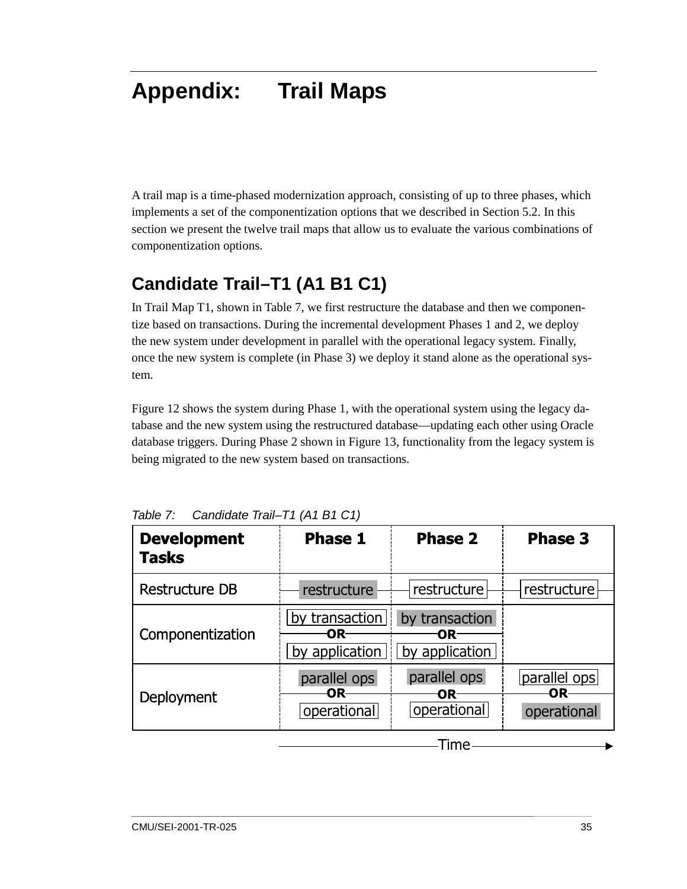# Appendix: Trail Maps

A trail map is a time-phased modernization approach, consisting of up to three phases, which implements a set of the componentization options that we described in Section 5.2. In this section we present the twelve trail maps that allow us to evaluate the various combinations of componentization options.

## Candidate Trail–T1 (A1 B1 C1)

In Trail Map T1, shown in Table 7, we first restructure the database and then we componentize based on transactions. During the incremental development Phases 1 and 2, we deploy the new system under development in parallel with the operational legacy system. Finally, once the new system is complete (in Phase 3) we deploy it stand alone as the operational system.

Figure 12 shows the system during Phase 1, with the operational system using the legacy database and the new system using the restructured database—updating each other using Oracle database triggers. During Phase 2 shown in Figure 13, functionality from the legacy system is being migrated to the new system based on transactions.

*Table 7: Candidate Trail–T1 (A1 B1 C1)*

| Development Tasks | Phase 1 | Phase 2 | Phase 3 |
|---|---|---|---|
| Restructure DB | **restructure** | restructure | restructure |
| Componentization | by transaction<br>OR<br>by application | **by transaction**<br>OR<br>by application | |
| Deployment | **parallel ops**<br>OR<br>operational | **parallel ops**<br>OR<br>operational | parallel ops<br>OR<br>**operational** |

Time →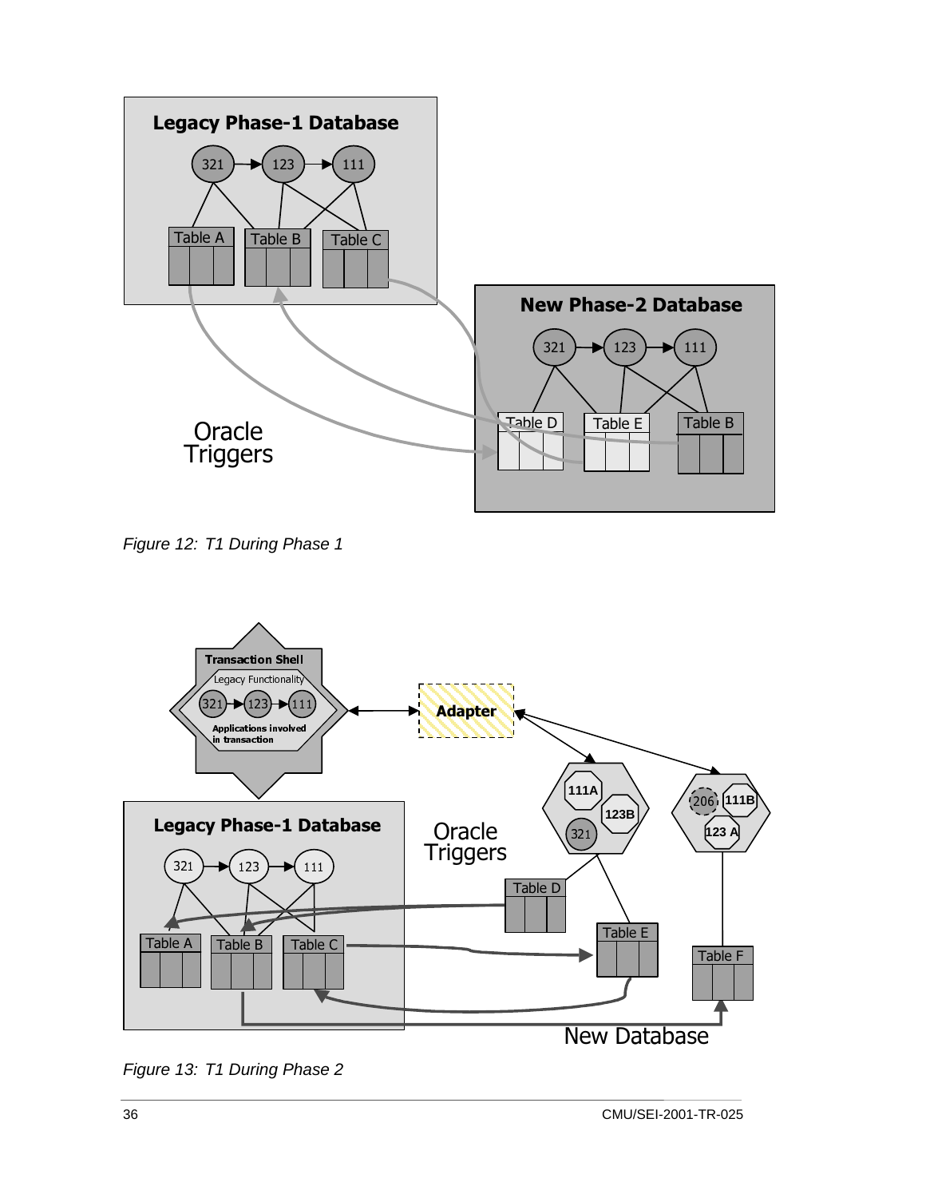*Figure 12: T1 During Phase 1*

*Figure 13: T1 During Phase 2*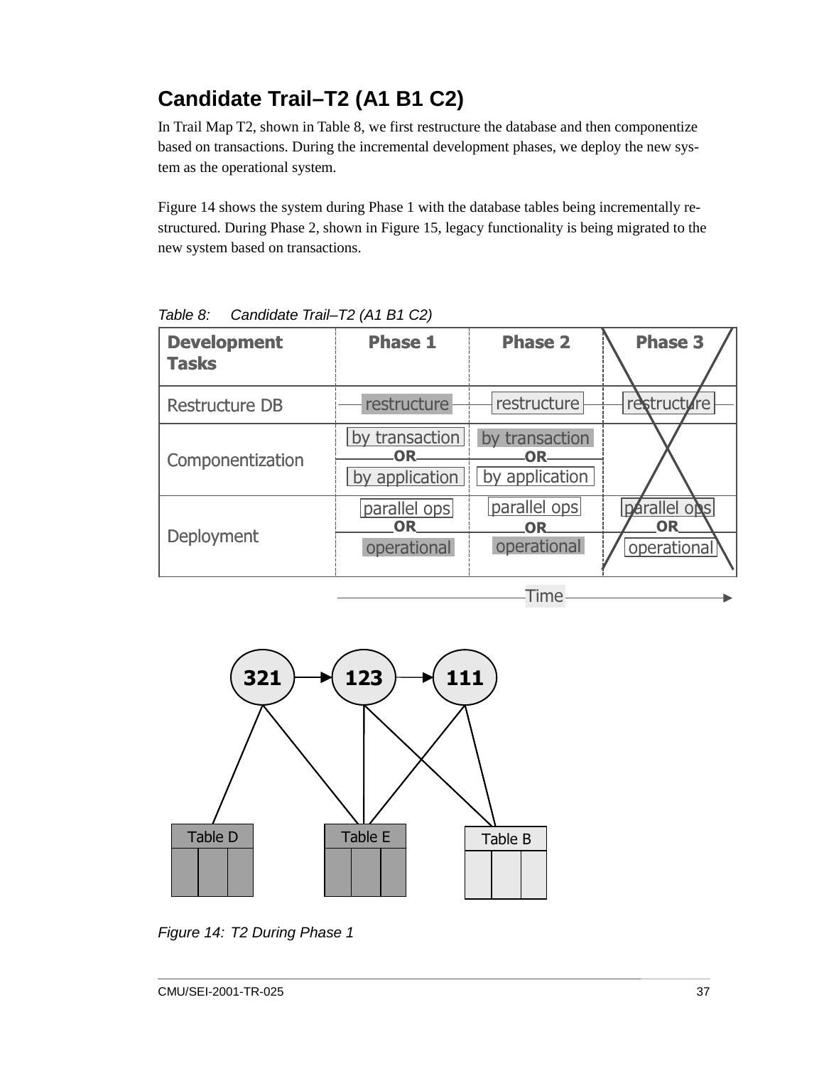## Candidate Trail–T2 (A1 B1 C2)

In Trail Map T2, shown in Table 8, we first restructure the database and then componentize based on transactions. During the incremental development phases, we deploy the new system as the operational system.

Figure 14 shows the system during Phase 1 with the database tables being incrementally restructured. During Phase 2, shown in Figure 15, legacy functionality is being migrated to the new system based on transactions.

*Table 8: Candidate Trail–T2 (A1 B1 C2)*

| Development Tasks | Phase 1 | Phase 2 | Phase 3 |
|---|---|---|---|
| Restructure DB | restructure | restructure | restructure |
| Componentization | by transaction OR by application | by transaction OR by application | |
| Deployment | parallel ops OR operational | parallel ops OR operational | parallel ops OR operational |

Time →

*Figure 14: T2 During Phase 1*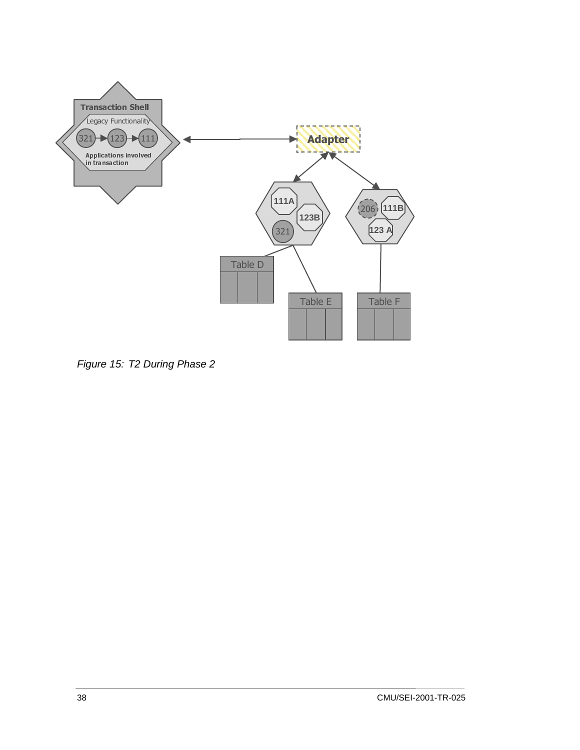Figure 15: T2 During Phase 2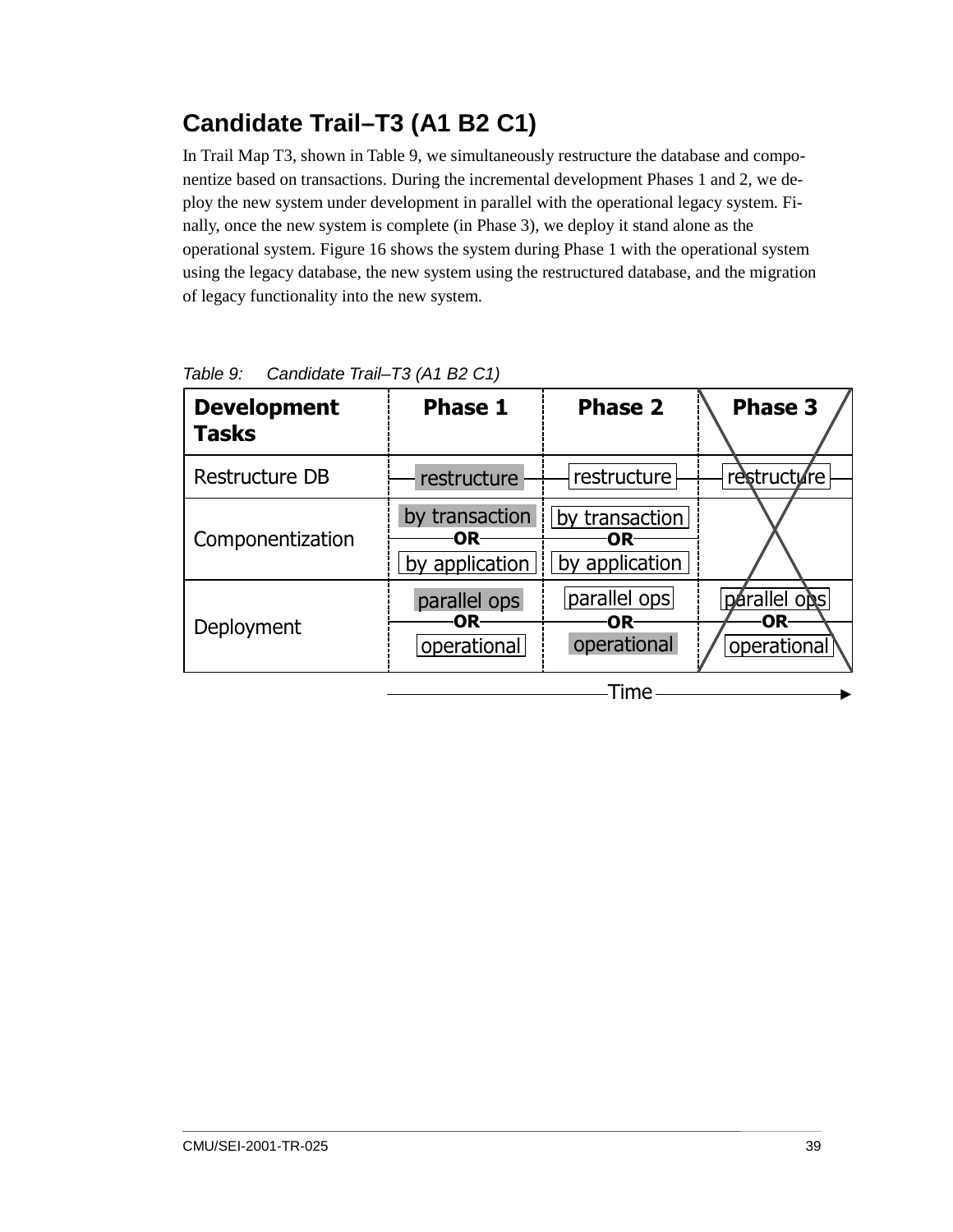## Candidate Trail–T3 (A1 B2 C1)

In Trail Map T3, shown in Table 9, we simultaneously restructure the database and componentize based on transactions. During the incremental development Phases 1 and 2, we deploy the new system under development in parallel with the operational legacy system. Finally, once the new system is complete (in Phase 3), we deploy it stand alone as the operational system. Figure 16 shows the system during Phase 1 with the operational system using the legacy database, the new system using the restructured database, and the migration of legacy functionality into the new system.

*Table 9: Candidate Trail–T3 (A1 B2 C1)*

| Development Tasks | Phase 1 | Phase 2 | Phase 3 |
|---|---|---|---|
| Restructure DB | restructure | restructure | restructure |
| Componentization | by transaction OR by application | by transaction OR by application | |
| Deployment | parallel ops OR operational | parallel ops OR operational | parallel ops OR operational |

Time →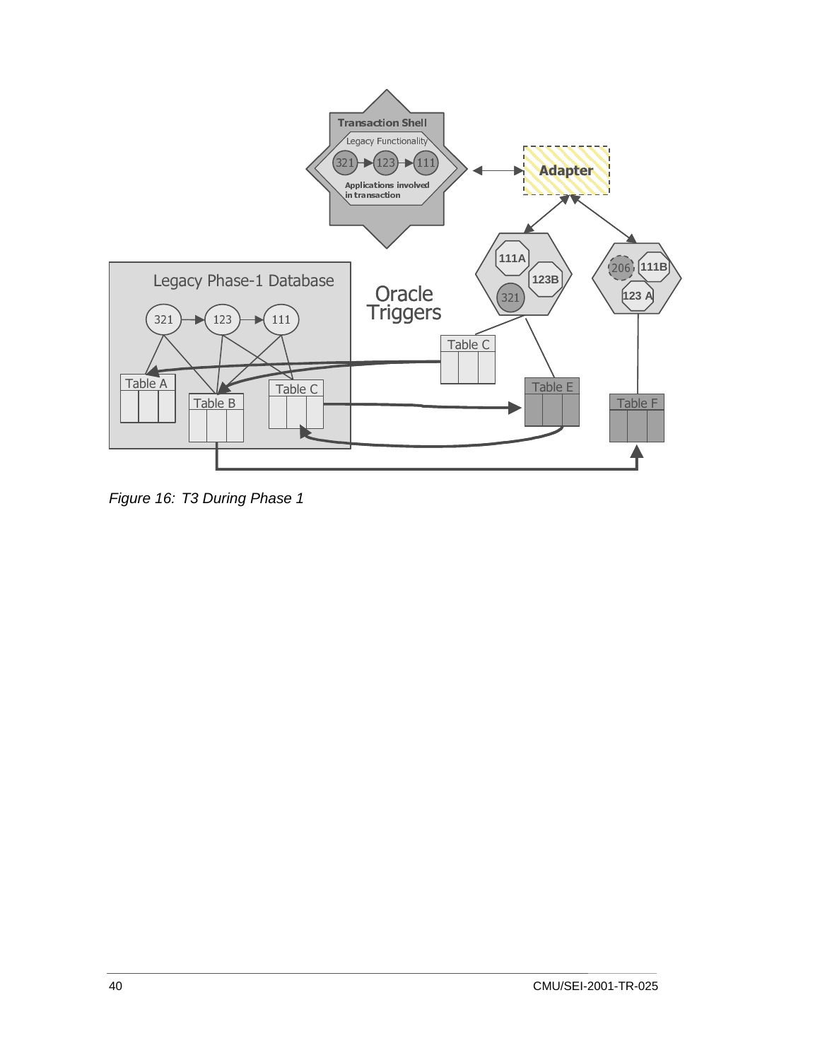*Figure 16: T3 During Phase 1*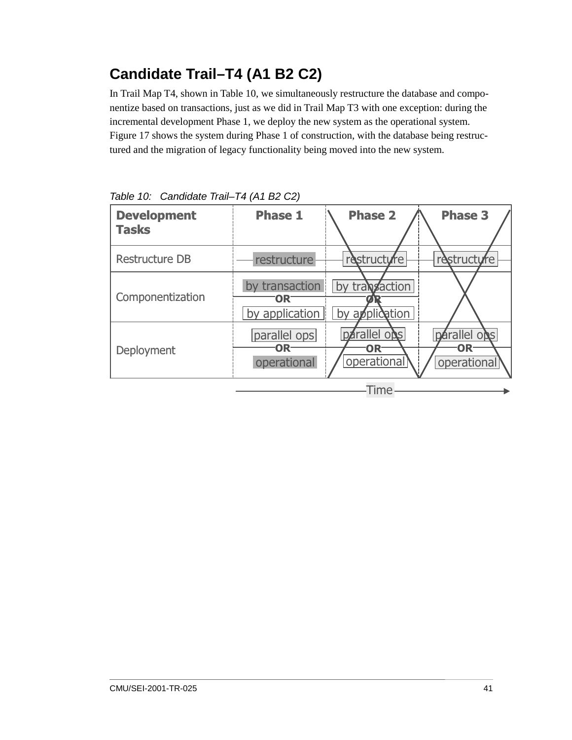## Candidate Trail–T4 (A1 B2 C2)

In Trail Map T4, shown in Table 10, we simultaneously restructure the database and componentize based on transactions, just as we did in Trail Map T3 with one exception: during the incremental development Phase 1, we deploy the new system as the operational system. Figure 17 shows the system during Phase 1 of construction, with the database being restructured and the migration of legacy functionality being moved into the new system.

*Table 10: Candidate Trail–T4 (A1 B2 C2)*

| Development Tasks | Phase 1 | Phase 2 | Phase 3 |
|---|---|---|---|
| Restructure DB | restructure | restructure | restructure |
| Componentization | by transaction OR by application | by transaction OR by application | |
| Deployment | parallel ops OR operational | parallel ops OR operational | parallel ops OR operational |

Time →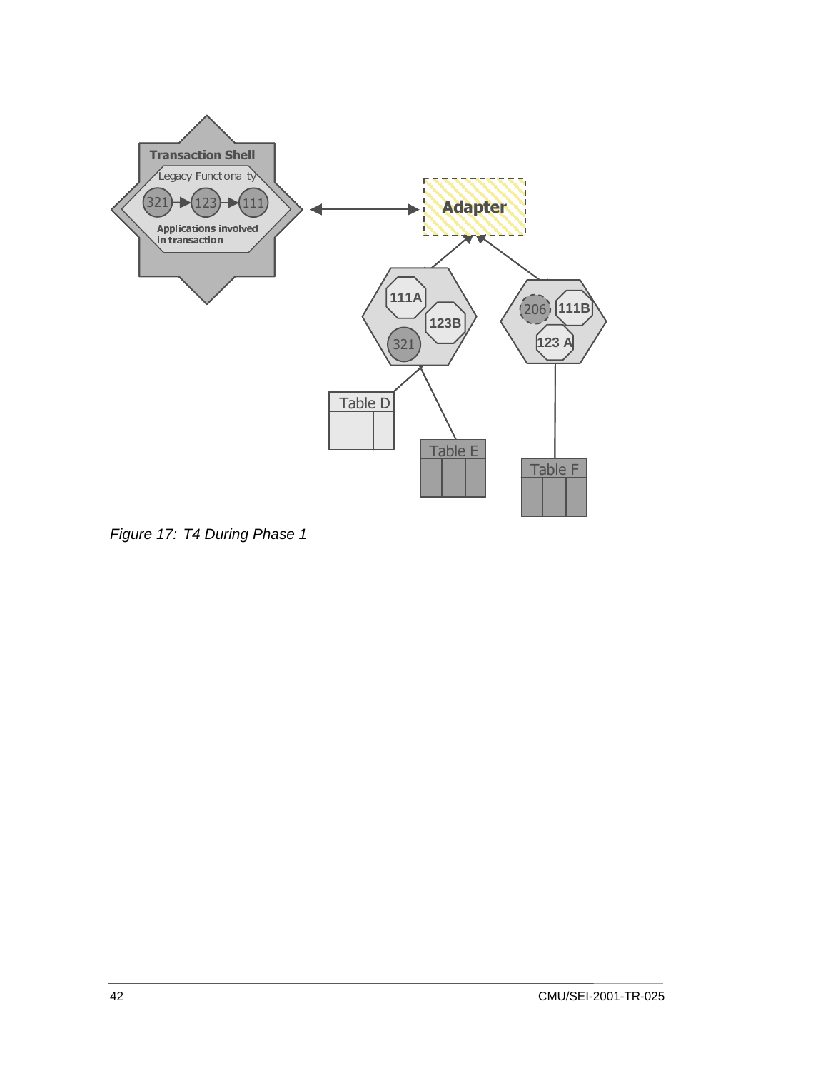Figure 17: T4 During Phase 1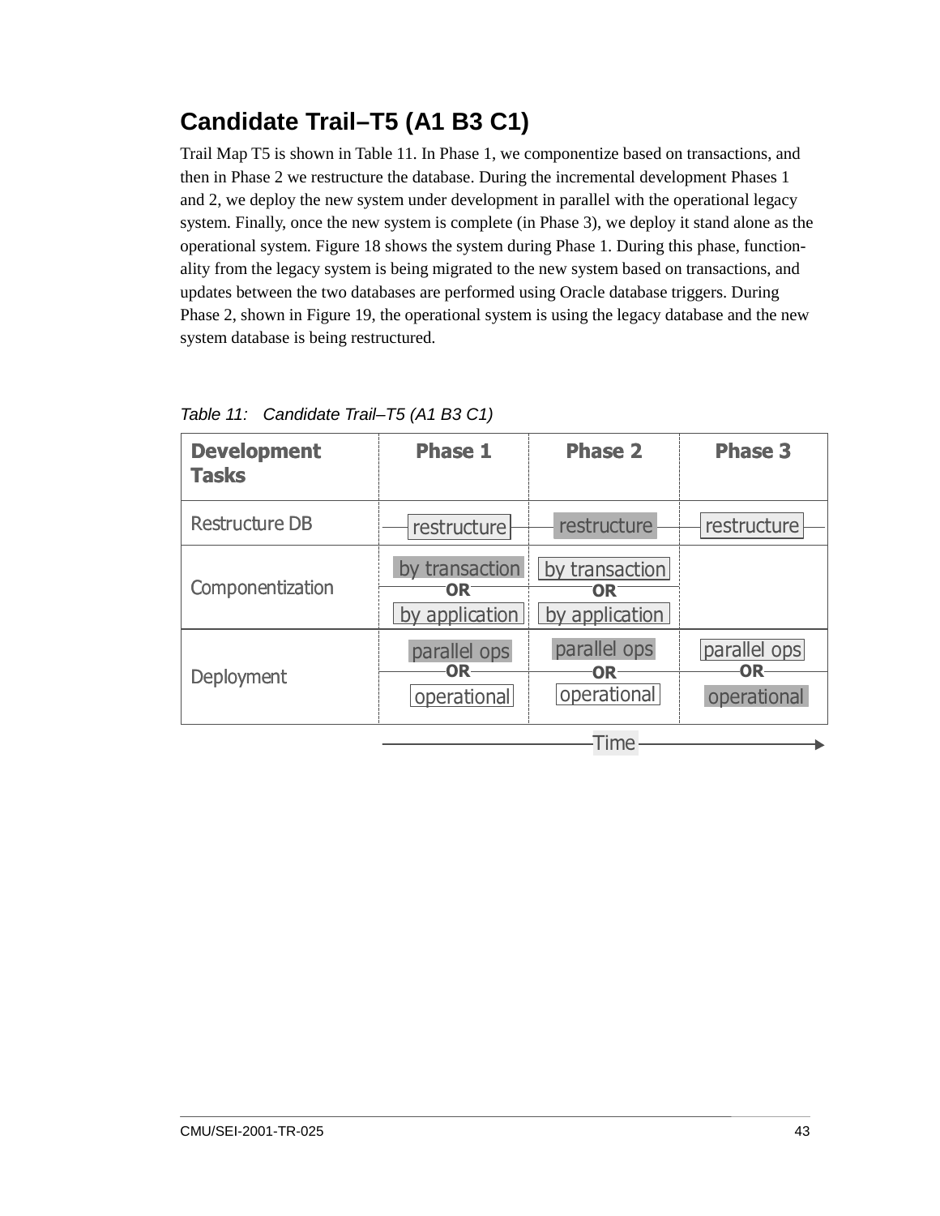## Candidate Trail–T5 (A1 B3 C1)

Trail Map T5 is shown in Table 11. In Phase 1, we componentize based on transactions, and then in Phase 2 we restructure the database. During the incremental development Phases 1 and 2, we deploy the new system under development in parallel with the operational legacy system. Finally, once the new system is complete (in Phase 3), we deploy it stand alone as the operational system. Figure 18 shows the system during Phase 1. During this phase, functionality from the legacy system is being migrated to the new system based on transactions, and updates between the two databases are performed using Oracle database triggers. During Phase 2, shown in Figure 19, the operational system is using the legacy database and the new system database is being restructured.

*Table 11: Candidate Trail–T5 (A1 B3 C1)*

| Development Tasks | Phase 1 | Phase 2 | Phase 3 |
|---|---|---|---|
| Restructure DB | restructure | **restructure** | restructure |
| Componentization | **by transaction** OR by application | by transaction OR by application | |
| Deployment | **parallel ops** OR operational | **parallel ops** OR operational | parallel ops OR **operational** |

Time →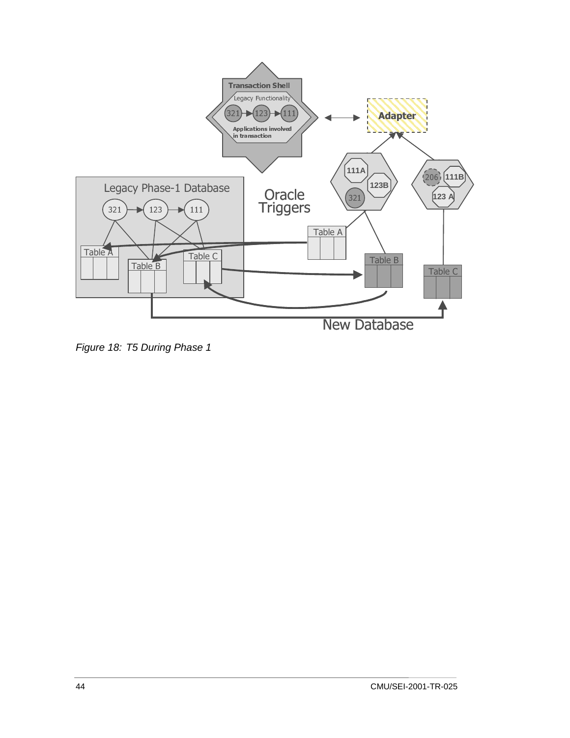*Figure 18: T5 During Phase 1*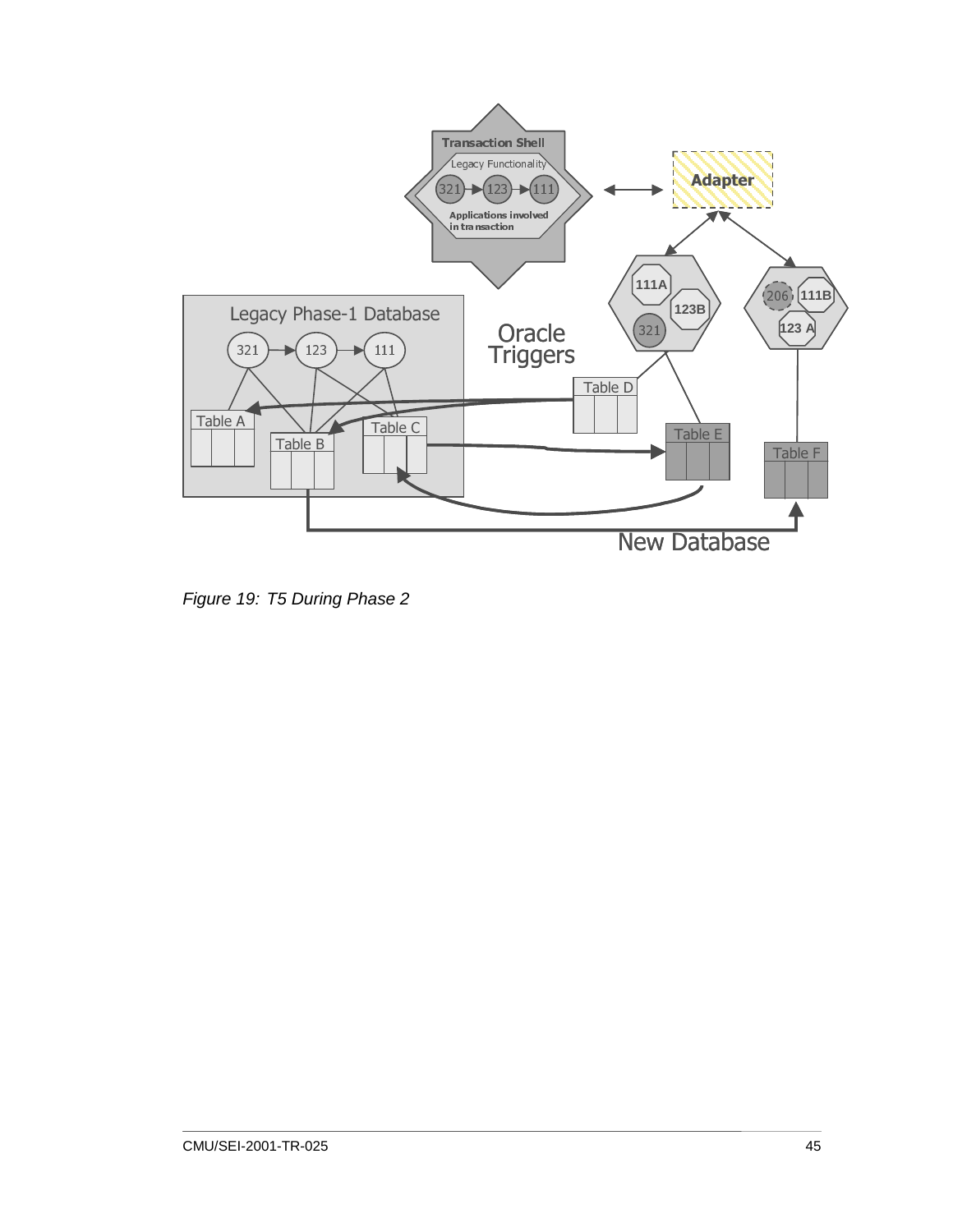Figure 19: T5 During Phase 2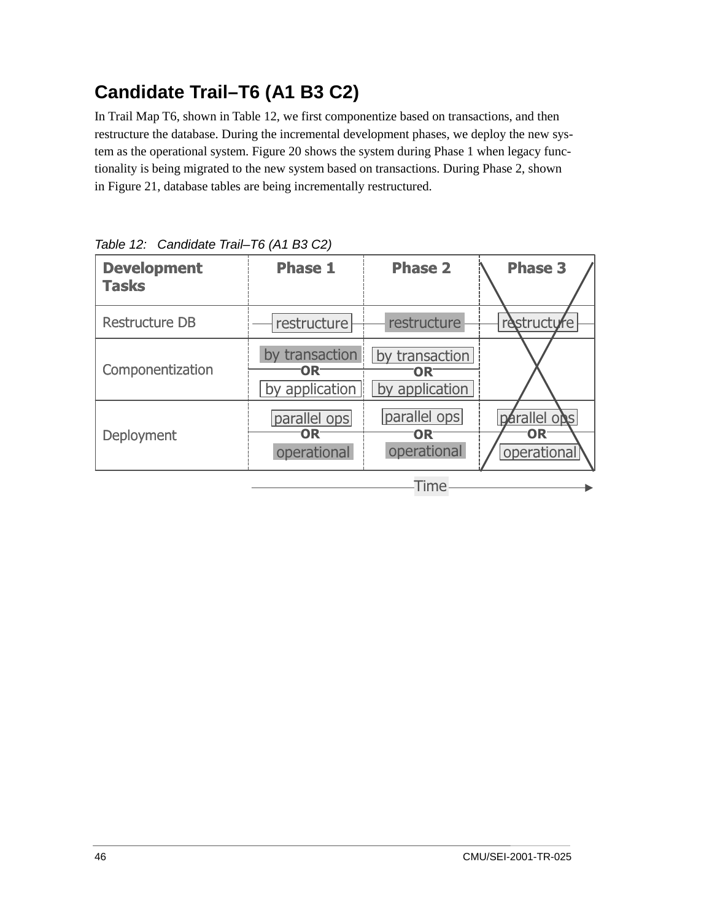## Candidate Trail–T6 (A1 B3 C2)

In Trail Map T6, shown in Table 12, we first componentize based on transactions, and then restructure the database. During the incremental development phases, we deploy the new system as the operational system. Figure 20 shows the system during Phase 1 when legacy functionality is being migrated to the new system based on transactions. During Phase 2, shown in Figure 21, database tables are being incrementally restructured.

*Table 12: Candidate Trail–T6 (A1 B3 C2)*

| Development Tasks | Phase 1 | Phase 2 | Phase 3 |
|---|---|---|---|
| Restructure DB | restructure | restructure | restructure |
| Componentization | by transaction OR by application | by transaction OR by application | |
| Deployment | parallel ops OR operational | parallel ops OR operational | parallel ops OR operational |

Time →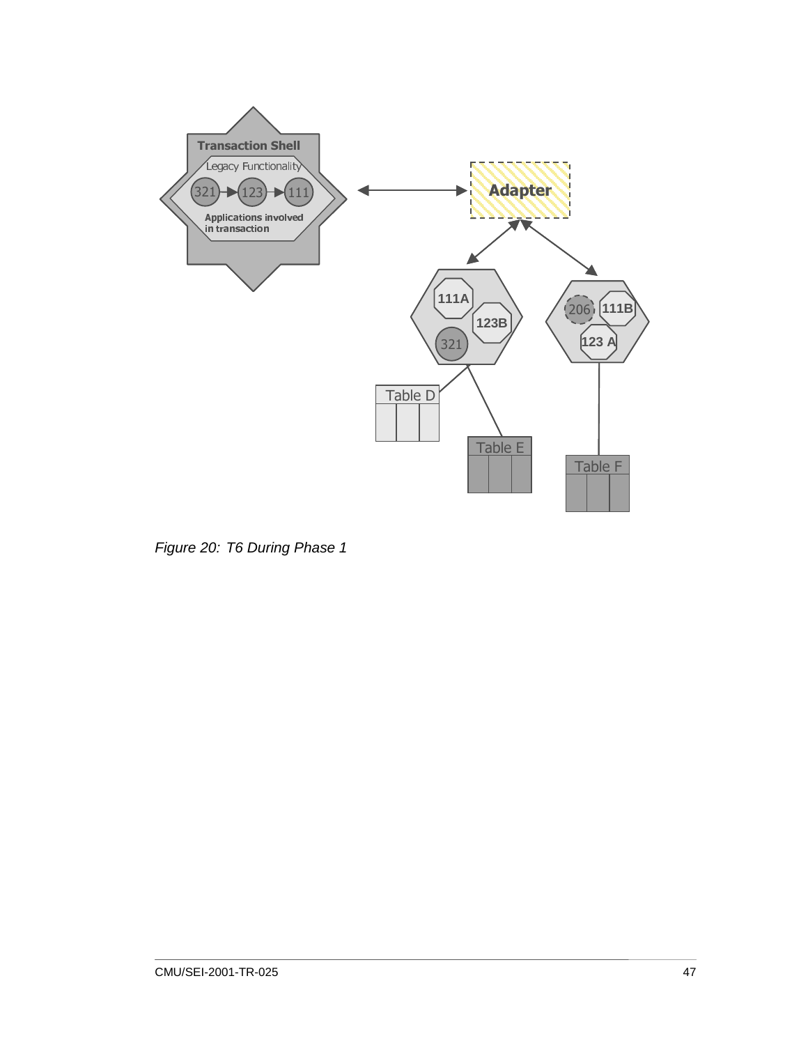Figure 20: T6 During Phase 1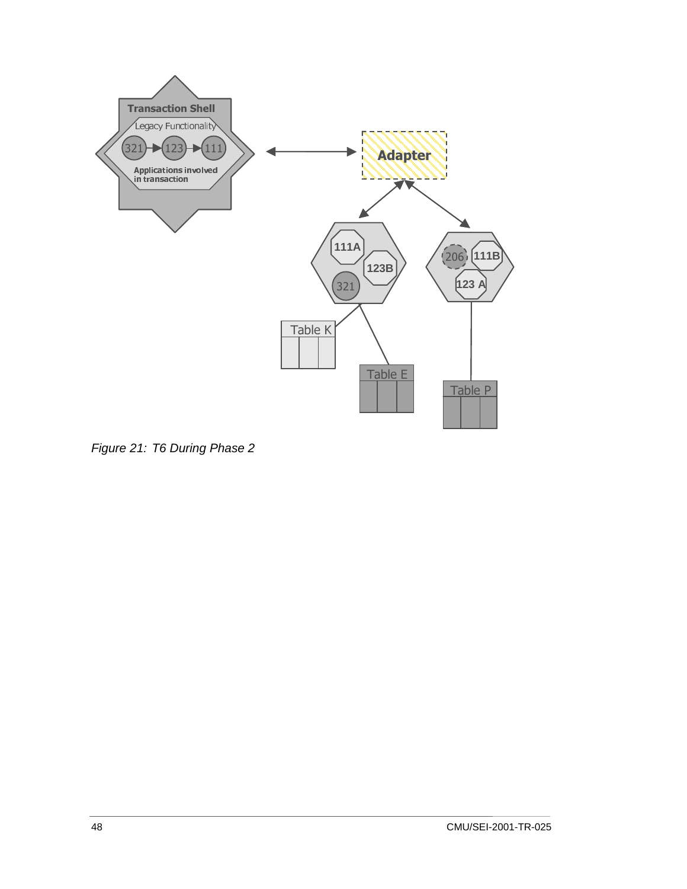Figure 21: T6 During Phase 2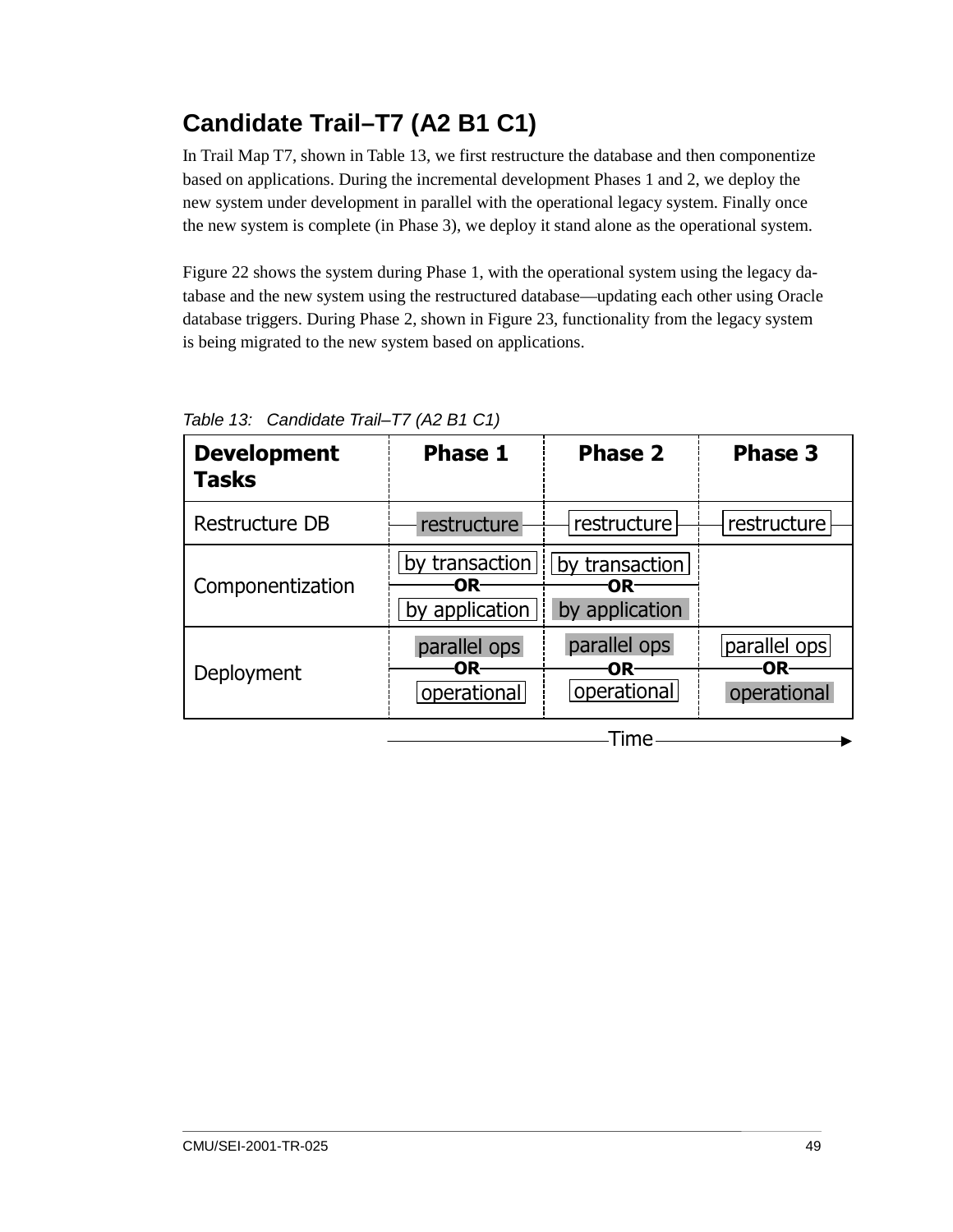## Candidate Trail–T7 (A2 B1 C1)

In Trail Map T7, shown in Table 13, we first restructure the database and then componentize based on applications. During the incremental development Phases 1 and 2, we deploy the new system under development in parallel with the operational legacy system. Finally once the new system is complete (in Phase 3), we deploy it stand alone as the operational system.

Figure 22 shows the system during Phase 1, with the operational system using the legacy database and the new system using the restructured database—updating each other using Oracle database triggers. During Phase 2, shown in Figure 23, functionality from the legacy system is being migrated to the new system based on applications.

*Table 13: Candidate Trail–T7 (A2 B1 C1)*

| Development Tasks | Phase 1 | Phase 2 | Phase 3 |
|---|---|---|---|
| Restructure DB | restructure | restructure | restructure |
| Componentization | by transaction OR by application | by transaction OR by application | |
| Deployment | parallel ops OR operational | parallel ops OR operational | parallel ops OR operational |

Time →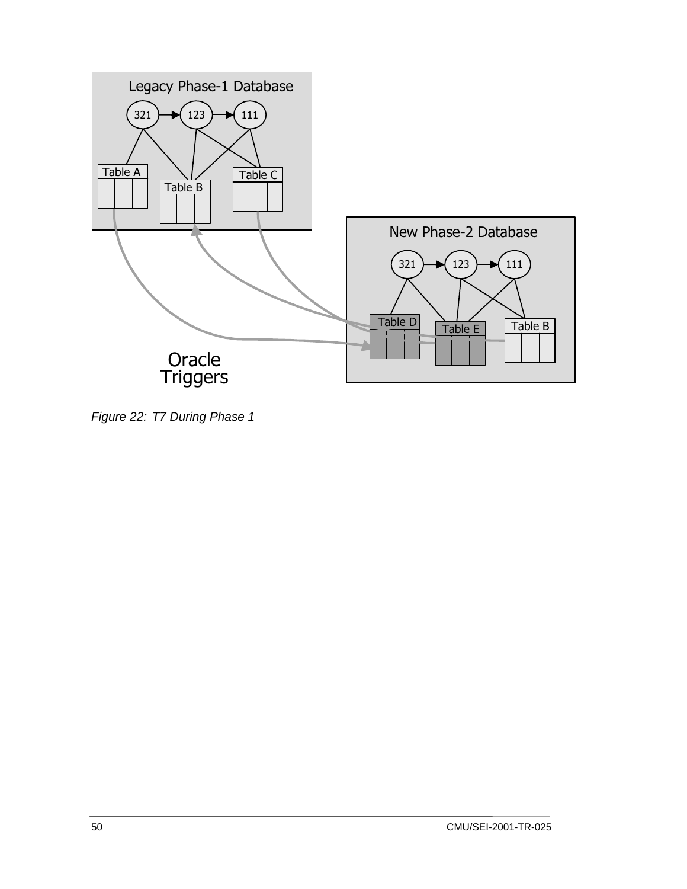Figure 22: T7 During Phase 1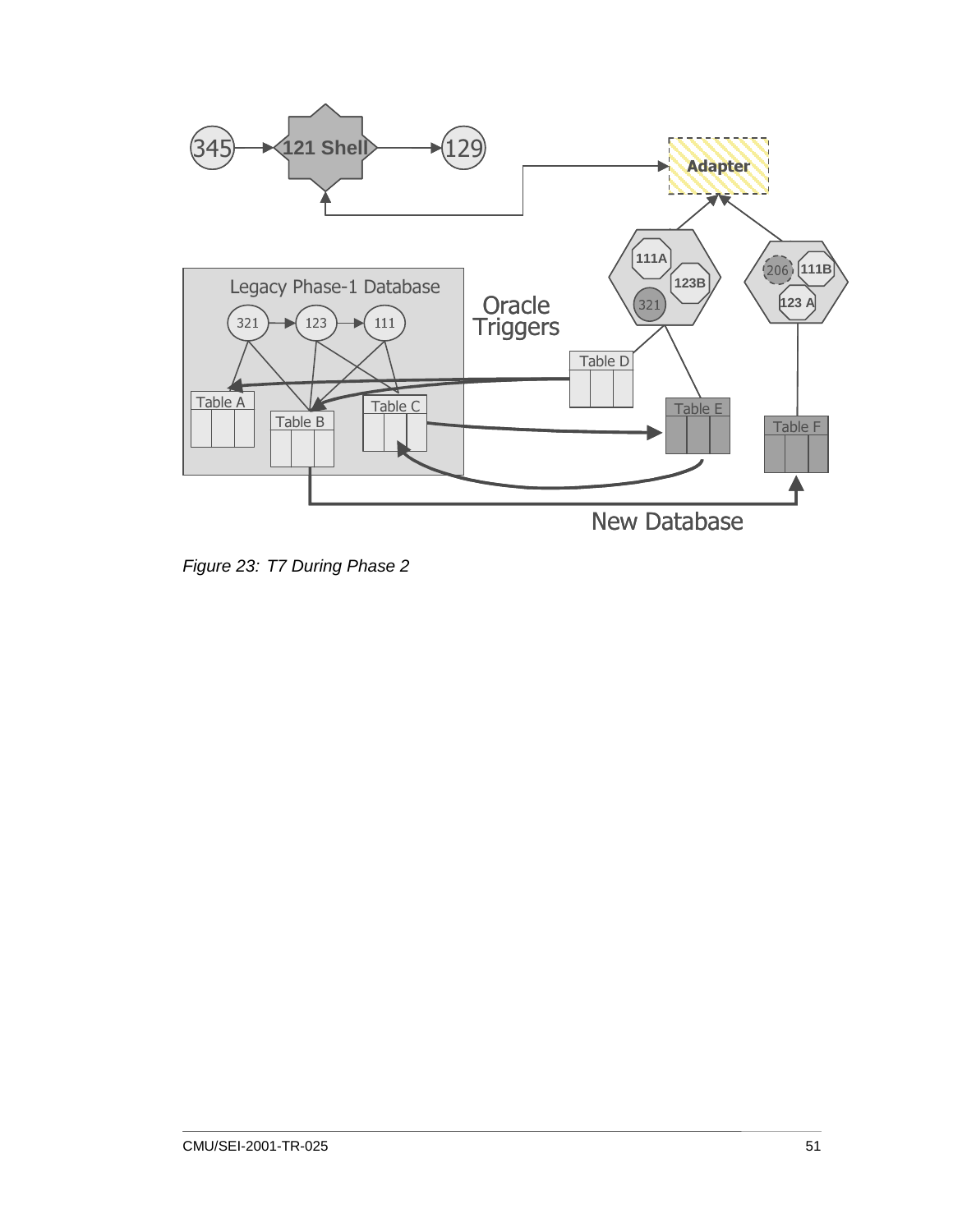*Figure 23: T7 During Phase 2*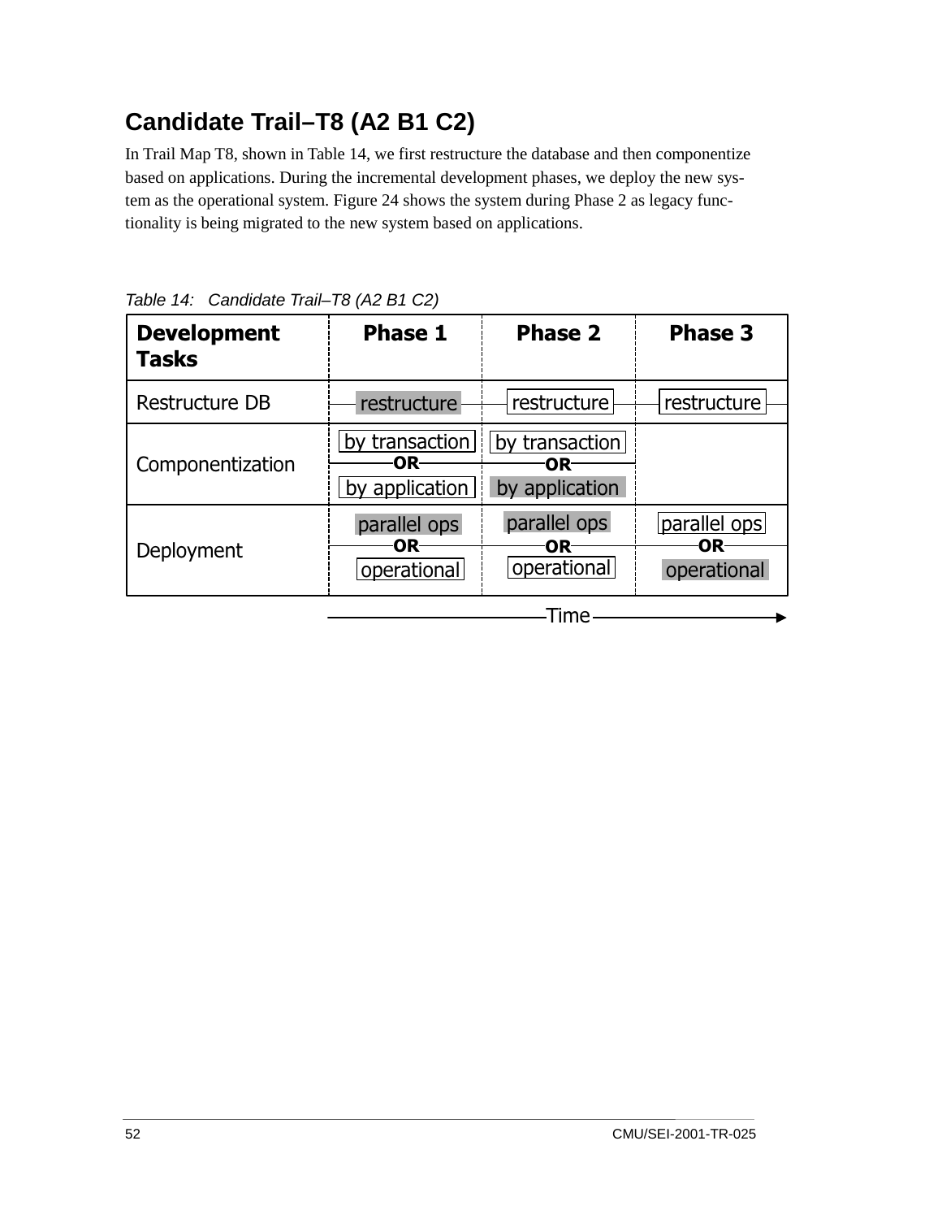## Candidate Trail–T8 (A2 B1 C2)

In Trail Map T8, shown in Table 14, we first restructure the database and then componentize based on applications. During the incremental development phases, we deploy the new system as the operational system. Figure 24 shows the system during Phase 2 as legacy functionality is being migrated to the new system based on applications.

*Table 14: Candidate Trail–T8 (A2 B1 C2)*

| Development Tasks | Phase 1 | Phase 2 | Phase 3 |
|---|---|---|---|
| Restructure DB | restructure | restructure | restructure |
| Componentization | by transaction OR by application | by transaction OR by application | |
| Deployment | parallel ops OR operational | parallel ops OR operational | parallel ops OR operational |

Time →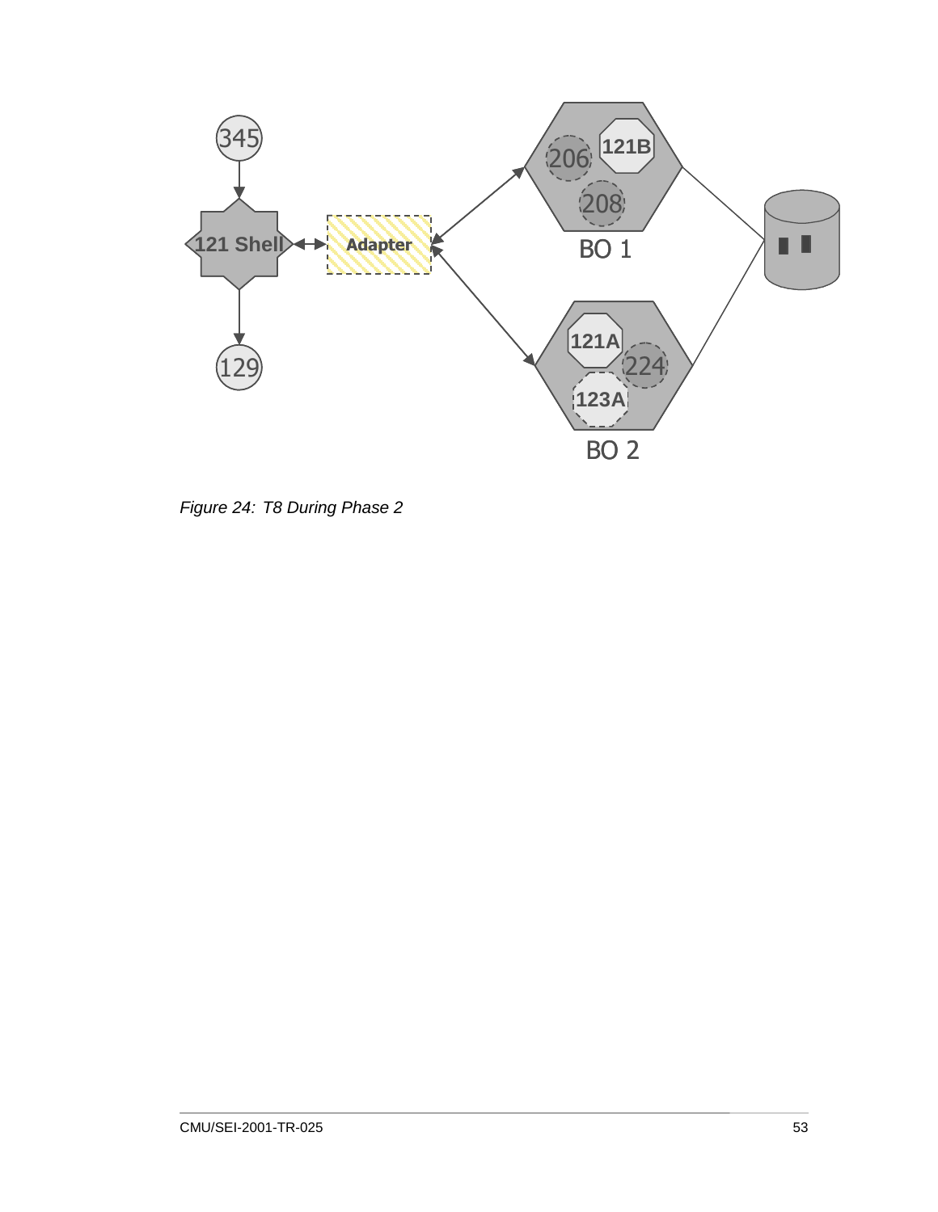*Figure 24: T8 During Phase 2*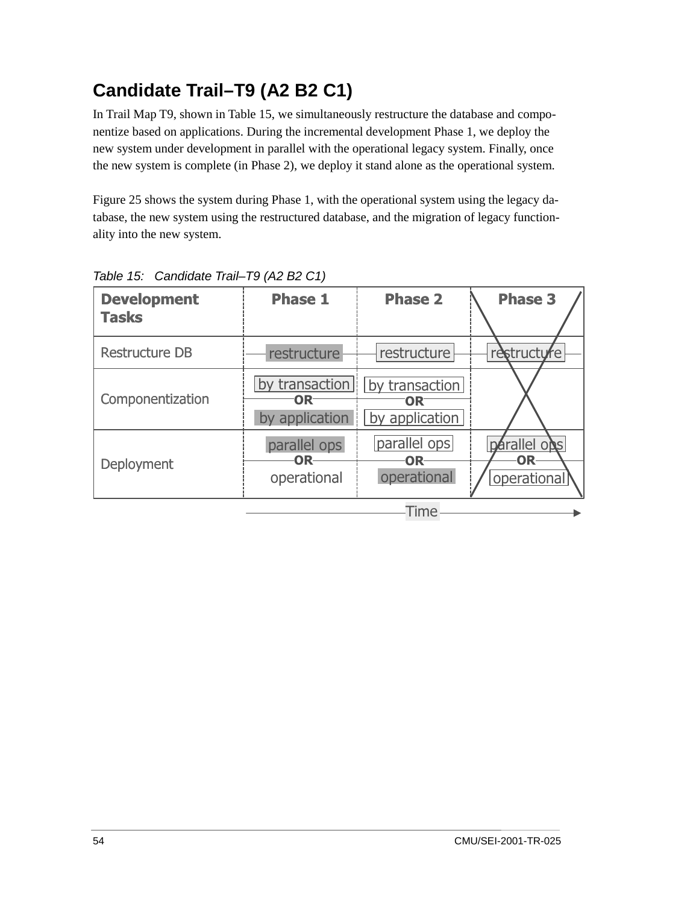## Candidate Trail–T9 (A2 B2 C1)

In Trail Map T9, shown in Table 15, we simultaneously restructure the database and componentize based on applications. During the incremental development Phase 1, we deploy the new system under development in parallel with the operational legacy system. Finally, once the new system is complete (in Phase 2), we deploy it stand alone as the operational system.

Figure 25 shows the system during Phase 1, with the operational system using the legacy database, the new system using the restructured database, and the migration of legacy functionality into the new system.

*Table 15: Candidate Trail–T9 (A2 B2 C1)*

| Development Tasks | Phase 1 | Phase 2 | Phase 3 |
|---|---|---|---|
| Restructure DB | restructure | restructure | restructure |
| Componentization | by transaction OR by application | by transaction OR by application | |
| Deployment | parallel ops OR operational | parallel ops OR operational | parallel ops OR operational |

Time →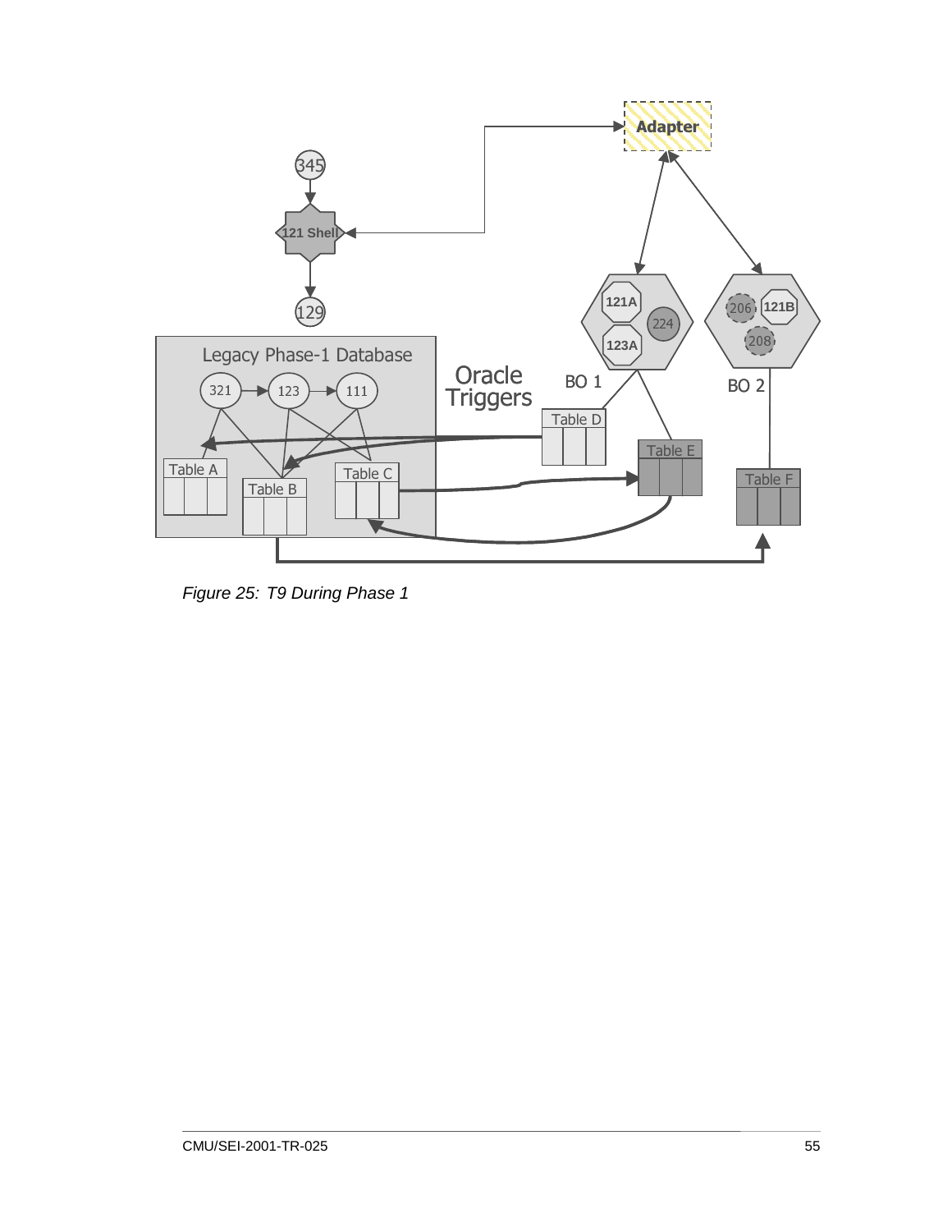*Figure 25: T9 During Phase 1*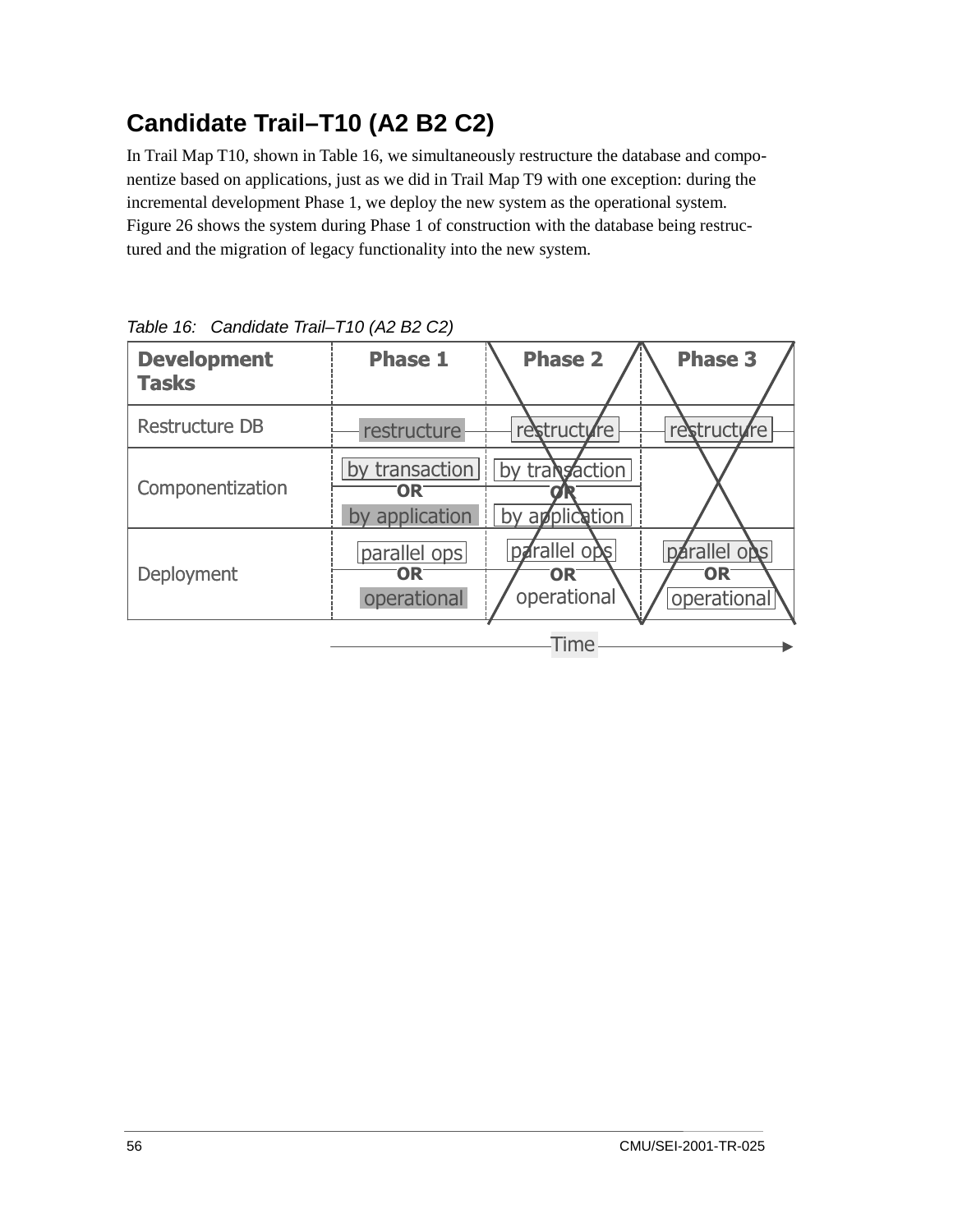## Candidate Trail–T10 (A2 B2 C2)

In Trail Map T10, shown in Table 16, we simultaneously restructure the database and componentize based on applications, just as we did in Trail Map T9 with one exception: during the incremental development Phase 1, we deploy the new system as the operational system. Figure 26 shows the system during Phase 1 of construction with the database being restructured and the migration of legacy functionality into the new system.

*Table 16: Candidate Trail–T10 (A2 B2 C2)*

| Development Tasks | Phase 1 | Phase 2 | Phase 3 |
|---|---|---|---|
| Restructure DB | restructure | restructure | restructure |
| Componentization | by transaction OR by application | by transaction OR by application | |
| Deployment | parallel ops OR operational | parallel ops OR operational | parallel ops OR operational |

Time →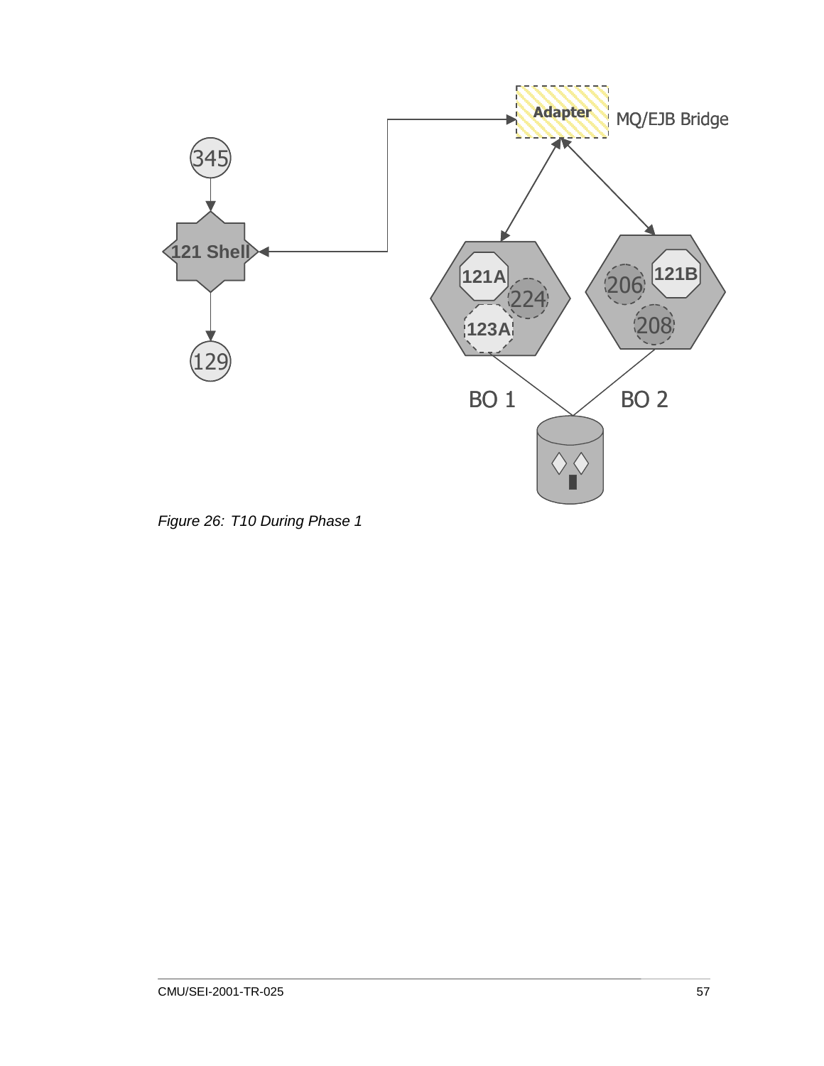Figure 26: T10 During Phase 1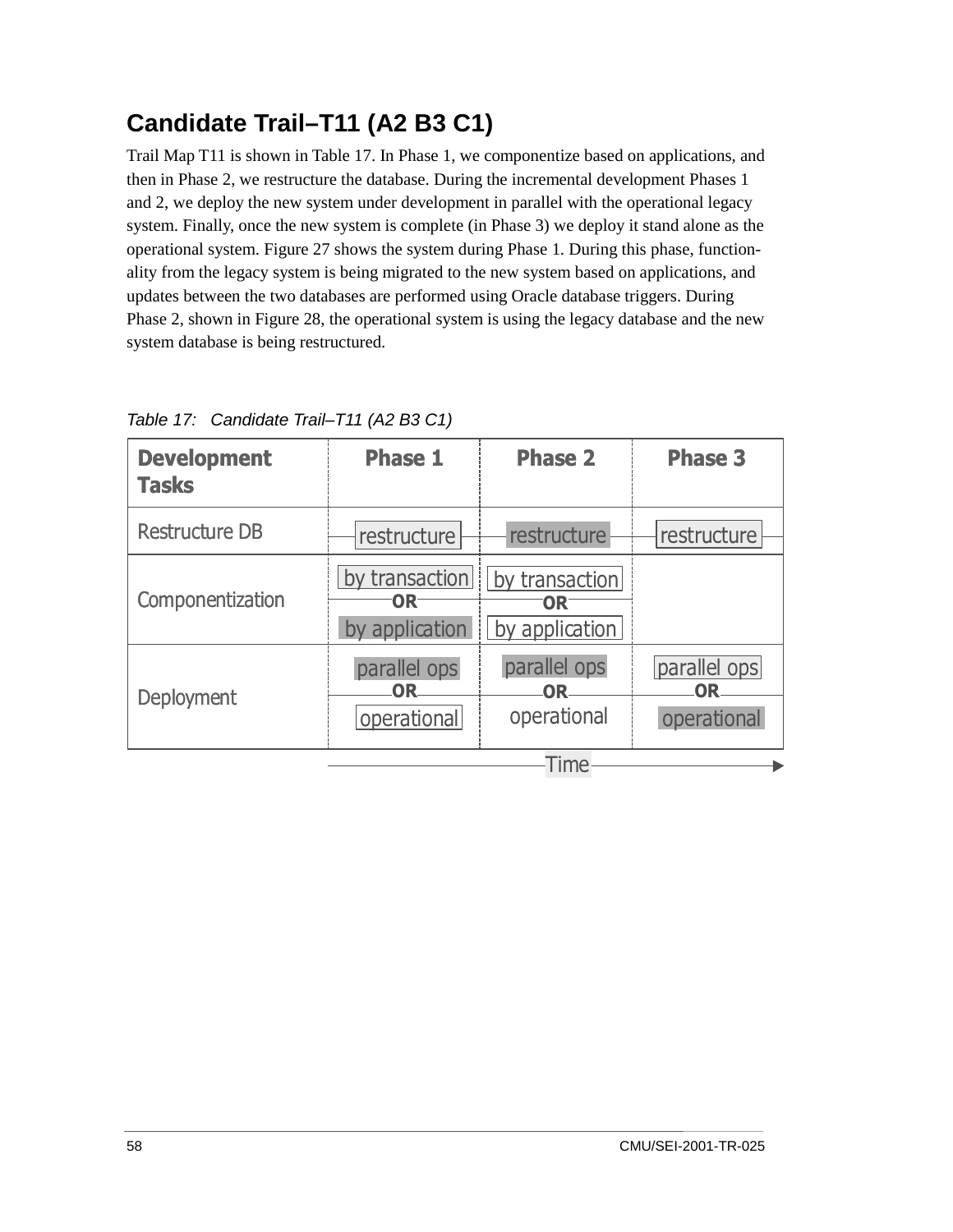## Candidate Trail–T11 (A2 B3 C1)

Trail Map T11 is shown in Table 17. In Phase 1, we componentize based on applications, and then in Phase 2, we restructure the database. During the incremental development Phases 1 and 2, we deploy the new system under development in parallel with the operational legacy system. Finally, once the new system is complete (in Phase 3) we deploy it stand alone as the operational system. Figure 27 shows the system during Phase 1. During this phase, functionality from the legacy system is being migrated to the new system based on applications, and updates between the two databases are performed using Oracle database triggers. During Phase 2, shown in Figure 28, the operational system is using the legacy database and the new system database is being restructured.

*Table 17: Candidate Trail–T11 (A2 B3 C1)*

| Development Tasks | Phase 1 | Phase 2 | Phase 3 |
|---|---|---|---|
| Restructure DB | restructure | restructure | restructure |
| Componentization | by transaction OR by application | by transaction OR by application | |
| Deployment | parallel ops OR operational | parallel ops OR operational | parallel ops OR operational |

Time →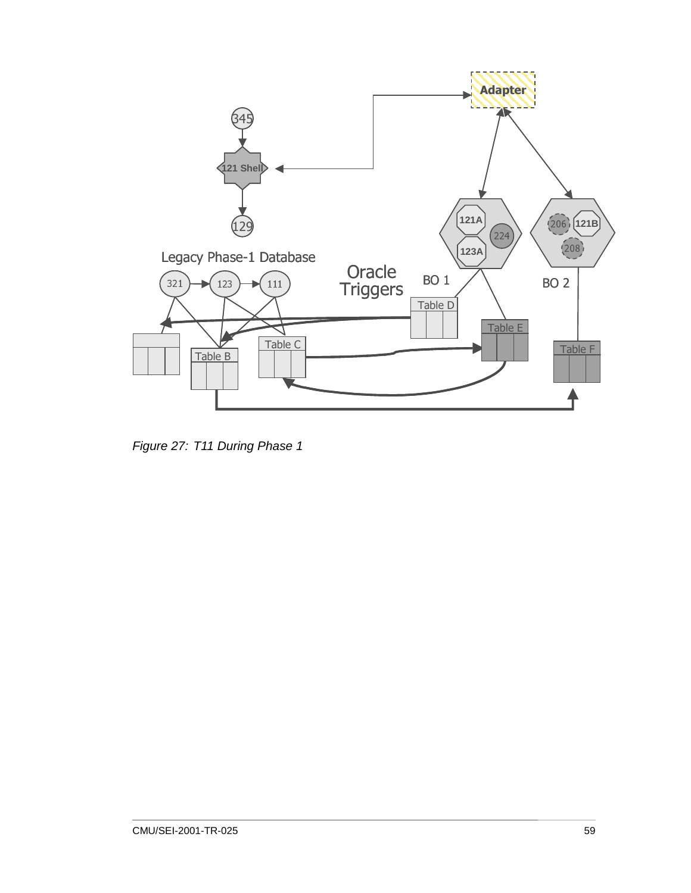*Figure 27: T11 During Phase 1*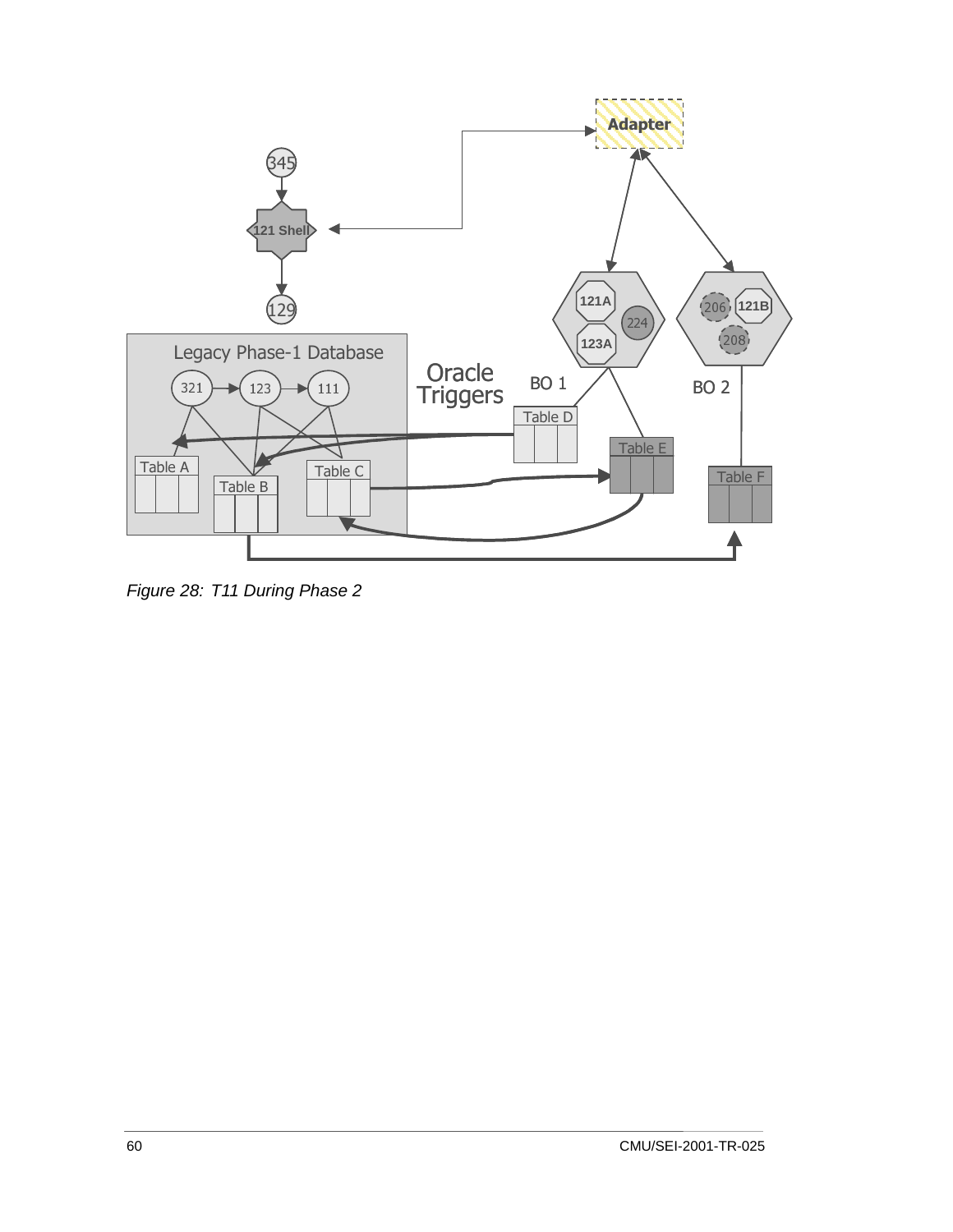*Figure 28: T11 During Phase 2*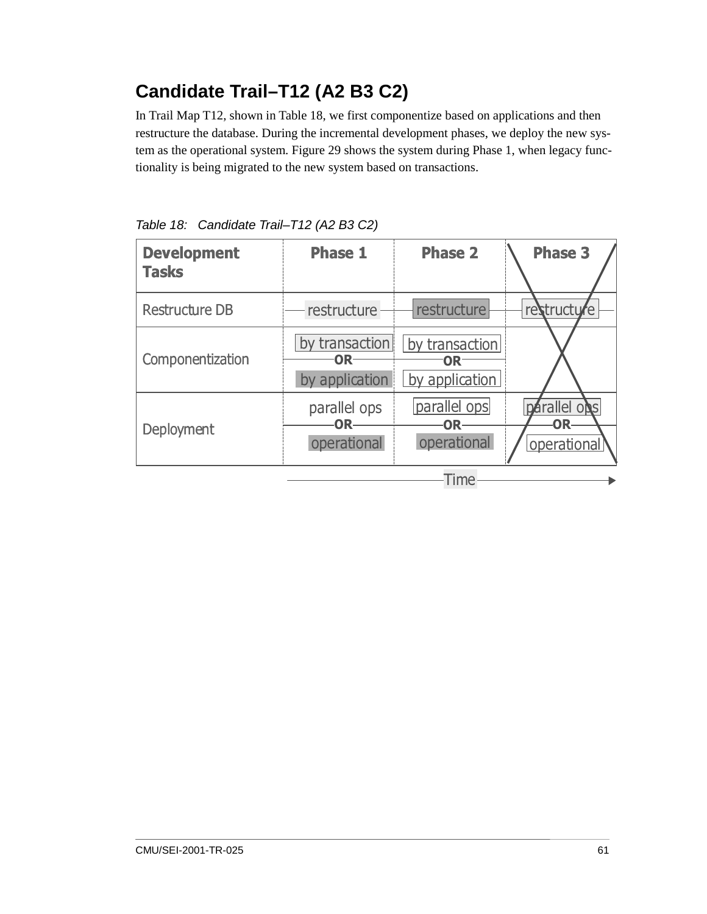## Candidate Trail–T12 (A2 B3 C2)

In Trail Map T12, shown in Table 18, we first componentize based on applications and then restructure the database. During the incremental development phases, we deploy the new system as the operational system. Figure 29 shows the system during Phase 1, when legacy functionality is being migrated to the new system based on transactions.

*Table 18: Candidate Trail–T12 (A2 B3 C2)*

| Development Tasks | Phase 1 | Phase 2 | Phase 3 |
|---|---|---|---|
| Restructure DB | restructure | restructure | restructure |
| Componentization | by transaction OR by application | by transaction OR by application | |
| Deployment | parallel ops OR operational | parallel ops OR operational | parallel ops OR operational |

Time →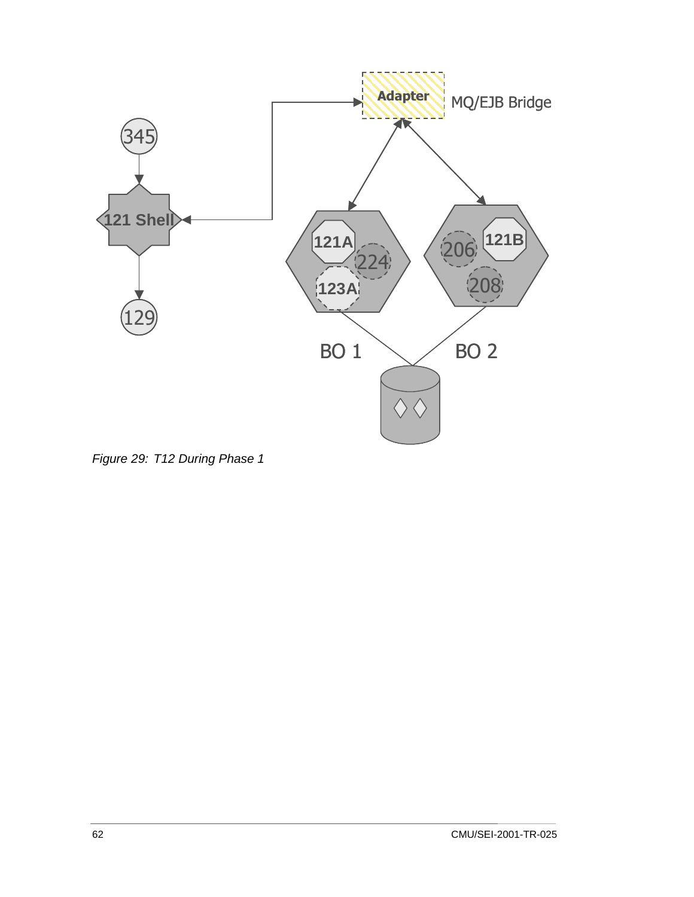Figure 29: T12 During Phase 1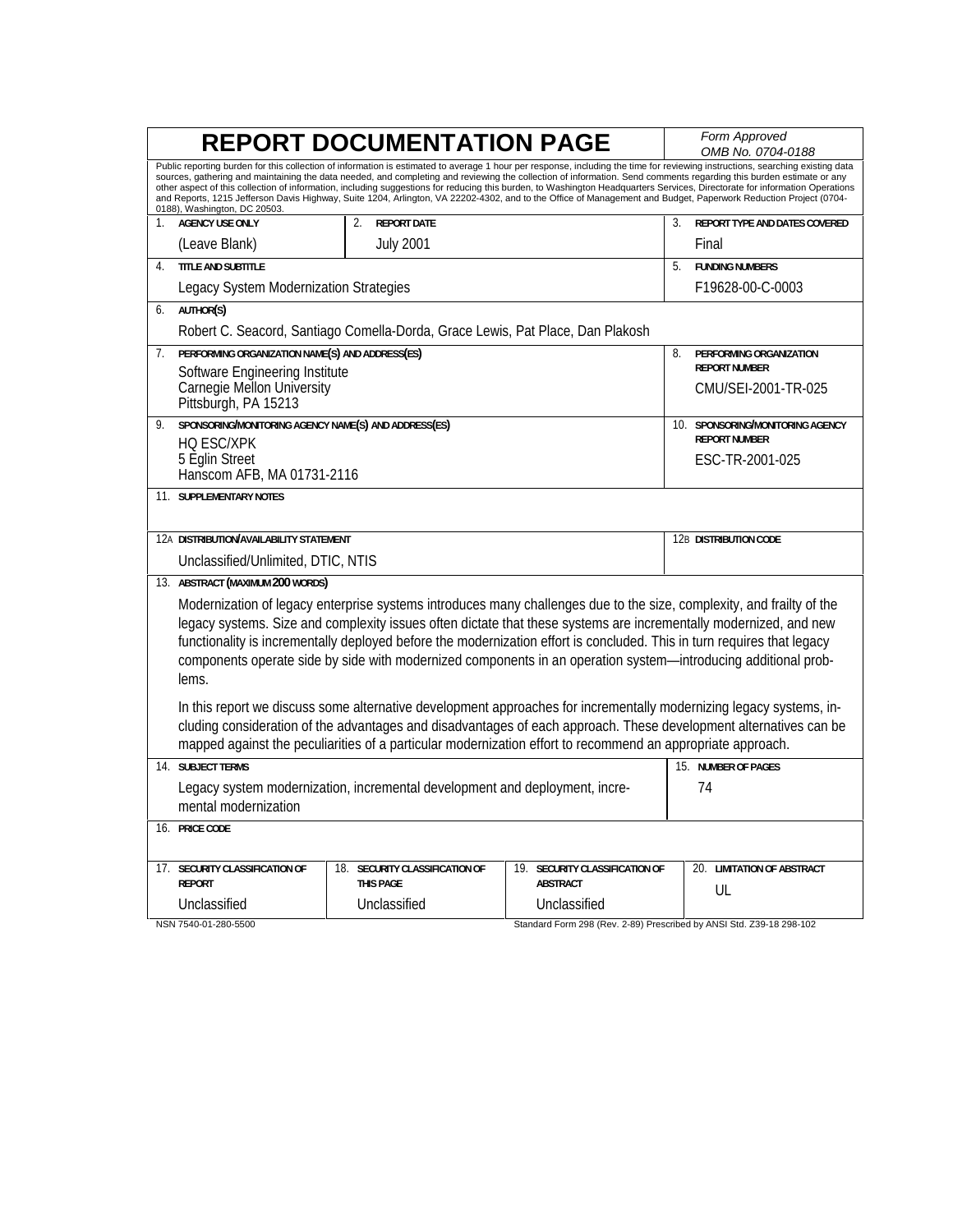# REPORT DOCUMENTATION PAGE

*Form Approved*
*OMB No. 0704-0188*

Public reporting burden for this collection of information is estimated to average 1 hour per response, including the time for reviewing instructions, searching existing data sources, gathering and maintaining the data needed, and completing and reviewing the collection of information. Send comments regarding this burden estimate or any other aspect of this collection of information, including suggestions for reducing this burden, to Washington Headquarters Services, Directorate for information Operations and Reports, 1215 Jefferson Davis Highway, Suite 1204, Arlington, VA 22202-4302, and to the Office of Management and Budget, Paperwork Reduction Project (0704-0188), Washington, DC 20503.

| | | |
|---|---|---|
| 1. AGENCY USE ONLY<br>(Leave Blank) | 2. REPORT DATE<br>July 2001 | 3. REPORT TYPE AND DATES COVERED<br>Final |
| 4. TITLE AND SUBTITLE<br>Legacy System Modernization Strategies | | 5. FUNDING NUMBERS<br>F19628-00-C-0003 |
| 6. AUTHOR(S)<br>Robert C. Seacord, Santiago Comella-Dorda, Grace Lewis, Pat Place, Dan Plakosh | | |
| 7. PERFORMING ORGANIZATION NAME(S) AND ADDRESS(ES)<br>Software Engineering Institute<br>Carnegie Mellon University<br>Pittsburgh, PA 15213 | | 8. PERFORMING ORGANIZATION REPORT NUMBER<br>CMU/SEI-2001-TR-025 |
| 9. SPONSORING/MONITORING AGENCY NAME(S) AND ADDRESS(ES)<br>HQ ESC/XPK<br>5 Eglin Street<br>Hanscom AFB, MA 01731-2116 | | 10. SPONSORING/MONITORING AGENCY REPORT NUMBER<br>ESC-TR-2001-025 |
| 11. SUPPLEMENTARY NOTES | | |
| 12A DISTRIBUTION/AVAILABILITY STATEMENT<br>Unclassified/Unlimited, DTIC, NTIS | | 12B DISTRIBUTION CODE |

13. ABSTRACT (MAXIMUM 200 WORDS)

Modernization of legacy enterprise systems introduces many challenges due to the size, complexity, and frailty of the legacy systems. Size and complexity issues often dictate that these systems are incrementally modernized, and new functionality is incrementally deployed before the modernization effort is concluded. This in turn requires that legacy components operate side by side with modernized components in an operation system—introducing additional problems.

In this report we discuss some alternative development approaches for incrementally modernizing legacy systems, including consideration of the advantages and disadvantages of each approach. These development alternatives can be mapped against the peculiarities of a particular modernization effort to recommend an appropriate approach.

| | |
|---|---|
| 14. SUBJECT TERMS<br>Legacy system modernization, incremental development and deployment, incremental modernization | 15. NUMBER OF PAGES<br>74 |
| 16. PRICE CODE | |

| 17. SECURITY CLASSIFICATION OF REPORT | 18. SECURITY CLASSIFICATION OF THIS PAGE | 19. SECURITY CLASSIFICATION OF ABSTRACT | 20. LIMITATION OF ABSTRACT |
|---|---|---|---|
| Unclassified | Unclassified | Unclassified | UL |

NSN 7540-01-280-5500

Standard Form 298 (Rev. 2-89) Prescribed by ANSI Std. Z39-18 298-102